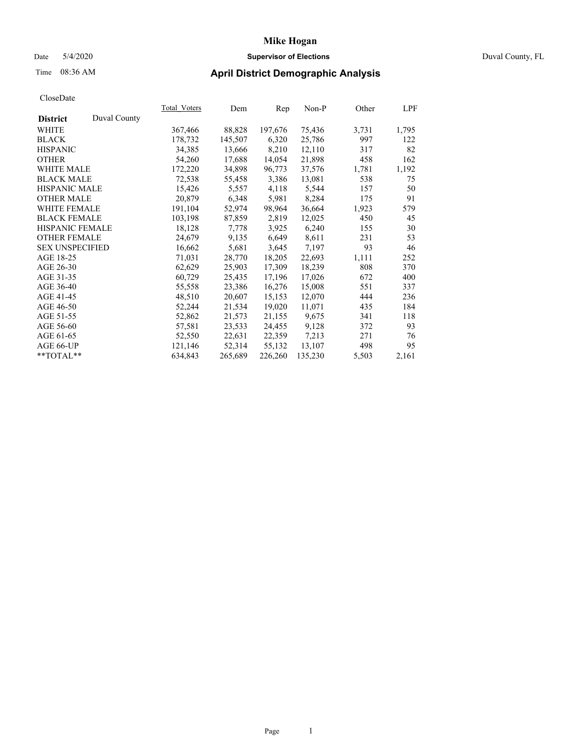# Mike Hogan

Date 5/4/2020 **Supervisor of Elections** Duval County, FL

Time 08:36 AM **April District Demographic Analysis**

CloseDate

| **District** Duval County | Total_Voters | Dem | Rep | Non-P | Other | LPF |
|---|---|---|---|---|---|---|
| WHITE | 367,466 | 88,828 | 197,676 | 75,436 | 3,731 | 1,795 |
| BLACK | 178,732 | 145,507 | 6,320 | 25,786 | 997 | 122 |
| HISPANIC | 34,385 | 13,666 | 8,210 | 12,110 | 317 | 82 |
| OTHER | 54,260 | 17,688 | 14,054 | 21,898 | 458 | 162 |
| WHITE MALE | 172,220 | 34,898 | 96,773 | 37,576 | 1,781 | 1,192 |
| BLACK MALE | 72,538 | 55,458 | 3,386 | 13,081 | 538 | 75 |
| HISPANIC MALE | 15,426 | 5,557 | 4,118 | 5,544 | 157 | 50 |
| OTHER MALE | 20,879 | 6,348 | 5,981 | 8,284 | 175 | 91 |
| WHITE FEMALE | 191,104 | 52,974 | 98,964 | 36,664 | 1,923 | 579 |
| BLACK FEMALE | 103,198 | 87,859 | 2,819 | 12,025 | 450 | 45 |
| HISPANIC FEMALE | 18,128 | 7,778 | 3,925 | 6,240 | 155 | 30 |
| OTHER FEMALE | 24,679 | 9,135 | 6,649 | 8,611 | 231 | 53 |
| SEX UNSPECIFIED | 16,662 | 5,681 | 3,645 | 7,197 | 93 | 46 |
| AGE 18-25 | 71,031 | 28,770 | 18,205 | 22,693 | 1,111 | 252 |
| AGE 26-30 | 62,629 | 25,903 | 17,309 | 18,239 | 808 | 370 |
| AGE 31-35 | 60,729 | 25,435 | 17,196 | 17,026 | 672 | 400 |
| AGE 36-40 | 55,558 | 23,386 | 16,276 | 15,008 | 551 | 337 |
| AGE 41-45 | 48,510 | 20,607 | 15,153 | 12,070 | 444 | 236 |
| AGE 46-50 | 52,244 | 21,534 | 19,020 | 11,071 | 435 | 184 |
| AGE 51-55 | 52,862 | 21,573 | 21,155 | 9,675 | 341 | 118 |
| AGE 56-60 | 57,581 | 23,533 | 24,455 | 9,128 | 372 | 93 |
| AGE 61-65 | 52,550 | 22,631 | 22,359 | 7,213 | 271 | 76 |
| AGE 66-UP | 121,146 | 52,314 | 55,132 | 13,107 | 498 | 95 |
| **TOTAL** | 634,843 | 265,689 | 226,260 | 135,230 | 5,503 | 2,161 |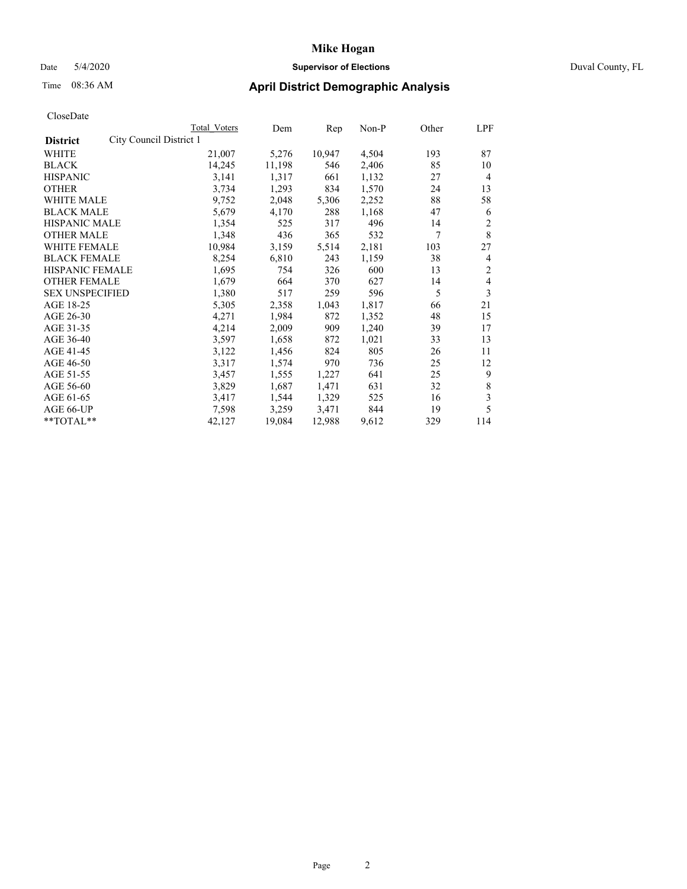# Mike Hogan

Date 5/4/2020 **Supervisor of Elections** Duval County, FL

Time 08:36 AM **April District Demographic Analysis**

CloseDate

| **District** City Council District 1 | Total Voters | Dem | Rep | Non-P | Other | LPF |
|---|---|---|---|---|---|---|
| WHITE | 21,007 | 5,276 | 10,947 | 4,504 | 193 | 87 |
| BLACK | 14,245 | 11,198 | 546 | 2,406 | 85 | 10 |
| HISPANIC | 3,141 | 1,317 | 661 | 1,132 | 27 | 4 |
| OTHER | 3,734 | 1,293 | 834 | 1,570 | 24 | 13 |
| WHITE MALE | 9,752 | 2,048 | 5,306 | 2,252 | 88 | 58 |
| BLACK MALE | 5,679 | 4,170 | 288 | 1,168 | 47 | 6 |
| HISPANIC MALE | 1,354 | 525 | 317 | 496 | 14 | 2 |
| OTHER MALE | 1,348 | 436 | 365 | 532 | 7 | 8 |
| WHITE FEMALE | 10,984 | 3,159 | 5,514 | 2,181 | 103 | 27 |
| BLACK FEMALE | 8,254 | 6,810 | 243 | 1,159 | 38 | 4 |
| HISPANIC FEMALE | 1,695 | 754 | 326 | 600 | 13 | 2 |
| OTHER FEMALE | 1,679 | 664 | 370 | 627 | 14 | 4 |
| SEX UNSPECIFIED | 1,380 | 517 | 259 | 596 | 5 | 3 |
| AGE 18-25 | 5,305 | 2,358 | 1,043 | 1,817 | 66 | 21 |
| AGE 26-30 | 4,271 | 1,984 | 872 | 1,352 | 48 | 15 |
| AGE 31-35 | 4,214 | 2,009 | 909 | 1,240 | 39 | 17 |
| AGE 36-40 | 3,597 | 1,658 | 872 | 1,021 | 33 | 13 |
| AGE 41-45 | 3,122 | 1,456 | 824 | 805 | 26 | 11 |
| AGE 46-50 | 3,317 | 1,574 | 970 | 736 | 25 | 12 |
| AGE 51-55 | 3,457 | 1,555 | 1,227 | 641 | 25 | 9 |
| AGE 56-60 | 3,829 | 1,687 | 1,471 | 631 | 32 | 8 |
| AGE 61-65 | 3,417 | 1,544 | 1,329 | 525 | 16 | 3 |
| AGE 66-UP | 7,598 | 3,259 | 3,471 | 844 | 19 | 5 |
| **TOTAL** | 42,127 | 19,084 | 12,988 | 9,612 | 329 | 114 |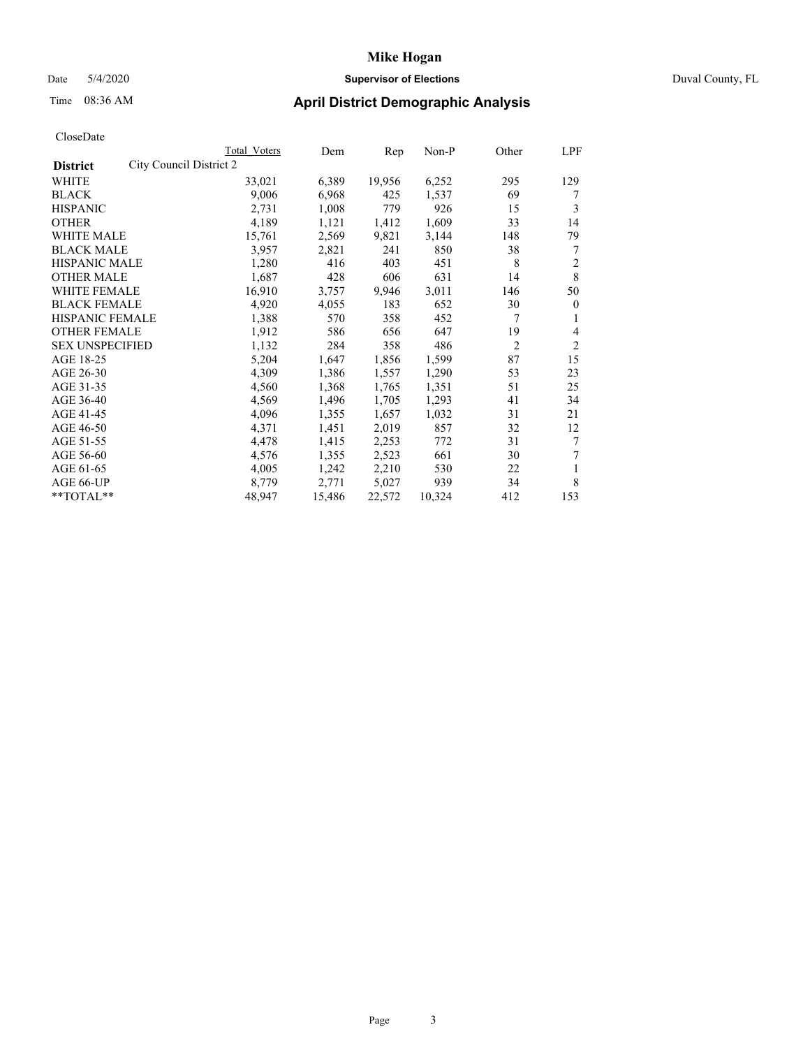# Mike Hogan

Date 5/4/2020 **Supervisor of Elections** Duval County, FL

Time 08:36 AM **April District Demographic Analysis**

CloseDate

| **District** City Council District 2 | Total Voters | Dem | Rep | Non-P | Other | LPF |
|---|---|---|---|---|---|---|
| WHITE | 33,021 | 6,389 | 19,956 | 6,252 | 295 | 129 |
| BLACK | 9,006 | 6,968 | 425 | 1,537 | 69 | 7 |
| HISPANIC | 2,731 | 1,008 | 779 | 926 | 15 | 3 |
| OTHER | 4,189 | 1,121 | 1,412 | 1,609 | 33 | 14 |
| WHITE MALE | 15,761 | 2,569 | 9,821 | 3,144 | 148 | 79 |
| BLACK MALE | 3,957 | 2,821 | 241 | 850 | 38 | 7 |
| HISPANIC MALE | 1,280 | 416 | 403 | 451 | 8 | 2 |
| OTHER MALE | 1,687 | 428 | 606 | 631 | 14 | 8 |
| WHITE FEMALE | 16,910 | 3,757 | 9,946 | 3,011 | 146 | 50 |
| BLACK FEMALE | 4,920 | 4,055 | 183 | 652 | 30 | 0 |
| HISPANIC FEMALE | 1,388 | 570 | 358 | 452 | 7 | 1 |
| OTHER FEMALE | 1,912 | 586 | 656 | 647 | 19 | 4 |
| SEX UNSPECIFIED | 1,132 | 284 | 358 | 486 | 2 | 2 |
| AGE 18-25 | 5,204 | 1,647 | 1,856 | 1,599 | 87 | 15 |
| AGE 26-30 | 4,309 | 1,386 | 1,557 | 1,290 | 53 | 23 |
| AGE 31-35 | 4,560 | 1,368 | 1,765 | 1,351 | 51 | 25 |
| AGE 36-40 | 4,569 | 1,496 | 1,705 | 1,293 | 41 | 34 |
| AGE 41-45 | 4,096 | 1,355 | 1,657 | 1,032 | 31 | 21 |
| AGE 46-50 | 4,371 | 1,451 | 2,019 | 857 | 32 | 12 |
| AGE 51-55 | 4,478 | 1,415 | 2,253 | 772 | 31 | 7 |
| AGE 56-60 | 4,576 | 1,355 | 2,523 | 661 | 30 | 7 |
| AGE 61-65 | 4,005 | 1,242 | 2,210 | 530 | 22 | 1 |
| AGE 66-UP | 8,779 | 2,771 | 5,027 | 939 | 34 | 8 |
| **TOTAL** | 48,947 | 15,486 | 22,572 | 10,324 | 412 | 153 |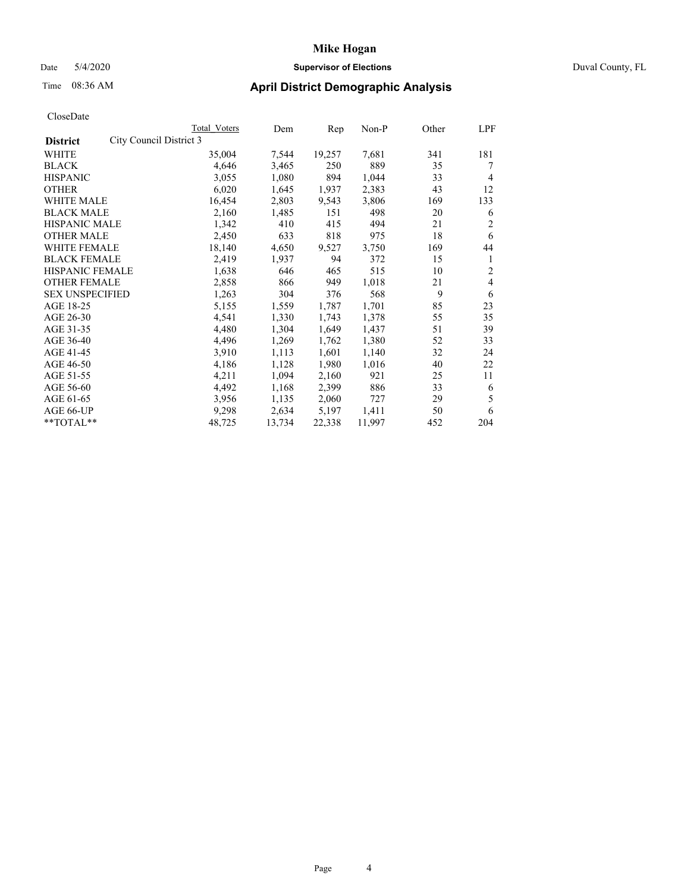Mike Hogan

Date 5/4/2020 **Supervisor of Elections** Duval County, FL

Time 08:36 AM **April District Demographic Analysis**

CloseDate

| **District** | City Council District 3 | Total Voters | Dem | Rep | Non-P | Other | LPF |
|---|---|---|---|---|---|---|---|
| WHITE | | 35,004 | 7,544 | 19,257 | 7,681 | 341 | 181 |
| BLACK | | 4,646 | 3,465 | 250 | 889 | 35 | 7 |
| HISPANIC | | 3,055 | 1,080 | 894 | 1,044 | 33 | 4 |
| OTHER | | 6,020 | 1,645 | 1,937 | 2,383 | 43 | 12 |
| WHITE MALE | | 16,454 | 2,803 | 9,543 | 3,806 | 169 | 133 |
| BLACK MALE | | 2,160 | 1,485 | 151 | 498 | 20 | 6 |
| HISPANIC MALE | | 1,342 | 410 | 415 | 494 | 21 | 2 |
| OTHER MALE | | 2,450 | 633 | 818 | 975 | 18 | 6 |
| WHITE FEMALE | | 18,140 | 4,650 | 9,527 | 3,750 | 169 | 44 |
| BLACK FEMALE | | 2,419 | 1,937 | 94 | 372 | 15 | 1 |
| HISPANIC FEMALE | | 1,638 | 646 | 465 | 515 | 10 | 2 |
| OTHER FEMALE | | 2,858 | 866 | 949 | 1,018 | 21 | 4 |
| SEX UNSPECIFIED | | 1,263 | 304 | 376 | 568 | 9 | 6 |
| AGE 18-25 | | 5,155 | 1,559 | 1,787 | 1,701 | 85 | 23 |
| AGE 26-30 | | 4,541 | 1,330 | 1,743 | 1,378 | 55 | 35 |
| AGE 31-35 | | 4,480 | 1,304 | 1,649 | 1,437 | 51 | 39 |
| AGE 36-40 | | 4,496 | 1,269 | 1,762 | 1,380 | 52 | 33 |
| AGE 41-45 | | 3,910 | 1,113 | 1,601 | 1,140 | 32 | 24 |
| AGE 46-50 | | 4,186 | 1,128 | 1,980 | 1,016 | 40 | 22 |
| AGE 51-55 | | 4,211 | 1,094 | 2,160 | 921 | 25 | 11 |
| AGE 56-60 | | 4,492 | 1,168 | 2,399 | 886 | 33 | 6 |
| AGE 61-65 | | 3,956 | 1,135 | 2,060 | 727 | 29 | 5 |
| AGE 66-UP | | 9,298 | 2,634 | 5,197 | 1,411 | 50 | 6 |
| **TOTAL** | | 48,725 | 13,734 | 22,338 | 11,997 | 452 | 204 |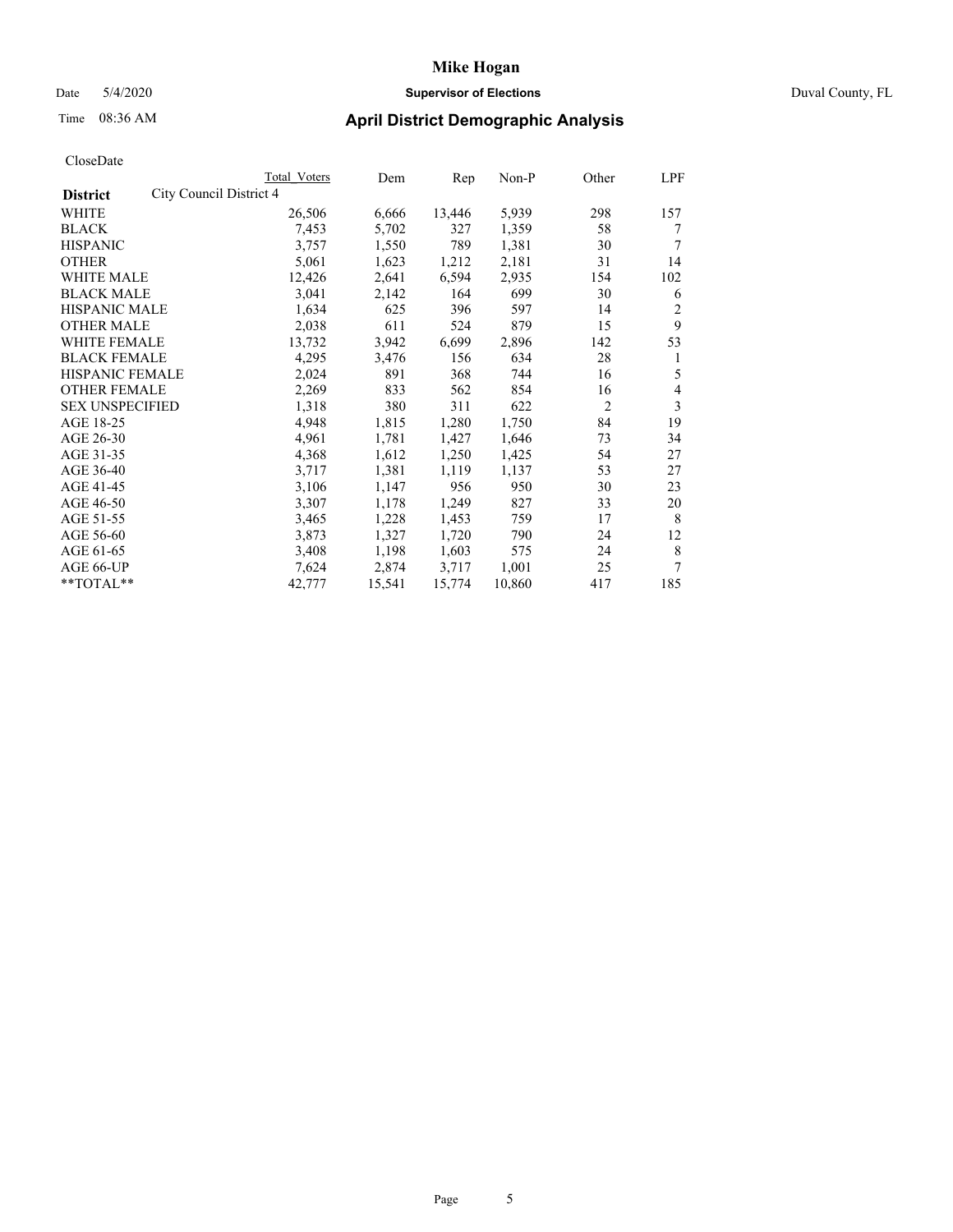# Mike Hogan

Date 5/4/2020 **Supervisor of Elections** Duval County, FL

Time 08:36 AM **April District Demographic Analysis**

CloseDate

| **District** | City Council District 4 | Total Voters | Dem | Rep | Non-P | Other | LPF |
|---|---|---|---|---|---|---|---|
| WHITE | | 26,506 | 6,666 | 13,446 | 5,939 | 298 | 157 |
| BLACK | | 7,453 | 5,702 | 327 | 1,359 | 58 | 7 |
| HISPANIC | | 3,757 | 1,550 | 789 | 1,381 | 30 | 7 |
| OTHER | | 5,061 | 1,623 | 1,212 | 2,181 | 31 | 14 |
| WHITE MALE | | 12,426 | 2,641 | 6,594 | 2,935 | 154 | 102 |
| BLACK MALE | | 3,041 | 2,142 | 164 | 699 | 30 | 6 |
| HISPANIC MALE | | 1,634 | 625 | 396 | 597 | 14 | 2 |
| OTHER MALE | | 2,038 | 611 | 524 | 879 | 15 | 9 |
| WHITE FEMALE | | 13,732 | 3,942 | 6,699 | 2,896 | 142 | 53 |
| BLACK FEMALE | | 4,295 | 3,476 | 156 | 634 | 28 | 1 |
| HISPANIC FEMALE | | 2,024 | 891 | 368 | 744 | 16 | 5 |
| OTHER FEMALE | | 2,269 | 833 | 562 | 854 | 16 | 4 |
| SEX UNSPECIFIED | | 1,318 | 380 | 311 | 622 | 2 | 3 |
| AGE 18-25 | | 4,948 | 1,815 | 1,280 | 1,750 | 84 | 19 |
| AGE 26-30 | | 4,961 | 1,781 | 1,427 | 1,646 | 73 | 34 |
| AGE 31-35 | | 4,368 | 1,612 | 1,250 | 1,425 | 54 | 27 |
| AGE 36-40 | | 3,717 | 1,381 | 1,119 | 1,137 | 53 | 27 |
| AGE 41-45 | | 3,106 | 1,147 | 956 | 950 | 30 | 23 |
| AGE 46-50 | | 3,307 | 1,178 | 1,249 | 827 | 33 | 20 |
| AGE 51-55 | | 3,465 | 1,228 | 1,453 | 759 | 17 | 8 |
| AGE 56-60 | | 3,873 | 1,327 | 1,720 | 790 | 24 | 12 |
| AGE 61-65 | | 3,408 | 1,198 | 1,603 | 575 | 24 | 8 |
| AGE 66-UP | | 7,624 | 2,874 | 3,717 | 1,001 | 25 | 7 |
| **TOTAL** | | 42,777 | 15,541 | 15,774 | 10,860 | 417 | 185 |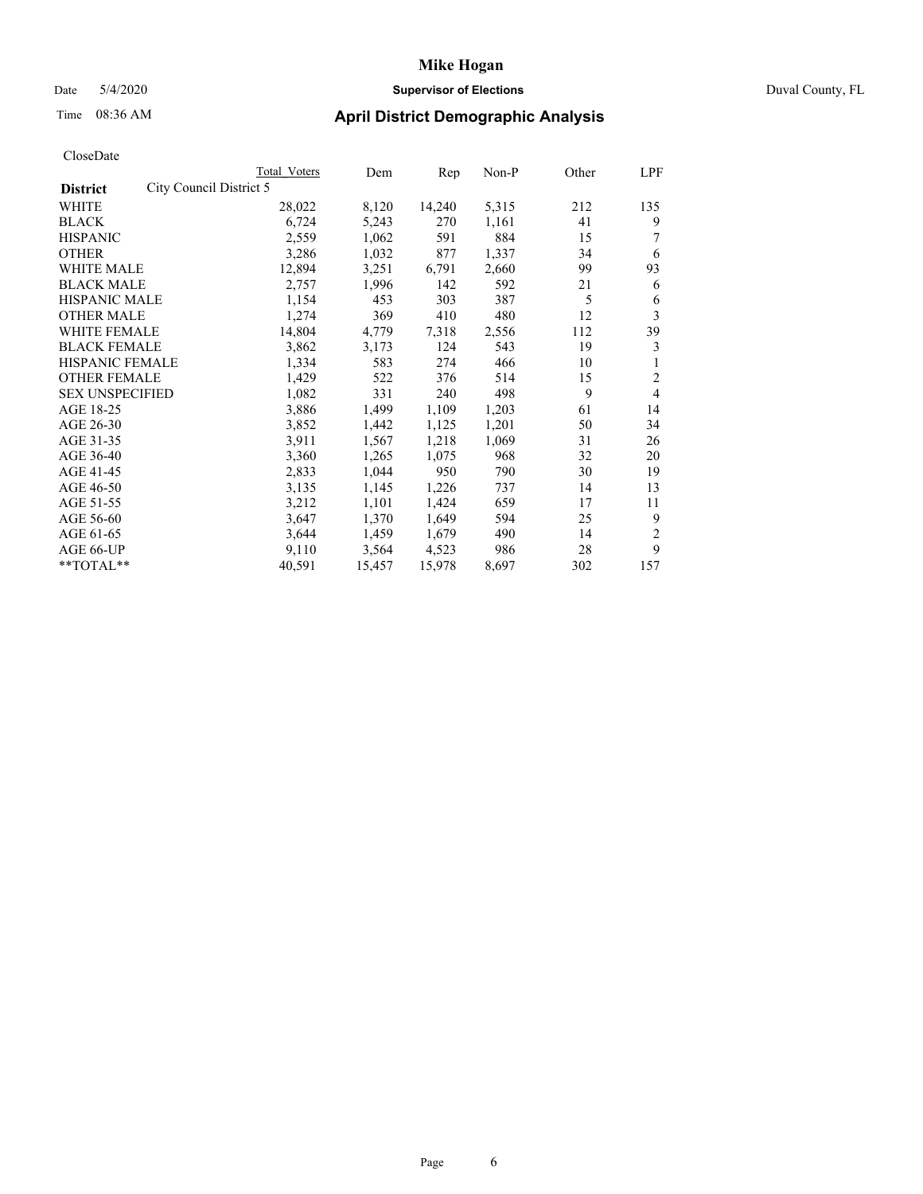**Mike Hogan**

Date 5/4/2020 **Supervisor of Elections** Duval County, FL

Time 08:36 AM **April District Demographic Analysis**

CloseDate

| District | City Council District 5 | Total Voters | Dem | Rep | Non-P | Other | LPF |
|---|---|---|---|---|---|---|---|
| WHITE | | 28,022 | 8,120 | 14,240 | 5,315 | 212 | 135 |
| BLACK | | 6,724 | 5,243 | 270 | 1,161 | 41 | 9 |
| HISPANIC | | 2,559 | 1,062 | 591 | 884 | 15 | 7 |
| OTHER | | 3,286 | 1,032 | 877 | 1,337 | 34 | 6 |
| WHITE MALE | | 12,894 | 3,251 | 6,791 | 2,660 | 99 | 93 |
| BLACK MALE | | 2,757 | 1,996 | 142 | 592 | 21 | 6 |
| HISPANIC MALE | | 1,154 | 453 | 303 | 387 | 5 | 6 |
| OTHER MALE | | 1,274 | 369 | 410 | 480 | 12 | 3 |
| WHITE FEMALE | | 14,804 | 4,779 | 7,318 | 2,556 | 112 | 39 |
| BLACK FEMALE | | 3,862 | 3,173 | 124 | 543 | 19 | 3 |
| HISPANIC FEMALE | | 1,334 | 583 | 274 | 466 | 10 | 1 |
| OTHER FEMALE | | 1,429 | 522 | 376 | 514 | 15 | 2 |
| SEX UNSPECIFIED | | 1,082 | 331 | 240 | 498 | 9 | 4 |
| AGE 18-25 | | 3,886 | 1,499 | 1,109 | 1,203 | 61 | 14 |
| AGE 26-30 | | 3,852 | 1,442 | 1,125 | 1,201 | 50 | 34 |
| AGE 31-35 | | 3,911 | 1,567 | 1,218 | 1,069 | 31 | 26 |
| AGE 36-40 | | 3,360 | 1,265 | 1,075 | 968 | 32 | 20 |
| AGE 41-45 | | 2,833 | 1,044 | 950 | 790 | 30 | 19 |
| AGE 46-50 | | 3,135 | 1,145 | 1,226 | 737 | 14 | 13 |
| AGE 51-55 | | 3,212 | 1,101 | 1,424 | 659 | 17 | 11 |
| AGE 56-60 | | 3,647 | 1,370 | 1,649 | 594 | 25 | 9 |
| AGE 61-65 | | 3,644 | 1,459 | 1,679 | 490 | 14 | 2 |
| AGE 66-UP | | 9,110 | 3,564 | 4,523 | 986 | 28 | 9 |
| **TOTAL** | | 40,591 | 15,457 | 15,978 | 8,697 | 302 | 157 |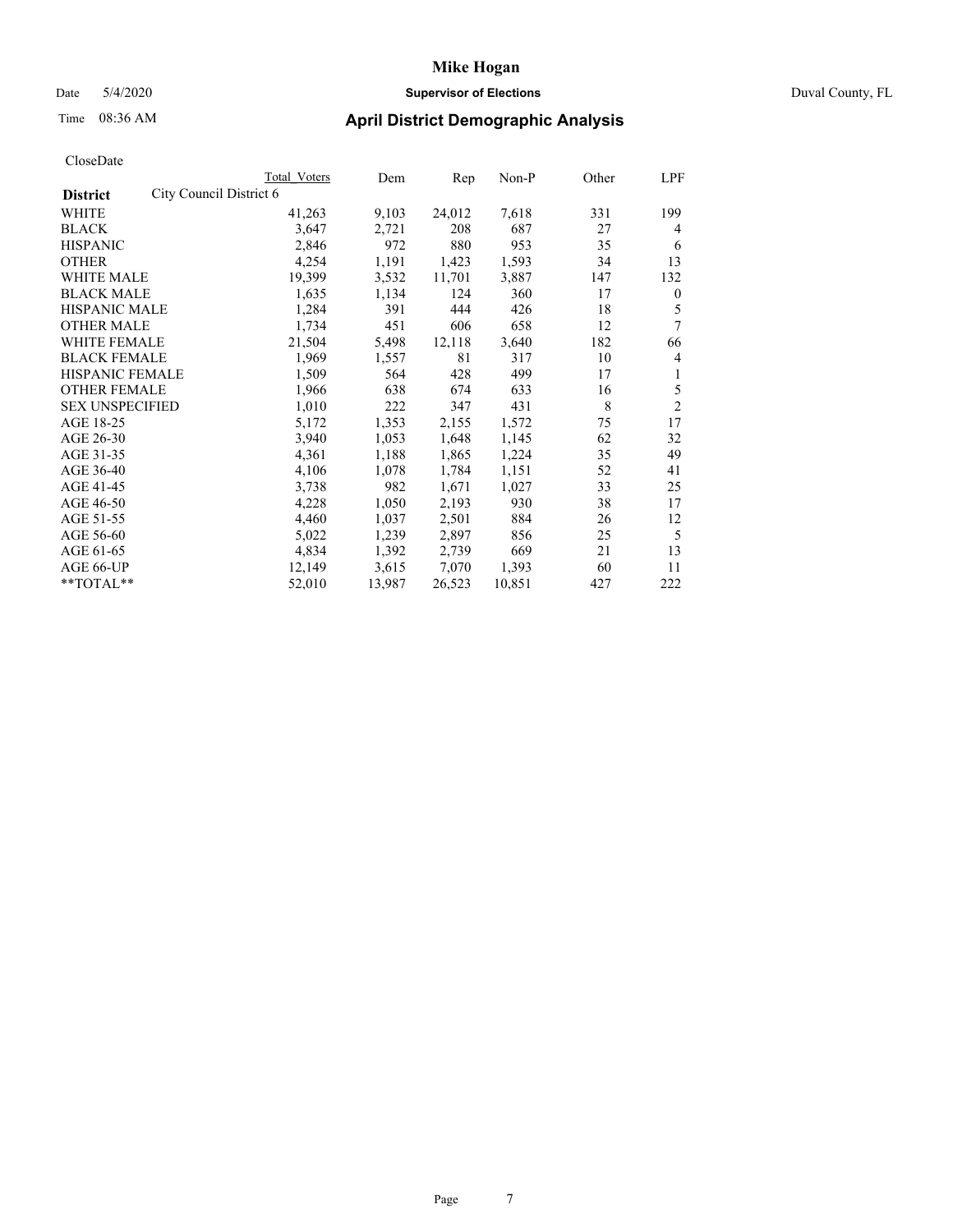# Mike Hogan

Date 5/4/2020 **Supervisor of Elections** Duval County, FL

Time 08:36 AM **April District Demographic Analysis**

CloseDate

| **District** | City Council District 6 | Total Voters | Dem | Rep | Non-P | Other | LPF |
|---|---|---|---|---|---|---|---|
| WHITE | | 41,263 | 9,103 | 24,012 | 7,618 | 331 | 199 |
| BLACK | | 3,647 | 2,721 | 208 | 687 | 27 | 4 |
| HISPANIC | | 2,846 | 972 | 880 | 953 | 35 | 6 |
| OTHER | | 4,254 | 1,191 | 1,423 | 1,593 | 34 | 13 |
| WHITE MALE | | 19,399 | 3,532 | 11,701 | 3,887 | 147 | 132 |
| BLACK MALE | | 1,635 | 1,134 | 124 | 360 | 17 | 0 |
| HISPANIC MALE | | 1,284 | 391 | 444 | 426 | 18 | 5 |
| OTHER MALE | | 1,734 | 451 | 606 | 658 | 12 | 7 |
| WHITE FEMALE | | 21,504 | 5,498 | 12,118 | 3,640 | 182 | 66 |
| BLACK FEMALE | | 1,969 | 1,557 | 81 | 317 | 10 | 4 |
| HISPANIC FEMALE | | 1,509 | 564 | 428 | 499 | 17 | 1 |
| OTHER FEMALE | | 1,966 | 638 | 674 | 633 | 16 | 5 |
| SEX UNSPECIFIED | | 1,010 | 222 | 347 | 431 | 8 | 2 |
| AGE 18-25 | | 5,172 | 1,353 | 2,155 | 1,572 | 75 | 17 |
| AGE 26-30 | | 3,940 | 1,053 | 1,648 | 1,145 | 62 | 32 |
| AGE 31-35 | | 4,361 | 1,188 | 1,865 | 1,224 | 35 | 49 |
| AGE 36-40 | | 4,106 | 1,078 | 1,784 | 1,151 | 52 | 41 |
| AGE 41-45 | | 3,738 | 982 | 1,671 | 1,027 | 33 | 25 |
| AGE 46-50 | | 4,228 | 1,050 | 2,193 | 930 | 38 | 17 |
| AGE 51-55 | | 4,460 | 1,037 | 2,501 | 884 | 26 | 12 |
| AGE 56-60 | | 5,022 | 1,239 | 2,897 | 856 | 25 | 5 |
| AGE 61-65 | | 4,834 | 1,392 | 2,739 | 669 | 21 | 13 |
| AGE 66-UP | | 12,149 | 3,615 | 7,070 | 1,393 | 60 | 11 |
| **TOTAL** | | 52,010 | 13,987 | 26,523 | 10,851 | 427 | 222 |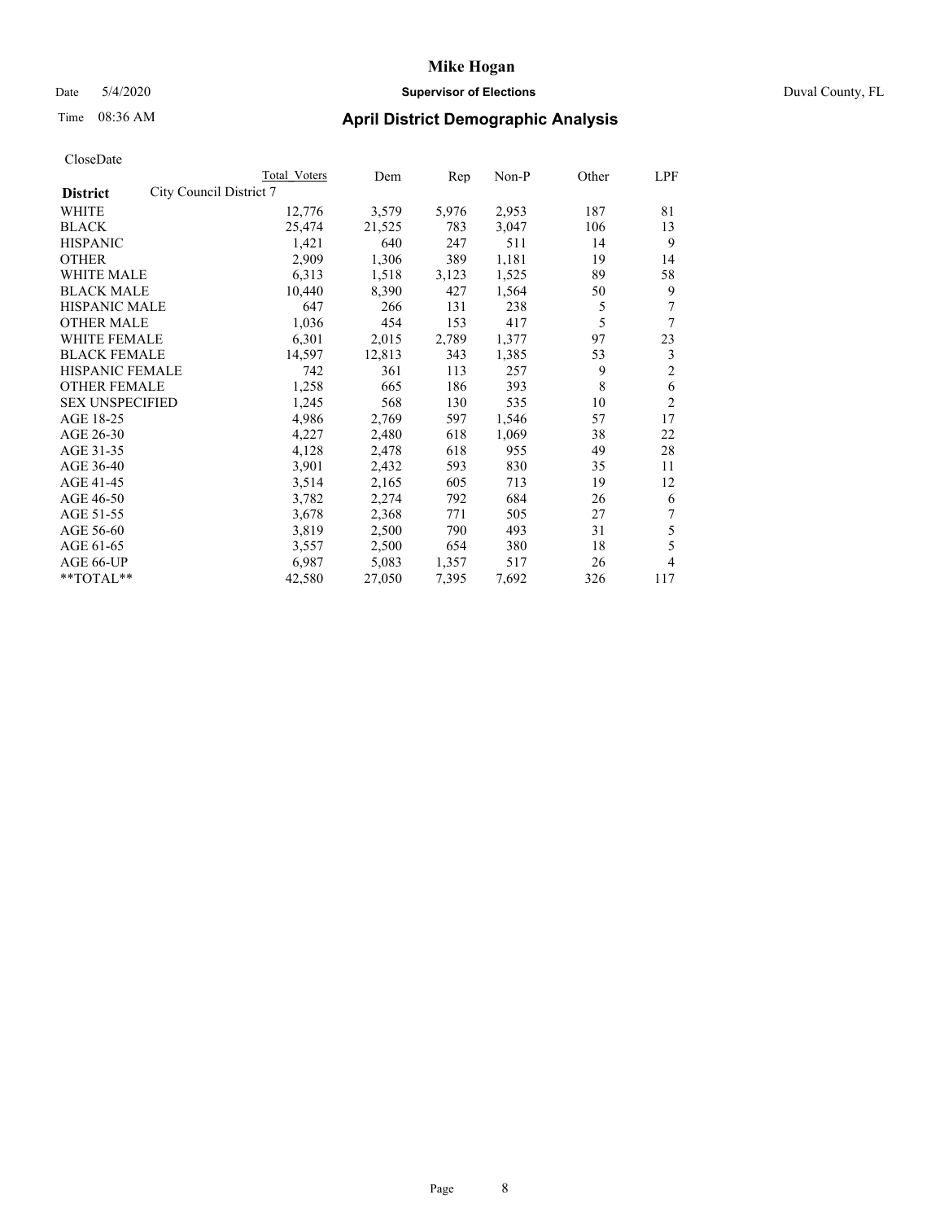**Mike Hogan**

Date 5/4/2020 **Supervisor of Elections** Duval County, FL

Time 08:36 AM **April District Demographic Analysis**

CloseDate

| **District** City Council District 7 | Total Voters | Dem | Rep | Non-P | Other | LPF |
|---|---|---|---|---|---|---|
| WHITE | 12,776 | 3,579 | 5,976 | 2,953 | 187 | 81 |
| BLACK | 25,474 | 21,525 | 783 | 3,047 | 106 | 13 |
| HISPANIC | 1,421 | 640 | 247 | 511 | 14 | 9 |
| OTHER | 2,909 | 1,306 | 389 | 1,181 | 19 | 14 |
| WHITE MALE | 6,313 | 1,518 | 3,123 | 1,525 | 89 | 58 |
| BLACK MALE | 10,440 | 8,390 | 427 | 1,564 | 50 | 9 |
| HISPANIC MALE | 647 | 266 | 131 | 238 | 5 | 7 |
| OTHER MALE | 1,036 | 454 | 153 | 417 | 5 | 7 |
| WHITE FEMALE | 6,301 | 2,015 | 2,789 | 1,377 | 97 | 23 |
| BLACK FEMALE | 14,597 | 12,813 | 343 | 1,385 | 53 | 3 |
| HISPANIC FEMALE | 742 | 361 | 113 | 257 | 9 | 2 |
| OTHER FEMALE | 1,258 | 665 | 186 | 393 | 8 | 6 |
| SEX UNSPECIFIED | 1,245 | 568 | 130 | 535 | 10 | 2 |
| AGE 18-25 | 4,986 | 2,769 | 597 | 1,546 | 57 | 17 |
| AGE 26-30 | 4,227 | 2,480 | 618 | 1,069 | 38 | 22 |
| AGE 31-35 | 4,128 | 2,478 | 618 | 955 | 49 | 28 |
| AGE 36-40 | 3,901 | 2,432 | 593 | 830 | 35 | 11 |
| AGE 41-45 | 3,514 | 2,165 | 605 | 713 | 19 | 12 |
| AGE 46-50 | 3,782 | 2,274 | 792 | 684 | 26 | 6 |
| AGE 51-55 | 3,678 | 2,368 | 771 | 505 | 27 | 7 |
| AGE 56-60 | 3,819 | 2,500 | 790 | 493 | 31 | 5 |
| AGE 61-65 | 3,557 | 2,500 | 654 | 380 | 18 | 5 |
| AGE 66-UP | 6,987 | 5,083 | 1,357 | 517 | 26 | 4 |
| **TOTAL** | 42,580 | 27,050 | 7,395 | 7,692 | 326 | 117 |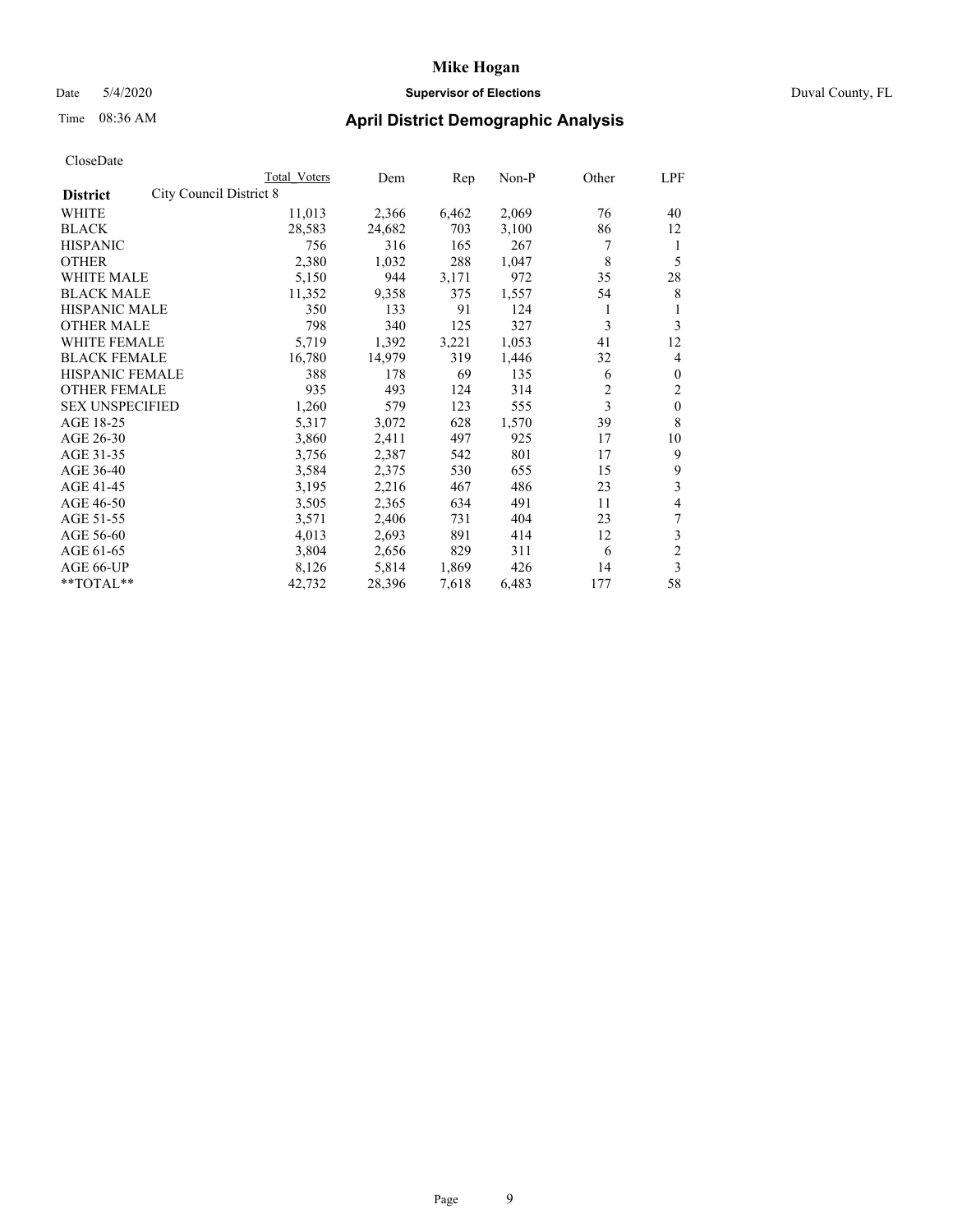# Mike Hogan

Date 5/4/2020 **Supervisor of Elections** Duval County, FL

Time 08:36 AM **April District Demographic Analysis**

CloseDate

| **District** | City Council District 8 | Total Voters | Dem | Rep | Non-P | Other | LPF |
|---|---|---|---|---|---|---|---|
| WHITE | | 11,013 | 2,366 | 6,462 | 2,069 | 76 | 40 |
| BLACK | | 28,583 | 24,682 | 703 | 3,100 | 86 | 12 |
| HISPANIC | | 756 | 316 | 165 | 267 | 7 | 1 |
| OTHER | | 2,380 | 1,032 | 288 | 1,047 | 8 | 5 |
| WHITE MALE | | 5,150 | 944 | 3,171 | 972 | 35 | 28 |
| BLACK MALE | | 11,352 | 9,358 | 375 | 1,557 | 54 | 8 |
| HISPANIC MALE | | 350 | 133 | 91 | 124 | 1 | 1 |
| OTHER MALE | | 798 | 340 | 125 | 327 | 3 | 3 |
| WHITE FEMALE | | 5,719 | 1,392 | 3,221 | 1,053 | 41 | 12 |
| BLACK FEMALE | | 16,780 | 14,979 | 319 | 1,446 | 32 | 4 |
| HISPANIC FEMALE | | 388 | 178 | 69 | 135 | 6 | 0 |
| OTHER FEMALE | | 935 | 493 | 124 | 314 | 2 | 2 |
| SEX UNSPECIFIED | | 1,260 | 579 | 123 | 555 | 3 | 0 |
| AGE 18-25 | | 5,317 | 3,072 | 628 | 1,570 | 39 | 8 |
| AGE 26-30 | | 3,860 | 2,411 | 497 | 925 | 17 | 10 |
| AGE 31-35 | | 3,756 | 2,387 | 542 | 801 | 17 | 9 |
| AGE 36-40 | | 3,584 | 2,375 | 530 | 655 | 15 | 9 |
| AGE 41-45 | | 3,195 | 2,216 | 467 | 486 | 23 | 3 |
| AGE 46-50 | | 3,505 | 2,365 | 634 | 491 | 11 | 4 |
| AGE 51-55 | | 3,571 | 2,406 | 731 | 404 | 23 | 7 |
| AGE 56-60 | | 4,013 | 2,693 | 891 | 414 | 12 | 3 |
| AGE 61-65 | | 3,804 | 2,656 | 829 | 311 | 6 | 2 |
| AGE 66-UP | | 8,126 | 5,814 | 1,869 | 426 | 14 | 3 |
| **TOTAL** | | 42,732 | 28,396 | 7,618 | 6,483 | 177 | 58 |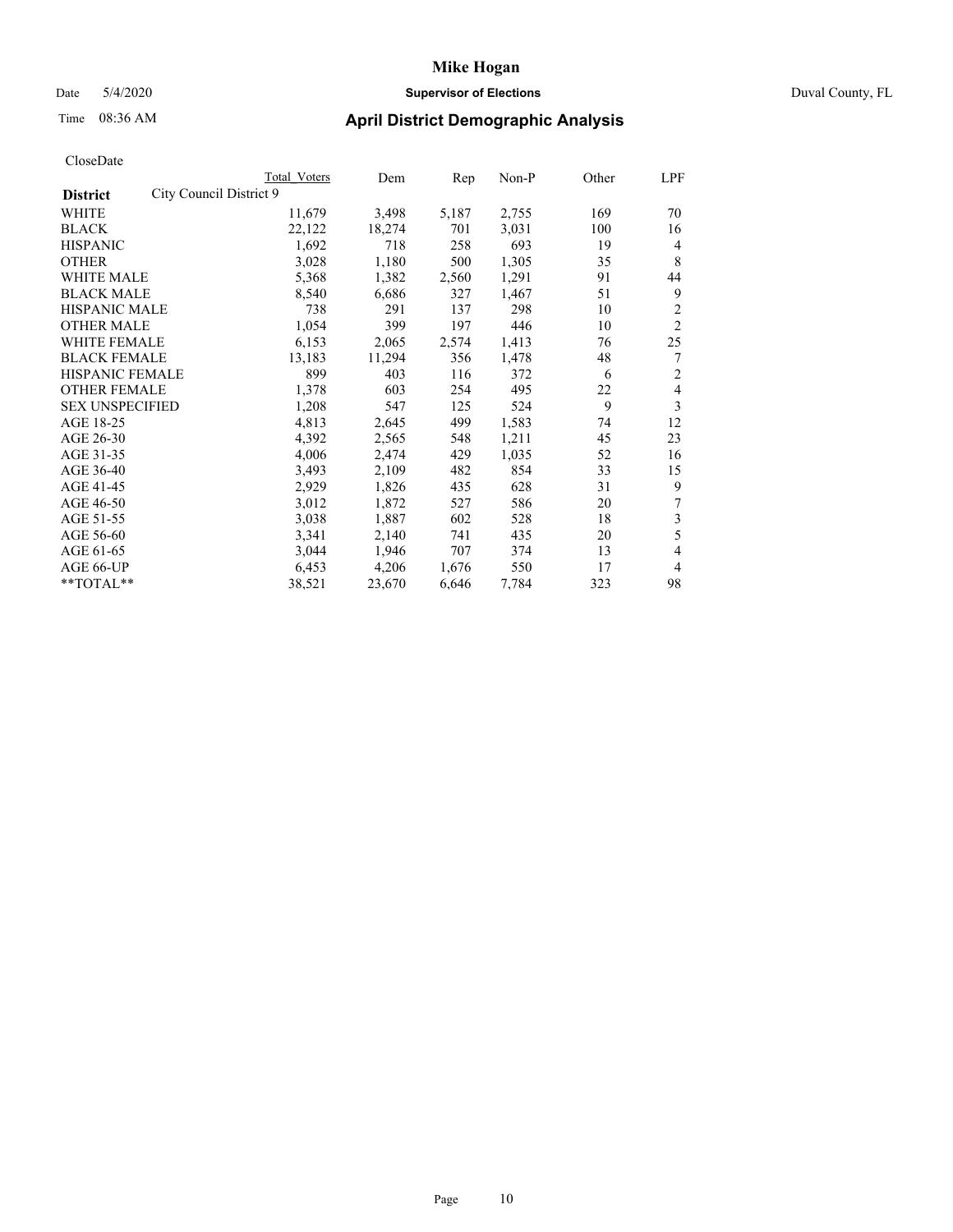# Mike Hogan

Date 5/4/2020 **Supervisor of Elections** Duval County, FL

Time 08:36 AM **April District Demographic Analysis**

CloseDate

| **District** City Council District 9 | Total Voters | Dem | Rep | Non-P | Other | LPF |
|---|---|---|---|---|---|---|
| WHITE | 11,679 | 3,498 | 5,187 | 2,755 | 169 | 70 |
| BLACK | 22,122 | 18,274 | 701 | 3,031 | 100 | 16 |
| HISPANIC | 1,692 | 718 | 258 | 693 | 19 | 4 |
| OTHER | 3,028 | 1,180 | 500 | 1,305 | 35 | 8 |
| WHITE MALE | 5,368 | 1,382 | 2,560 | 1,291 | 91 | 44 |
| BLACK MALE | 8,540 | 6,686 | 327 | 1,467 | 51 | 9 |
| HISPANIC MALE | 738 | 291 | 137 | 298 | 10 | 2 |
| OTHER MALE | 1,054 | 399 | 197 | 446 | 10 | 2 |
| WHITE FEMALE | 6,153 | 2,065 | 2,574 | 1,413 | 76 | 25 |
| BLACK FEMALE | 13,183 | 11,294 | 356 | 1,478 | 48 | 7 |
| HISPANIC FEMALE | 899 | 403 | 116 | 372 | 6 | 2 |
| OTHER FEMALE | 1,378 | 603 | 254 | 495 | 22 | 4 |
| SEX UNSPECIFIED | 1,208 | 547 | 125 | 524 | 9 | 3 |
| AGE 18-25 | 4,813 | 2,645 | 499 | 1,583 | 74 | 12 |
| AGE 26-30 | 4,392 | 2,565 | 548 | 1,211 | 45 | 23 |
| AGE 31-35 | 4,006 | 2,474 | 429 | 1,035 | 52 | 16 |
| AGE 36-40 | 3,493 | 2,109 | 482 | 854 | 33 | 15 |
| AGE 41-45 | 2,929 | 1,826 | 435 | 628 | 31 | 9 |
| AGE 46-50 | 3,012 | 1,872 | 527 | 586 | 20 | 7 |
| AGE 51-55 | 3,038 | 1,887 | 602 | 528 | 18 | 3 |
| AGE 56-60 | 3,341 | 2,140 | 741 | 435 | 20 | 5 |
| AGE 61-65 | 3,044 | 1,946 | 707 | 374 | 13 | 4 |
| AGE 66-UP | 6,453 | 4,206 | 1,676 | 550 | 17 | 4 |
| **TOTAL** | 38,521 | 23,670 | 6,646 | 7,784 | 323 | 98 |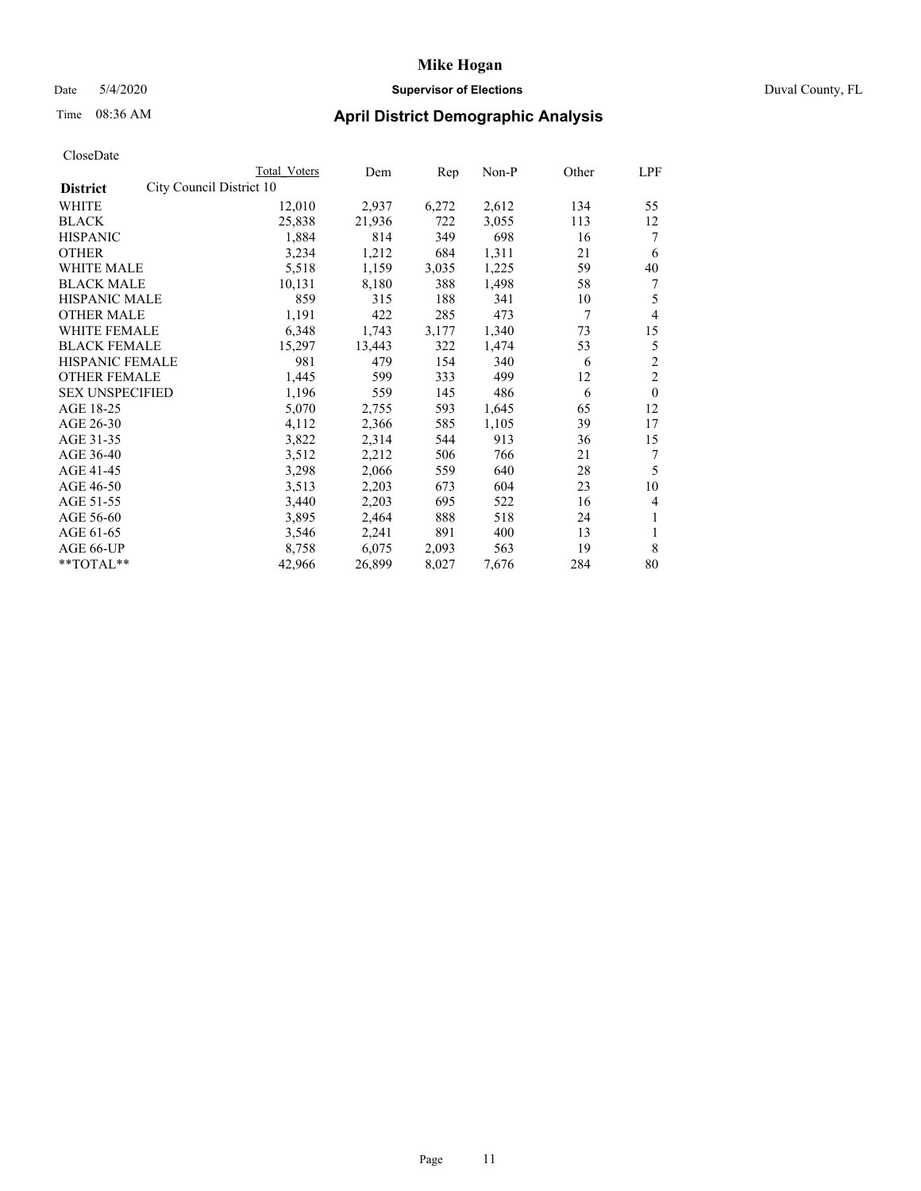# Mike Hogan

Date 5/4/2020 **Supervisor of Elections** Duval County, FL

Time 08:36 AM **April District Demographic Analysis**

CloseDate

| **District** City Council District 10 | Total Voters | Dem | Rep | Non-P | Other | LPF |
|---|---|---|---|---|---|---|
| WHITE | 12,010 | 2,937 | 6,272 | 2,612 | 134 | 55 |
| BLACK | 25,838 | 21,936 | 722 | 3,055 | 113 | 12 |
| HISPANIC | 1,884 | 814 | 349 | 698 | 16 | 7 |
| OTHER | 3,234 | 1,212 | 684 | 1,311 | 21 | 6 |
| WHITE MALE | 5,518 | 1,159 | 3,035 | 1,225 | 59 | 40 |
| BLACK MALE | 10,131 | 8,180 | 388 | 1,498 | 58 | 7 |
| HISPANIC MALE | 859 | 315 | 188 | 341 | 10 | 5 |
| OTHER MALE | 1,191 | 422 | 285 | 473 | 7 | 4 |
| WHITE FEMALE | 6,348 | 1,743 | 3,177 | 1,340 | 73 | 15 |
| BLACK FEMALE | 15,297 | 13,443 | 322 | 1,474 | 53 | 5 |
| HISPANIC FEMALE | 981 | 479 | 154 | 340 | 6 | 2 |
| OTHER FEMALE | 1,445 | 599 | 333 | 499 | 12 | 2 |
| SEX UNSPECIFIED | 1,196 | 559 | 145 | 486 | 6 | 0 |
| AGE 18-25 | 5,070 | 2,755 | 593 | 1,645 | 65 | 12 |
| AGE 26-30 | 4,112 | 2,366 | 585 | 1,105 | 39 | 17 |
| AGE 31-35 | 3,822 | 2,314 | 544 | 913 | 36 | 15 |
| AGE 36-40 | 3,512 | 2,212 | 506 | 766 | 21 | 7 |
| AGE 41-45 | 3,298 | 2,066 | 559 | 640 | 28 | 5 |
| AGE 46-50 | 3,513 | 2,203 | 673 | 604 | 23 | 10 |
| AGE 51-55 | 3,440 | 2,203 | 695 | 522 | 16 | 4 |
| AGE 56-60 | 3,895 | 2,464 | 888 | 518 | 24 | 1 |
| AGE 61-65 | 3,546 | 2,241 | 891 | 400 | 13 | 1 |
| AGE 66-UP | 8,758 | 6,075 | 2,093 | 563 | 19 | 8 |
| **TOTAL** | 42,966 | 26,899 | 8,027 | 7,676 | 284 | 80 |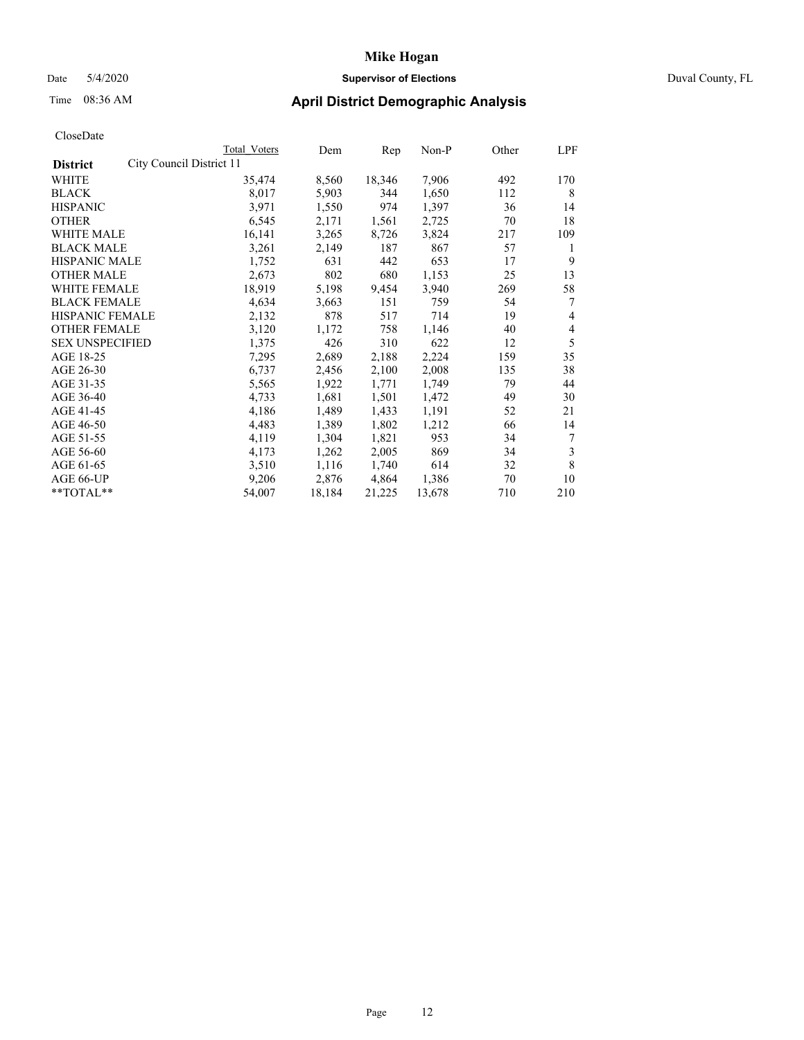# Mike Hogan

Date 5/4/2020 **Supervisor of Elections** Duval County, FL

Time 08:36 AM **April District Demographic Analysis**

CloseDate

| **District** City Council District 11 | Total Voters | Dem | Rep | Non-P | Other | LPF |
|---|---|---|---|---|---|---|
| WHITE | 35,474 | 8,560 | 18,346 | 7,906 | 492 | 170 |
| BLACK | 8,017 | 5,903 | 344 | 1,650 | 112 | 8 |
| HISPANIC | 3,971 | 1,550 | 974 | 1,397 | 36 | 14 |
| OTHER | 6,545 | 2,171 | 1,561 | 2,725 | 70 | 18 |
| WHITE MALE | 16,141 | 3,265 | 8,726 | 3,824 | 217 | 109 |
| BLACK MALE | 3,261 | 2,149 | 187 | 867 | 57 | 1 |
| HISPANIC MALE | 1,752 | 631 | 442 | 653 | 17 | 9 |
| OTHER MALE | 2,673 | 802 | 680 | 1,153 | 25 | 13 |
| WHITE FEMALE | 18,919 | 5,198 | 9,454 | 3,940 | 269 | 58 |
| BLACK FEMALE | 4,634 | 3,663 | 151 | 759 | 54 | 7 |
| HISPANIC FEMALE | 2,132 | 878 | 517 | 714 | 19 | 4 |
| OTHER FEMALE | 3,120 | 1,172 | 758 | 1,146 | 40 | 4 |
| SEX UNSPECIFIED | 1,375 | 426 | 310 | 622 | 12 | 5 |
| AGE 18-25 | 7,295 | 2,689 | 2,188 | 2,224 | 159 | 35 |
| AGE 26-30 | 6,737 | 2,456 | 2,100 | 2,008 | 135 | 38 |
| AGE 31-35 | 5,565 | 1,922 | 1,771 | 1,749 | 79 | 44 |
| AGE 36-40 | 4,733 | 1,681 | 1,501 | 1,472 | 49 | 30 |
| AGE 41-45 | 4,186 | 1,489 | 1,433 | 1,191 | 52 | 21 |
| AGE 46-50 | 4,483 | 1,389 | 1,802 | 1,212 | 66 | 14 |
| AGE 51-55 | 4,119 | 1,304 | 1,821 | 953 | 34 | 7 |
| AGE 56-60 | 4,173 | 1,262 | 2,005 | 869 | 34 | 3 |
| AGE 61-65 | 3,510 | 1,116 | 1,740 | 614 | 32 | 8 |
| AGE 66-UP | 9,206 | 2,876 | 4,864 | 1,386 | 70 | 10 |
| **TOTAL** | 54,007 | 18,184 | 21,225 | 13,678 | 710 | 210 |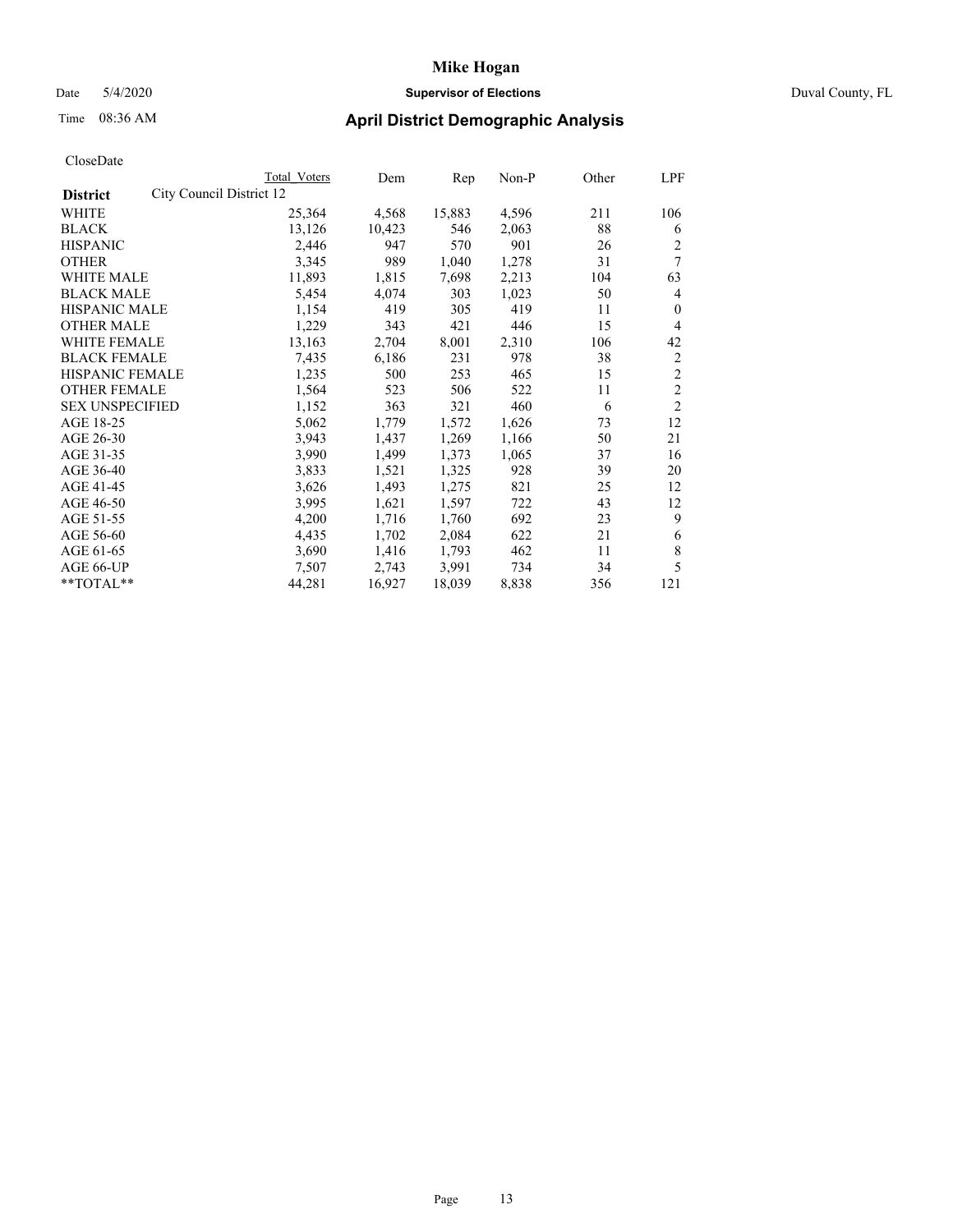# Mike Hogan

Date 5/4/2020 **Supervisor of Elections** Duval County, FL

Time 08:36 AM **April District Demographic Analysis**

CloseDate

| District | City Council District 12 Total Voters | Dem | Rep | Non-P | Other | LPF |
|---|---|---|---|---|---|---|
| WHITE | 25,364 | 4,568 | 15,883 | 4,596 | 211 | 106 |
| BLACK | 13,126 | 10,423 | 546 | 2,063 | 88 | 6 |
| HISPANIC | 2,446 | 947 | 570 | 901 | 26 | 2 |
| OTHER | 3,345 | 989 | 1,040 | 1,278 | 31 | 7 |
| WHITE MALE | 11,893 | 1,815 | 7,698 | 2,213 | 104 | 63 |
| BLACK MALE | 5,454 | 4,074 | 303 | 1,023 | 50 | 4 |
| HISPANIC MALE | 1,154 | 419 | 305 | 419 | 11 | 0 |
| OTHER MALE | 1,229 | 343 | 421 | 446 | 15 | 4 |
| WHITE FEMALE | 13,163 | 2,704 | 8,001 | 2,310 | 106 | 42 |
| BLACK FEMALE | 7,435 | 6,186 | 231 | 978 | 38 | 2 |
| HISPANIC FEMALE | 1,235 | 500 | 253 | 465 | 15 | 2 |
| OTHER FEMALE | 1,564 | 523 | 506 | 522 | 11 | 2 |
| SEX UNSPECIFIED | 1,152 | 363 | 321 | 460 | 6 | 2 |
| AGE 18-25 | 5,062 | 1,779 | 1,572 | 1,626 | 73 | 12 |
| AGE 26-30 | 3,943 | 1,437 | 1,269 | 1,166 | 50 | 21 |
| AGE 31-35 | 3,990 | 1,499 | 1,373 | 1,065 | 37 | 16 |
| AGE 36-40 | 3,833 | 1,521 | 1,325 | 928 | 39 | 20 |
| AGE 41-45 | 3,626 | 1,493 | 1,275 | 821 | 25 | 12 |
| AGE 46-50 | 3,995 | 1,621 | 1,597 | 722 | 43 | 12 |
| AGE 51-55 | 4,200 | 1,716 | 1,760 | 692 | 23 | 9 |
| AGE 56-60 | 4,435 | 1,702 | 2,084 | 622 | 21 | 6 |
| AGE 61-65 | 3,690 | 1,416 | 1,793 | 462 | 11 | 8 |
| AGE 66-UP | 7,507 | 2,743 | 3,991 | 734 | 34 | 5 |
| **TOTAL** | 44,281 | 16,927 | 18,039 | 8,838 | 356 | 121 |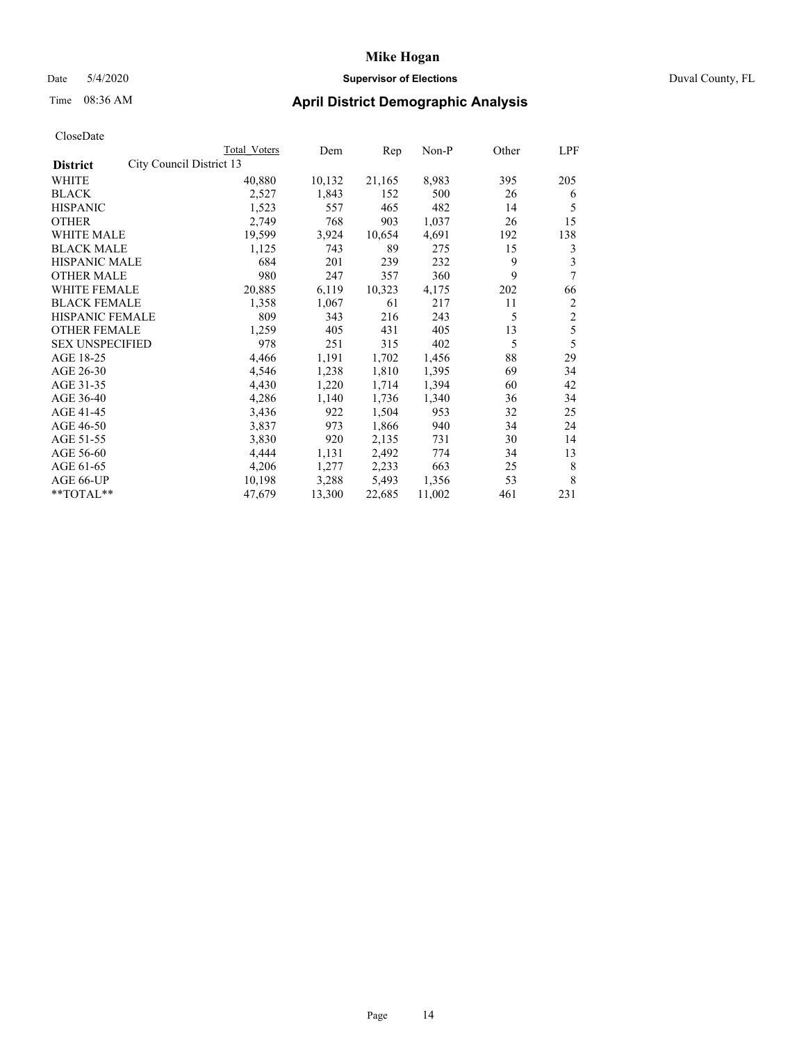# Mike Hogan

Date 5/4/2020 **Supervisor of Elections** Duval County, FL

Time 08:36 AM **April District Demographic Analysis**

CloseDate

| **District** | City Council District 13 | Total Voters | Dem | Rep | Non-P | Other | LPF |
|---|---|---|---|---|---|---|---|
| WHITE | | 40,880 | 10,132 | 21,165 | 8,983 | 395 | 205 |
| BLACK | | 2,527 | 1,843 | 152 | 500 | 26 | 6 |
| HISPANIC | | 1,523 | 557 | 465 | 482 | 14 | 5 |
| OTHER | | 2,749 | 768 | 903 | 1,037 | 26 | 15 |
| WHITE MALE | | 19,599 | 3,924 | 10,654 | 4,691 | 192 | 138 |
| BLACK MALE | | 1,125 | 743 | 89 | 275 | 15 | 3 |
| HISPANIC MALE | | 684 | 201 | 239 | 232 | 9 | 3 |
| OTHER MALE | | 980 | 247 | 357 | 360 | 9 | 7 |
| WHITE FEMALE | | 20,885 | 6,119 | 10,323 | 4,175 | 202 | 66 |
| BLACK FEMALE | | 1,358 | 1,067 | 61 | 217 | 11 | 2 |
| HISPANIC FEMALE | | 809 | 343 | 216 | 243 | 5 | 2 |
| OTHER FEMALE | | 1,259 | 405 | 431 | 405 | 13 | 5 |
| SEX UNSPECIFIED | | 978 | 251 | 315 | 402 | 5 | 5 |
| AGE 18-25 | | 4,466 | 1,191 | 1,702 | 1,456 | 88 | 29 |
| AGE 26-30 | | 4,546 | 1,238 | 1,810 | 1,395 | 69 | 34 |
| AGE 31-35 | | 4,430 | 1,220 | 1,714 | 1,394 | 60 | 42 |
| AGE 36-40 | | 4,286 | 1,140 | 1,736 | 1,340 | 36 | 34 |
| AGE 41-45 | | 3,436 | 922 | 1,504 | 953 | 32 | 25 |
| AGE 46-50 | | 3,837 | 973 | 1,866 | 940 | 34 | 24 |
| AGE 51-55 | | 3,830 | 920 | 2,135 | 731 | 30 | 14 |
| AGE 56-60 | | 4,444 | 1,131 | 2,492 | 774 | 34 | 13 |
| AGE 61-65 | | 4,206 | 1,277 | 2,233 | 663 | 25 | 8 |
| AGE 66-UP | | 10,198 | 3,288 | 5,493 | 1,356 | 53 | 8 |
| **TOTAL** | | 47,679 | 13,300 | 22,685 | 11,002 | 461 | 231 |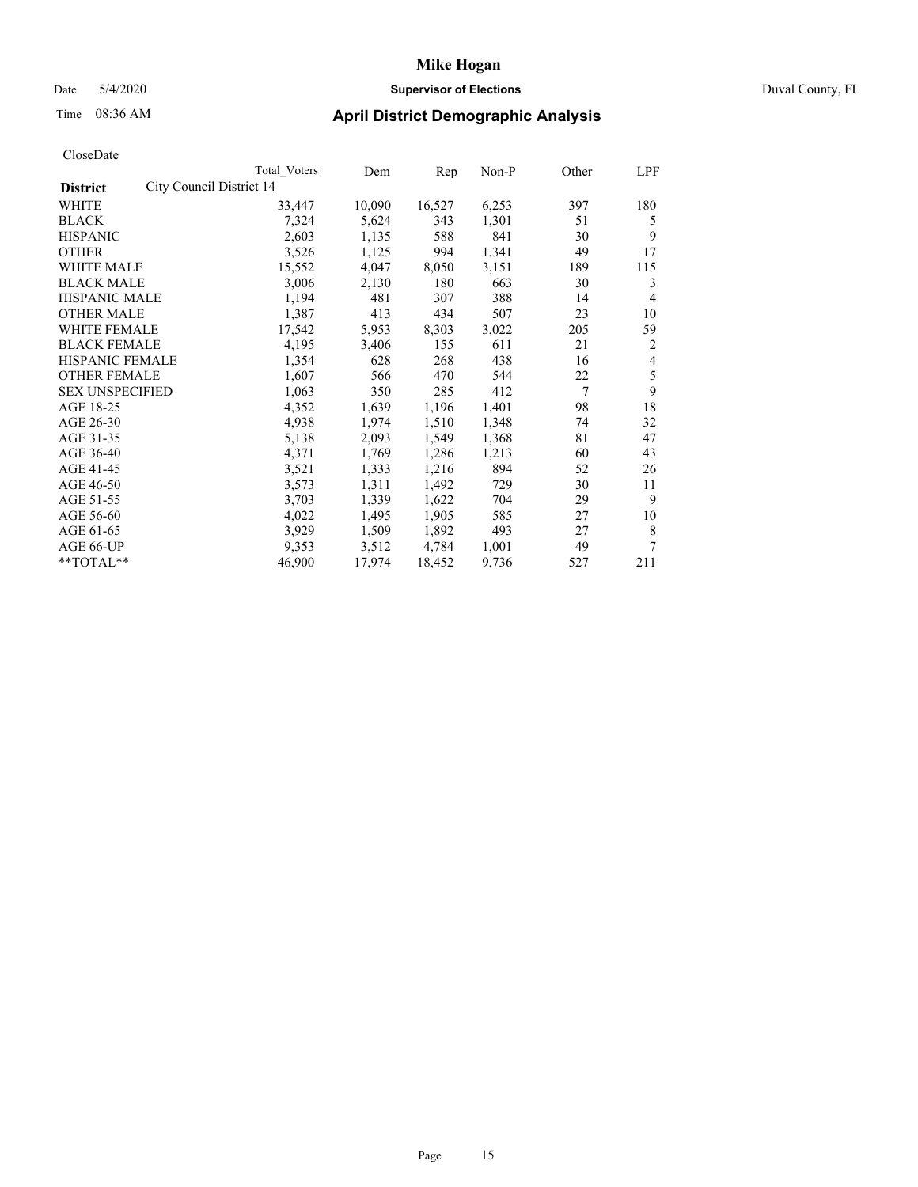# Mike Hogan

Date 5/4/2020 **Supervisor of Elections** Duval County, FL

Time 08:36 AM **April District Demographic Analysis**

CloseDate

| District | Total Voters | Dem | Rep | Non-P | Other | LPF |
|---|---|---|---|---|---|---|
| City Council District 14 | | | | | | |
| WHITE | 33,447 | 10,090 | 16,527 | 6,253 | 397 | 180 |
| BLACK | 7,324 | 5,624 | 343 | 1,301 | 51 | 5 |
| HISPANIC | 2,603 | 1,135 | 588 | 841 | 30 | 9 |
| OTHER | 3,526 | 1,125 | 994 | 1,341 | 49 | 17 |
| WHITE MALE | 15,552 | 4,047 | 8,050 | 3,151 | 189 | 115 |
| BLACK MALE | 3,006 | 2,130 | 180 | 663 | 30 | 3 |
| HISPANIC MALE | 1,194 | 481 | 307 | 388 | 14 | 4 |
| OTHER MALE | 1,387 | 413 | 434 | 507 | 23 | 10 |
| WHITE FEMALE | 17,542 | 5,953 | 8,303 | 3,022 | 205 | 59 |
| BLACK FEMALE | 4,195 | 3,406 | 155 | 611 | 21 | 2 |
| HISPANIC FEMALE | 1,354 | 628 | 268 | 438 | 16 | 4 |
| OTHER FEMALE | 1,607 | 566 | 470 | 544 | 22 | 5 |
| SEX UNSPECIFIED | 1,063 | 350 | 285 | 412 | 7 | 9 |
| AGE 18-25 | 4,352 | 1,639 | 1,196 | 1,401 | 98 | 18 |
| AGE 26-30 | 4,938 | 1,974 | 1,510 | 1,348 | 74 | 32 |
| AGE 31-35 | 5,138 | 2,093 | 1,549 | 1,368 | 81 | 47 |
| AGE 36-40 | 4,371 | 1,769 | 1,286 | 1,213 | 60 | 43 |
| AGE 41-45 | 3,521 | 1,333 | 1,216 | 894 | 52 | 26 |
| AGE 46-50 | 3,573 | 1,311 | 1,492 | 729 | 30 | 11 |
| AGE 51-55 | 3,703 | 1,339 | 1,622 | 704 | 29 | 9 |
| AGE 56-60 | 4,022 | 1,495 | 1,905 | 585 | 27 | 10 |
| AGE 61-65 | 3,929 | 1,509 | 1,892 | 493 | 27 | 8 |
| AGE 66-UP | 9,353 | 3,512 | 4,784 | 1,001 | 49 | 7 |
| **TOTAL** | 46,900 | 17,974 | 18,452 | 9,736 | 527 | 211 |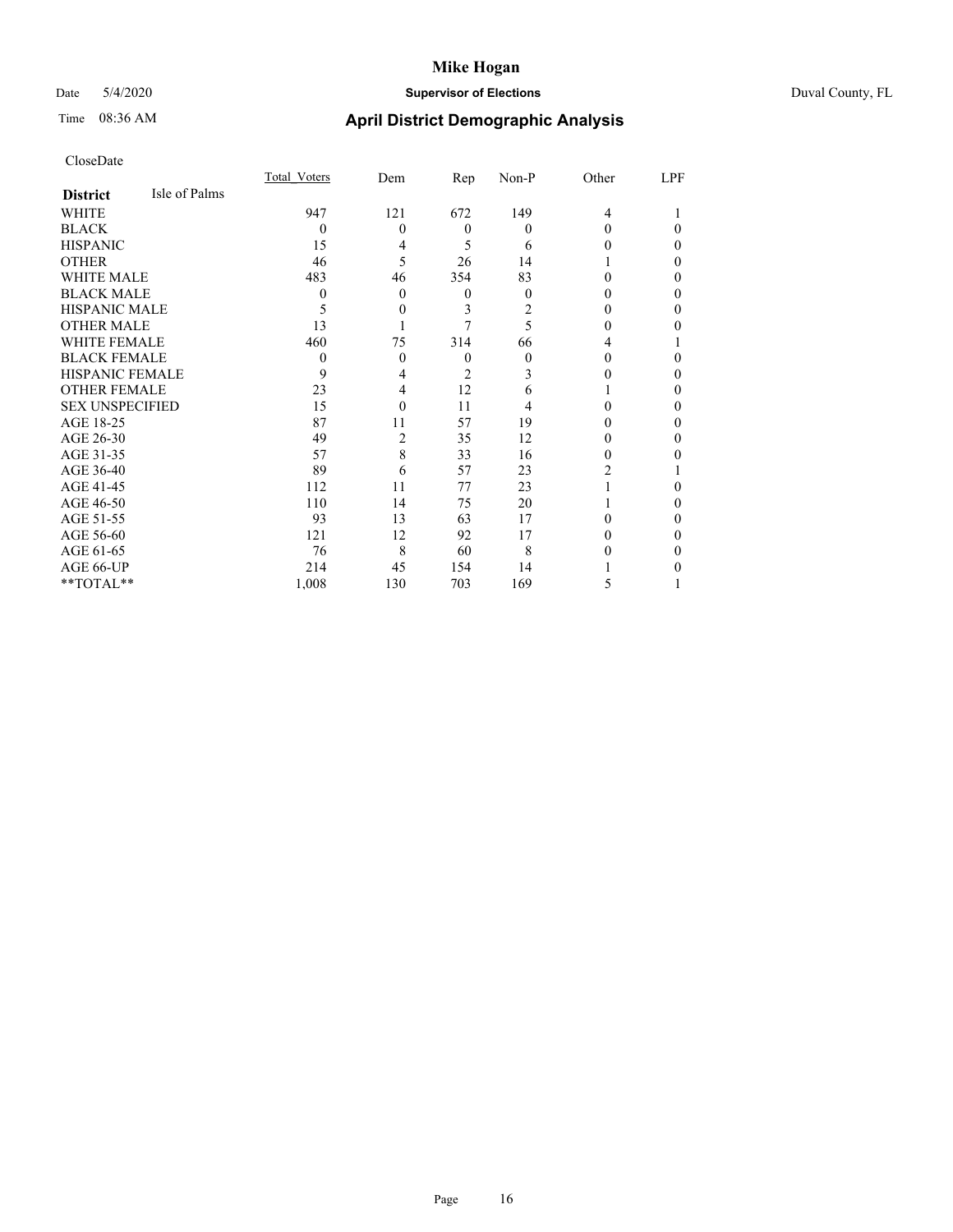# Mike Hogan

Date 5/4/2020 **Supervisor of Elections** Duval County, FL

Time 08:36 AM **April District Demographic Analysis**

CloseDate

| **District** Isle of Palms | Total_Voters | Dem | Rep | Non-P | Other | LPF |
|---|---|---|---|---|---|---|
| WHITE | 947 | 121 | 672 | 149 | 4 | 1 |
| BLACK | 0 | 0 | 0 | 0 | 0 | 0 |
| HISPANIC | 15 | 4 | 5 | 6 | 0 | 0 |
| OTHER | 46 | 5 | 26 | 14 | 1 | 0 |
| WHITE MALE | 483 | 46 | 354 | 83 | 0 | 0 |
| BLACK MALE | 0 | 0 | 0 | 0 | 0 | 0 |
| HISPANIC MALE | 5 | 0 | 3 | 2 | 0 | 0 |
| OTHER MALE | 13 | 1 | 7 | 5 | 0 | 0 |
| WHITE FEMALE | 460 | 75 | 314 | 66 | 4 | 1 |
| BLACK FEMALE | 0 | 0 | 0 | 0 | 0 | 0 |
| HISPANIC FEMALE | 9 | 4 | 2 | 3 | 0 | 0 |
| OTHER FEMALE | 23 | 4 | 12 | 6 | 1 | 0 |
| SEX UNSPECIFIED | 15 | 0 | 11 | 4 | 0 | 0 |
| AGE 18-25 | 87 | 11 | 57 | 19 | 0 | 0 |
| AGE 26-30 | 49 | 2 | 35 | 12 | 0 | 0 |
| AGE 31-35 | 57 | 8 | 33 | 16 | 0 | 0 |
| AGE 36-40 | 89 | 6 | 57 | 23 | 2 | 1 |
| AGE 41-45 | 112 | 11 | 77 | 23 | 1 | 0 |
| AGE 46-50 | 110 | 14 | 75 | 20 | 1 | 0 |
| AGE 51-55 | 93 | 13 | 63 | 17 | 0 | 0 |
| AGE 56-60 | 121 | 12 | 92 | 17 | 0 | 0 |
| AGE 61-65 | 76 | 8 | 60 | 8 | 0 | 0 |
| AGE 66-UP | 214 | 45 | 154 | 14 | 1 | 0 |
| **TOTAL** | 1,008 | 130 | 703 | 169 | 5 | 1 |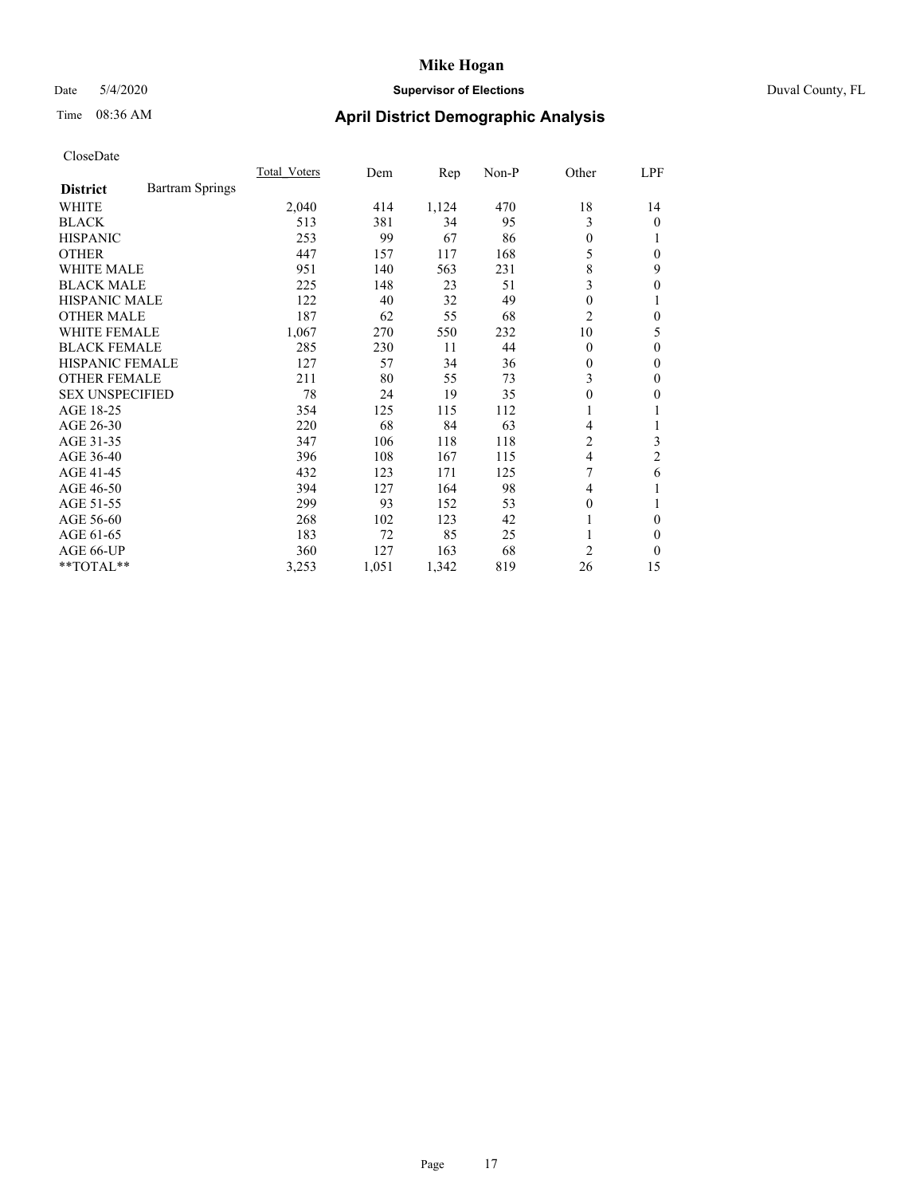# Mike Hogan

Date 5/4/2020 **Supervisor of Elections** Duval County, FL

Time 08:36 AM **April District Demographic Analysis**

CloseDate

| **District** Bartram Springs | Total_Voters | Dem | Rep | Non-P | Other | LPF |
|---|---|---|---|---|---|---|
| WHITE | 2,040 | 414 | 1,124 | 470 | 18 | 14 |
| BLACK | 513 | 381 | 34 | 95 | 3 | 0 |
| HISPANIC | 253 | 99 | 67 | 86 | 0 | 1 |
| OTHER | 447 | 157 | 117 | 168 | 5 | 0 |
| WHITE MALE | 951 | 140 | 563 | 231 | 8 | 9 |
| BLACK MALE | 225 | 148 | 23 | 51 | 3 | 0 |
| HISPANIC MALE | 122 | 40 | 32 | 49 | 0 | 1 |
| OTHER MALE | 187 | 62 | 55 | 68 | 2 | 0 |
| WHITE FEMALE | 1,067 | 270 | 550 | 232 | 10 | 5 |
| BLACK FEMALE | 285 | 230 | 11 | 44 | 0 | 0 |
| HISPANIC FEMALE | 127 | 57 | 34 | 36 | 0 | 0 |
| OTHER FEMALE | 211 | 80 | 55 | 73 | 3 | 0 |
| SEX UNSPECIFIED | 78 | 24 | 19 | 35 | 0 | 0 |
| AGE 18-25 | 354 | 125 | 115 | 112 | 1 | 1 |
| AGE 26-30 | 220 | 68 | 84 | 63 | 4 | 1 |
| AGE 31-35 | 347 | 106 | 118 | 118 | 2 | 3 |
| AGE 36-40 | 396 | 108 | 167 | 115 | 4 | 2 |
| AGE 41-45 | 432 | 123 | 171 | 125 | 7 | 6 |
| AGE 46-50 | 394 | 127 | 164 | 98 | 4 | 1 |
| AGE 51-55 | 299 | 93 | 152 | 53 | 0 | 1 |
| AGE 56-60 | 268 | 102 | 123 | 42 | 1 | 0 |
| AGE 61-65 | 183 | 72 | 85 | 25 | 1 | 0 |
| AGE 66-UP | 360 | 127 | 163 | 68 | 2 | 0 |
| **TOTAL** | 3,253 | 1,051 | 1,342 | 819 | 26 | 15 |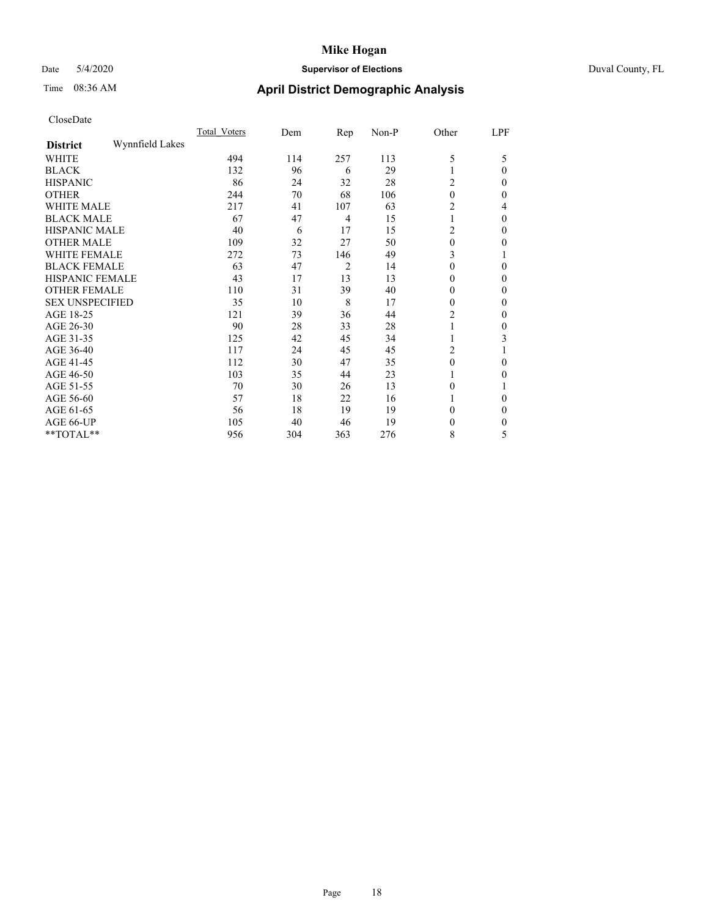# Mike Hogan

Date 5/4/2020 **Supervisor of Elections** Duval County, FL

Time 08:36 AM **April District Demographic Analysis**

CloseDate

| **District** Wynnfield Lakes | Total_Voters | Dem | Rep | Non-P | Other | LPF |
|---|---|---|---|---|---|---|
| WHITE | 494 | 114 | 257 | 113 | 5 | 5 |
| BLACK | 132 | 96 | 6 | 29 | 1 | 0 |
| HISPANIC | 86 | 24 | 32 | 28 | 2 | 0 |
| OTHER | 244 | 70 | 68 | 106 | 0 | 0 |
| WHITE MALE | 217 | 41 | 107 | 63 | 2 | 4 |
| BLACK MALE | 67 | 47 | 4 | 15 | 1 | 0 |
| HISPANIC MALE | 40 | 6 | 17 | 15 | 2 | 0 |
| OTHER MALE | 109 | 32 | 27 | 50 | 0 | 0 |
| WHITE FEMALE | 272 | 73 | 146 | 49 | 3 | 1 |
| BLACK FEMALE | 63 | 47 | 2 | 14 | 0 | 0 |
| HISPANIC FEMALE | 43 | 17 | 13 | 13 | 0 | 0 |
| OTHER FEMALE | 110 | 31 | 39 | 40 | 0 | 0 |
| SEX UNSPECIFIED | 35 | 10 | 8 | 17 | 0 | 0 |
| AGE 18-25 | 121 | 39 | 36 | 44 | 2 | 0 |
| AGE 26-30 | 90 | 28 | 33 | 28 | 1 | 0 |
| AGE 31-35 | 125 | 42 | 45 | 34 | 1 | 3 |
| AGE 36-40 | 117 | 24 | 45 | 45 | 2 | 1 |
| AGE 41-45 | 112 | 30 | 47 | 35 | 0 | 0 |
| AGE 46-50 | 103 | 35 | 44 | 23 | 1 | 0 |
| AGE 51-55 | 70 | 30 | 26 | 13 | 0 | 1 |
| AGE 56-60 | 57 | 18 | 22 | 16 | 1 | 0 |
| AGE 61-65 | 56 | 18 | 19 | 19 | 0 | 0 |
| AGE 66-UP | 105 | 40 | 46 | 19 | 0 | 0 |
| **TOTAL** | 956 | 304 | 363 | 276 | 8 | 5 |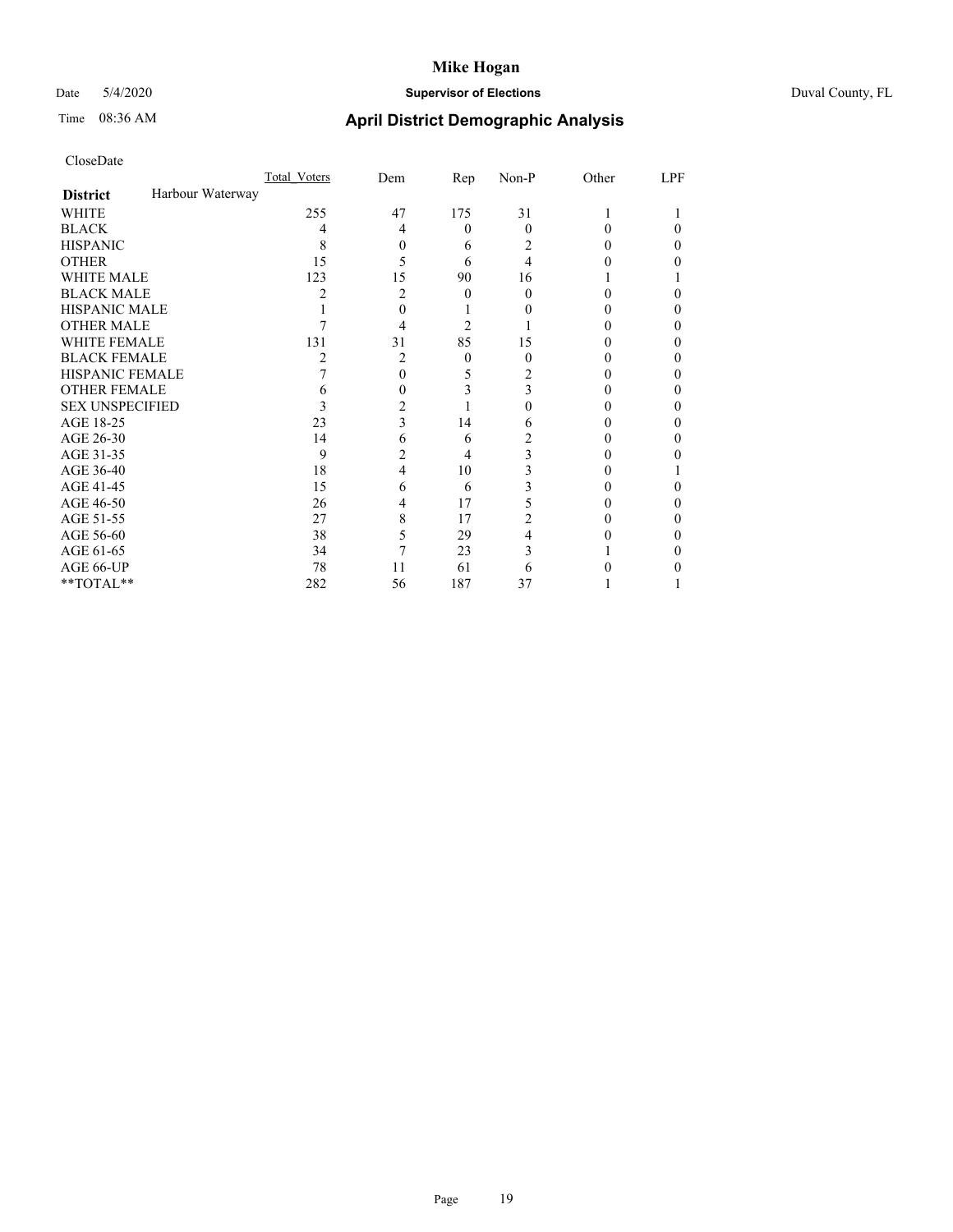# Mike Hogan

Date 5/4/2020 **Supervisor of Elections** Duval County, FL

Time 08:36 AM **April District Demographic Analysis**

CloseDate

| **District** Harbour Waterway | Total_Voters | Dem | Rep | Non-P | Other | LPF |
|---|---|---|---|---|---|---|
| WHITE | 255 | 47 | 175 | 31 | 1 | 1 |
| BLACK | 4 | 4 | 0 | 0 | 0 | 0 |
| HISPANIC | 8 | 0 | 6 | 2 | 0 | 0 |
| OTHER | 15 | 5 | 6 | 4 | 0 | 0 |
| WHITE MALE | 123 | 15 | 90 | 16 | 1 | 1 |
| BLACK MALE | 2 | 2 | 0 | 0 | 0 | 0 |
| HISPANIC MALE | 1 | 0 | 1 | 0 | 0 | 0 |
| OTHER MALE | 7 | 4 | 2 | 1 | 0 | 0 |
| WHITE FEMALE | 131 | 31 | 85 | 15 | 0 | 0 |
| BLACK FEMALE | 2 | 2 | 0 | 0 | 0 | 0 |
| HISPANIC FEMALE | 7 | 0 | 5 | 2 | 0 | 0 |
| OTHER FEMALE | 6 | 0 | 3 | 3 | 0 | 0 |
| SEX UNSPECIFIED | 3 | 2 | 1 | 0 | 0 | 0 |
| AGE 18-25 | 23 | 3 | 14 | 6 | 0 | 0 |
| AGE 26-30 | 14 | 6 | 6 | 2 | 0 | 0 |
| AGE 31-35 | 9 | 2 | 4 | 3 | 0 | 0 |
| AGE 36-40 | 18 | 4 | 10 | 3 | 0 | 1 |
| AGE 41-45 | 15 | 6 | 6 | 3 | 0 | 0 |
| AGE 46-50 | 26 | 4 | 17 | 5 | 0 | 0 |
| AGE 51-55 | 27 | 8 | 17 | 2 | 0 | 0 |
| AGE 56-60 | 38 | 5 | 29 | 4 | 0 | 0 |
| AGE 61-65 | 34 | 7 | 23 | 3 | 1 | 0 |
| AGE 66-UP | 78 | 11 | 61 | 6 | 0 | 0 |
| **TOTAL** | 282 | 56 | 187 | 37 | 1 | 1 |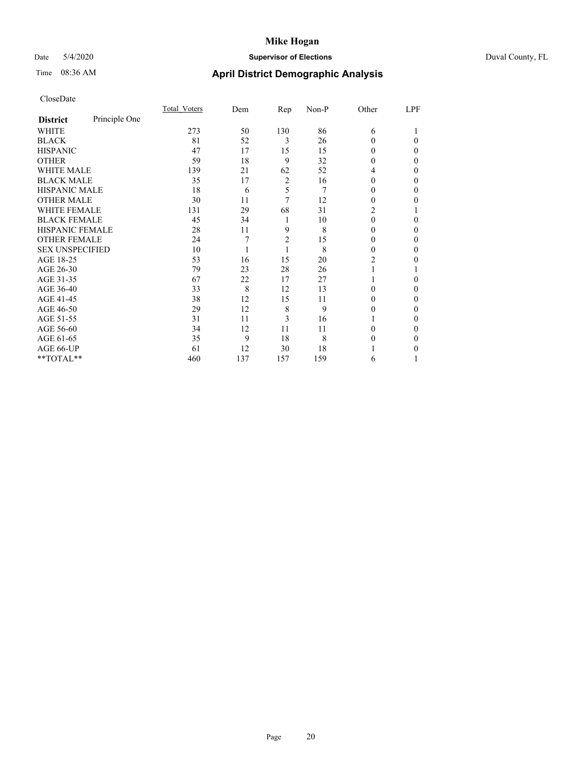CloseDate

| District | Principle One | Total_Voters | Dem | Rep | Non-P | Other | LPF |
|---|---|---|---|---|---|---|---|
| WHITE | | 273 | 50 | 130 | 86 | 6 | 1 |
| BLACK | | 81 | 52 | 3 | 26 | 0 | 0 |
| HISPANIC | | 47 | 17 | 15 | 15 | 0 | 0 |
| OTHER | | 59 | 18 | 9 | 32 | 0 | 0 |
| WHITE MALE | | 139 | 21 | 62 | 52 | 4 | 0 |
| BLACK MALE | | 35 | 17 | 2 | 16 | 0 | 0 |
| HISPANIC MALE | | 18 | 6 | 5 | 7 | 0 | 0 |
| OTHER MALE | | 30 | 11 | 7 | 12 | 0 | 0 |
| WHITE FEMALE | | 131 | 29 | 68 | 31 | 2 | 1 |
| BLACK FEMALE | | 45 | 34 | 1 | 10 | 0 | 0 |
| HISPANIC FEMALE | | 28 | 11 | 9 | 8 | 0 | 0 |
| OTHER FEMALE | | 24 | 7 | 2 | 15 | 0 | 0 |
| SEX UNSPECIFIED | | 10 | 1 | 1 | 8 | 0 | 0 |
| AGE 18-25 | | 53 | 16 | 15 | 20 | 2 | 0 |
| AGE 26-30 | | 79 | 23 | 28 | 26 | 1 | 1 |
| AGE 31-35 | | 67 | 22 | 17 | 27 | 1 | 0 |
| AGE 36-40 | | 33 | 8 | 12 | 13 | 0 | 0 |
| AGE 41-45 | | 38 | 12 | 15 | 11 | 0 | 0 |
| AGE 46-50 | | 29 | 12 | 8 | 9 | 0 | 0 |
| AGE 51-55 | | 31 | 11 | 3 | 16 | 1 | 0 |
| AGE 56-60 | | 34 | 12 | 11 | 11 | 0 | 0 |
| AGE 61-65 | | 35 | 9 | 18 | 8 | 0 | 0 |
| AGE 66-UP | | 61 | 12 | 30 | 18 | 1 | 0 |
| **TOTAL** | | 460 | 137 | 157 | 159 | 6 | 1 |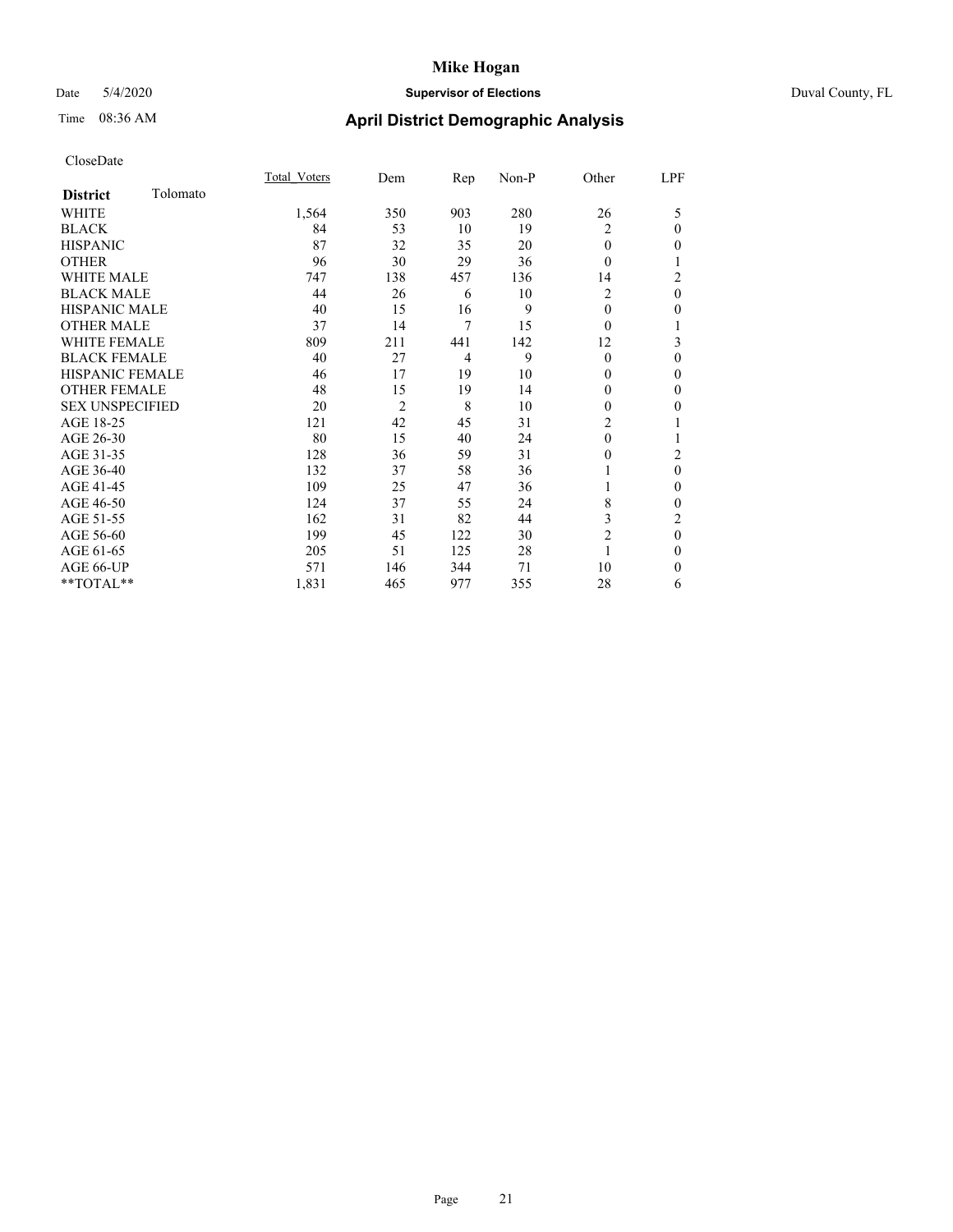# Mike Hogan

Date 5/4/2020 **Supervisor of Elections** Duval County, FL

Time 08:36 AM **April District Demographic Analysis**

CloseDate

| **District** Tolomato | Total_Voters | Dem | Rep | Non-P | Other | LPF |
|---|---|---|---|---|---|---|
| WHITE | 1,564 | 350 | 903 | 280 | 26 | 5 |
| BLACK | 84 | 53 | 10 | 19 | 2 | 0 |
| HISPANIC | 87 | 32 | 35 | 20 | 0 | 0 |
| OTHER | 96 | 30 | 29 | 36 | 0 | 1 |
| WHITE MALE | 747 | 138 | 457 | 136 | 14 | 2 |
| BLACK MALE | 44 | 26 | 6 | 10 | 2 | 0 |
| HISPANIC MALE | 40 | 15 | 16 | 9 | 0 | 0 |
| OTHER MALE | 37 | 14 | 7 | 15 | 0 | 1 |
| WHITE FEMALE | 809 | 211 | 441 | 142 | 12 | 3 |
| BLACK FEMALE | 40 | 27 | 4 | 9 | 0 | 0 |
| HISPANIC FEMALE | 46 | 17 | 19 | 10 | 0 | 0 |
| OTHER FEMALE | 48 | 15 | 19 | 14 | 0 | 0 |
| SEX UNSPECIFIED | 20 | 2 | 8 | 10 | 0 | 0 |
| AGE 18-25 | 121 | 42 | 45 | 31 | 2 | 1 |
| AGE 26-30 | 80 | 15 | 40 | 24 | 0 | 1 |
| AGE 31-35 | 128 | 36 | 59 | 31 | 0 | 2 |
| AGE 36-40 | 132 | 37 | 58 | 36 | 1 | 0 |
| AGE 41-45 | 109 | 25 | 47 | 36 | 1 | 0 |
| AGE 46-50 | 124 | 37 | 55 | 24 | 8 | 0 |
| AGE 51-55 | 162 | 31 | 82 | 44 | 3 | 2 |
| AGE 56-60 | 199 | 45 | 122 | 30 | 2 | 0 |
| AGE 61-65 | 205 | 51 | 125 | 28 | 1 | 0 |
| AGE 66-UP | 571 | 146 | 344 | 71 | 10 | 0 |
| **TOTAL** | 1,831 | 465 | 977 | 355 | 28 | 6 |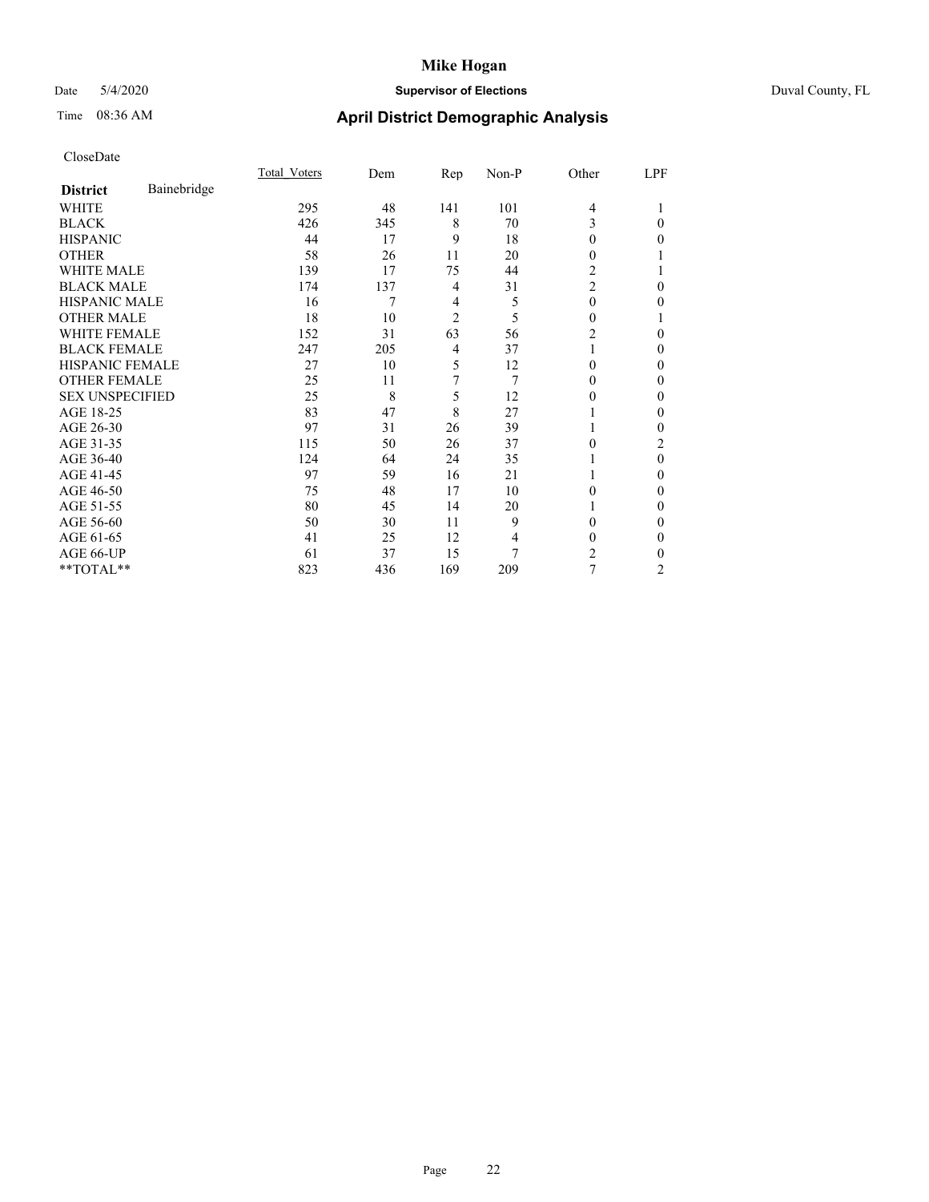# Mike Hogan

Date 5/4/2020 | **Supervisor of Elections** | Duval County, FL

Time 08:36 AM | **April District Demographic Analysis**

CloseDate

| **District** Bainebridge | Total_Voters | Dem | Rep | Non-P | Other | LPF |
|---|---|---|---|---|---|---|
| WHITE | 295 | 48 | 141 | 101 | 4 | 1 |
| BLACK | 426 | 345 | 8 | 70 | 3 | 0 |
| HISPANIC | 44 | 17 | 9 | 18 | 0 | 0 |
| OTHER | 58 | 26 | 11 | 20 | 0 | 1 |
| WHITE MALE | 139 | 17 | 75 | 44 | 2 | 1 |
| BLACK MALE | 174 | 137 | 4 | 31 | 2 | 0 |
| HISPANIC MALE | 16 | 7 | 4 | 5 | 0 | 0 |
| OTHER MALE | 18 | 10 | 2 | 5 | 0 | 1 |
| WHITE FEMALE | 152 | 31 | 63 | 56 | 2 | 0 |
| BLACK FEMALE | 247 | 205 | 4 | 37 | 1 | 0 |
| HISPANIC FEMALE | 27 | 10 | 5 | 12 | 0 | 0 |
| OTHER FEMALE | 25 | 11 | 7 | 7 | 0 | 0 |
| SEX UNSPECIFIED | 25 | 8 | 5 | 12 | 0 | 0 |
| AGE 18-25 | 83 | 47 | 8 | 27 | 1 | 0 |
| AGE 26-30 | 97 | 31 | 26 | 39 | 1 | 0 |
| AGE 31-35 | 115 | 50 | 26 | 37 | 0 | 2 |
| AGE 36-40 | 124 | 64 | 24 | 35 | 1 | 0 |
| AGE 41-45 | 97 | 59 | 16 | 21 | 1 | 0 |
| AGE 46-50 | 75 | 48 | 17 | 10 | 0 | 0 |
| AGE 51-55 | 80 | 45 | 14 | 20 | 1 | 0 |
| AGE 56-60 | 50 | 30 | 11 | 9 | 0 | 0 |
| AGE 61-65 | 41 | 25 | 12 | 4 | 0 | 0 |
| AGE 66-UP | 61 | 37 | 15 | 7 | 2 | 0 |
| **TOTAL** | 823 | 436 | 169 | 209 | 7 | 2 |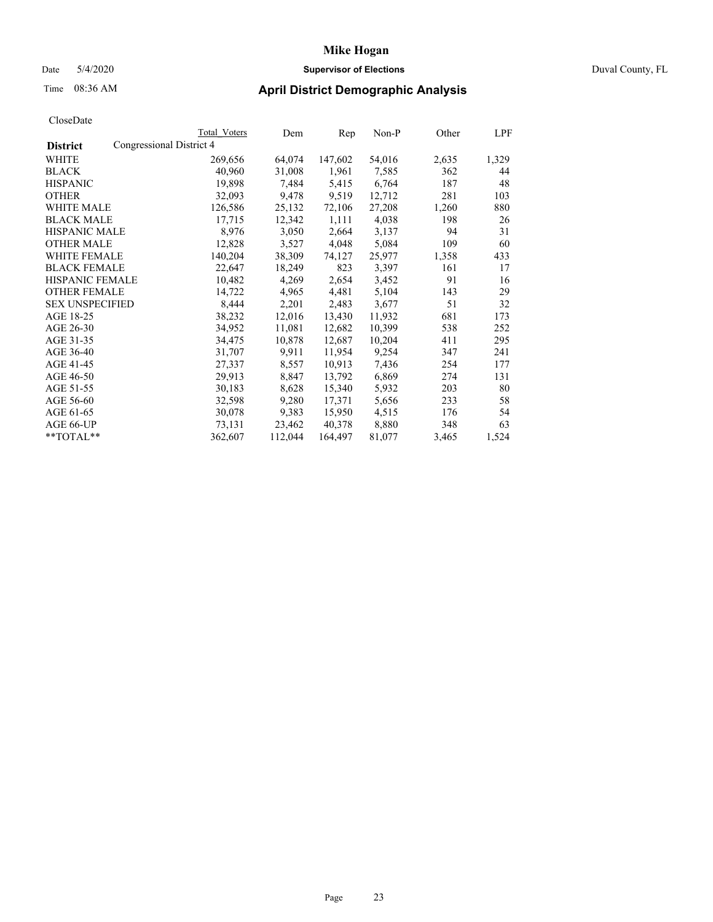CloseDate

| District | Congressional District 4 | Total Voters | Dem | Rep | Non-P | Other | LPF |
|---|---|---|---|---|---|---|---|
| WHITE | | 269,656 | 64,074 | 147,602 | 54,016 | 2,635 | 1,329 |
| BLACK | | 40,960 | 31,008 | 1,961 | 7,585 | 362 | 44 |
| HISPANIC | | 19,898 | 7,484 | 5,415 | 6,764 | 187 | 48 |
| OTHER | | 32,093 | 9,478 | 9,519 | 12,712 | 281 | 103 |
| WHITE MALE | | 126,586 | 25,132 | 72,106 | 27,208 | 1,260 | 880 |
| BLACK MALE | | 17,715 | 12,342 | 1,111 | 4,038 | 198 | 26 |
| HISPANIC MALE | | 8,976 | 3,050 | 2,664 | 3,137 | 94 | 31 |
| OTHER MALE | | 12,828 | 3,527 | 4,048 | 5,084 | 109 | 60 |
| WHITE FEMALE | | 140,204 | 38,309 | 74,127 | 25,977 | 1,358 | 433 |
| BLACK FEMALE | | 22,647 | 18,249 | 823 | 3,397 | 161 | 17 |
| HISPANIC FEMALE | | 10,482 | 4,269 | 2,654 | 3,452 | 91 | 16 |
| OTHER FEMALE | | 14,722 | 4,965 | 4,481 | 5,104 | 143 | 29 |
| SEX UNSPECIFIED | | 8,444 | 2,201 | 2,483 | 3,677 | 51 | 32 |
| AGE 18-25 | | 38,232 | 12,016 | 13,430 | 11,932 | 681 | 173 |
| AGE 26-30 | | 34,952 | 11,081 | 12,682 | 10,399 | 538 | 252 |
| AGE 31-35 | | 34,475 | 10,878 | 12,687 | 10,204 | 411 | 295 |
| AGE 36-40 | | 31,707 | 9,911 | 11,954 | 9,254 | 347 | 241 |
| AGE 41-45 | | 27,337 | 8,557 | 10,913 | 7,436 | 254 | 177 |
| AGE 46-50 | | 29,913 | 8,847 | 13,792 | 6,869 | 274 | 131 |
| AGE 51-55 | | 30,183 | 8,628 | 15,340 | 5,932 | 203 | 80 |
| AGE 56-60 | | 32,598 | 9,280 | 17,371 | 5,656 | 233 | 58 |
| AGE 61-65 | | 30,078 | 9,383 | 15,950 | 4,515 | 176 | 54 |
| AGE 66-UP | | 73,131 | 23,462 | 40,378 | 8,880 | 348 | 63 |
| **TOTAL** | | 362,607 | 112,044 | 164,497 | 81,077 | 3,465 | 1,524 |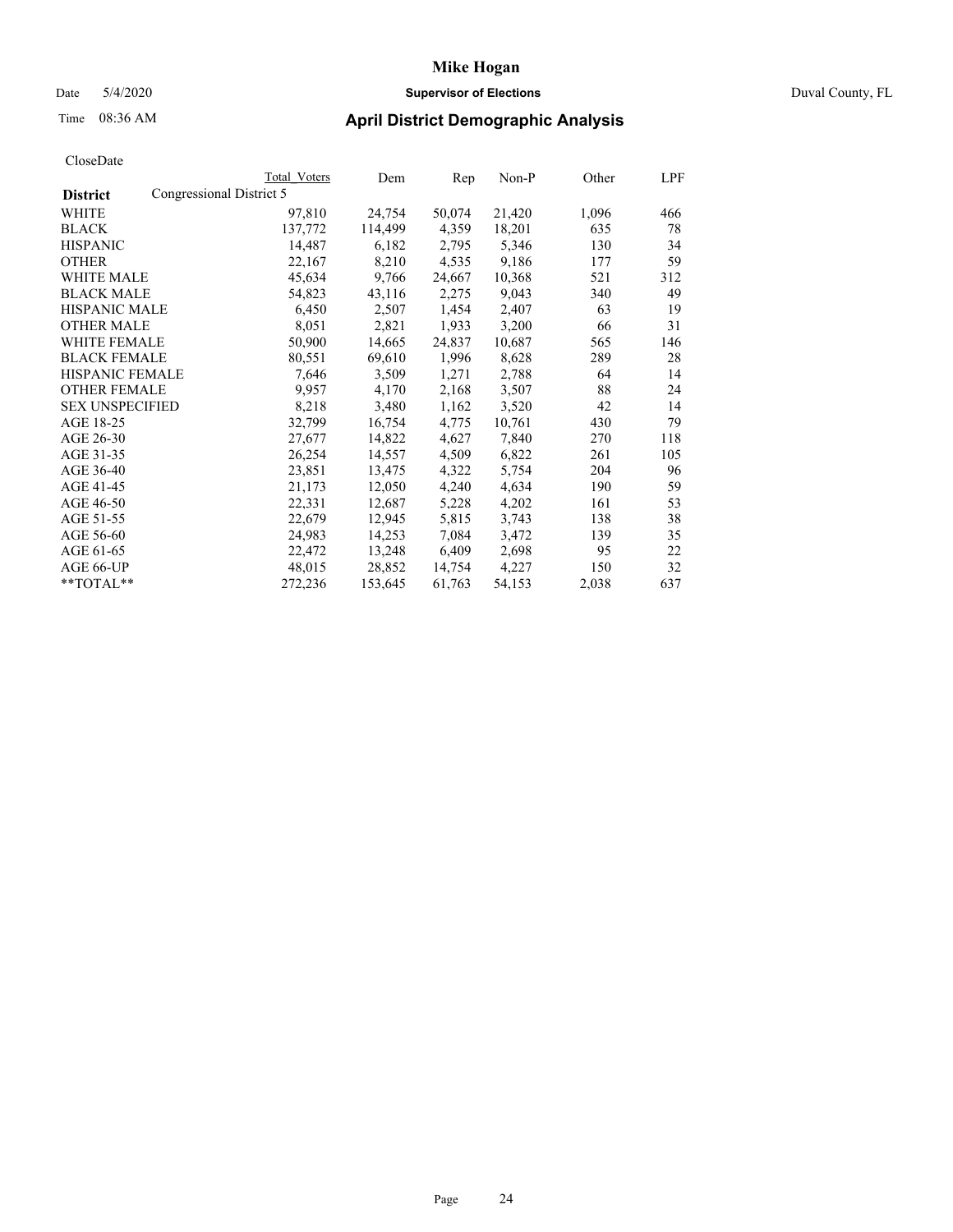# Mike Hogan

Date 5/4/2020 **Supervisor of Elections** Duval County, FL

Time 08:36 AM **April District Demographic Analysis**

CloseDate

| District | Total Voters | Dem | Rep | Non-P | Other | LPF |
|---|---|---|---|---|---|---|
| Congressional District 5 | | | | | | |
| WHITE | 97,810 | 24,754 | 50,074 | 21,420 | 1,096 | 466 |
| BLACK | 137,772 | 114,499 | 4,359 | 18,201 | 635 | 78 |
| HISPANIC | 14,487 | 6,182 | 2,795 | 5,346 | 130 | 34 |
| OTHER | 22,167 | 8,210 | 4,535 | 9,186 | 177 | 59 |
| WHITE MALE | 45,634 | 9,766 | 24,667 | 10,368 | 521 | 312 |
| BLACK MALE | 54,823 | 43,116 | 2,275 | 9,043 | 340 | 49 |
| HISPANIC MALE | 6,450 | 2,507 | 1,454 | 2,407 | 63 | 19 |
| OTHER MALE | 8,051 | 2,821 | 1,933 | 3,200 | 66 | 31 |
| WHITE FEMALE | 50,900 | 14,665 | 24,837 | 10,687 | 565 | 146 |
| BLACK FEMALE | 80,551 | 69,610 | 1,996 | 8,628 | 289 | 28 |
| HISPANIC FEMALE | 7,646 | 3,509 | 1,271 | 2,788 | 64 | 14 |
| OTHER FEMALE | 9,957 | 4,170 | 2,168 | 3,507 | 88 | 24 |
| SEX UNSPECIFIED | 8,218 | 3,480 | 1,162 | 3,520 | 42 | 14 |
| AGE 18-25 | 32,799 | 16,754 | 4,775 | 10,761 | 430 | 79 |
| AGE 26-30 | 27,677 | 14,822 | 4,627 | 7,840 | 270 | 118 |
| AGE 31-35 | 26,254 | 14,557 | 4,509 | 6,822 | 261 | 105 |
| AGE 36-40 | 23,851 | 13,475 | 4,322 | 5,754 | 204 | 96 |
| AGE 41-45 | 21,173 | 12,050 | 4,240 | 4,634 | 190 | 59 |
| AGE 46-50 | 22,331 | 12,687 | 5,228 | 4,202 | 161 | 53 |
| AGE 51-55 | 22,679 | 12,945 | 5,815 | 3,743 | 138 | 38 |
| AGE 56-60 | 24,983 | 14,253 | 7,084 | 3,472 | 139 | 35 |
| AGE 61-65 | 22,472 | 13,248 | 6,409 | 2,698 | 95 | 22 |
| AGE 66-UP | 48,015 | 28,852 | 14,754 | 4,227 | 150 | 32 |
| **TOTAL** | 272,236 | 153,645 | 61,763 | 54,153 | 2,038 | 637 |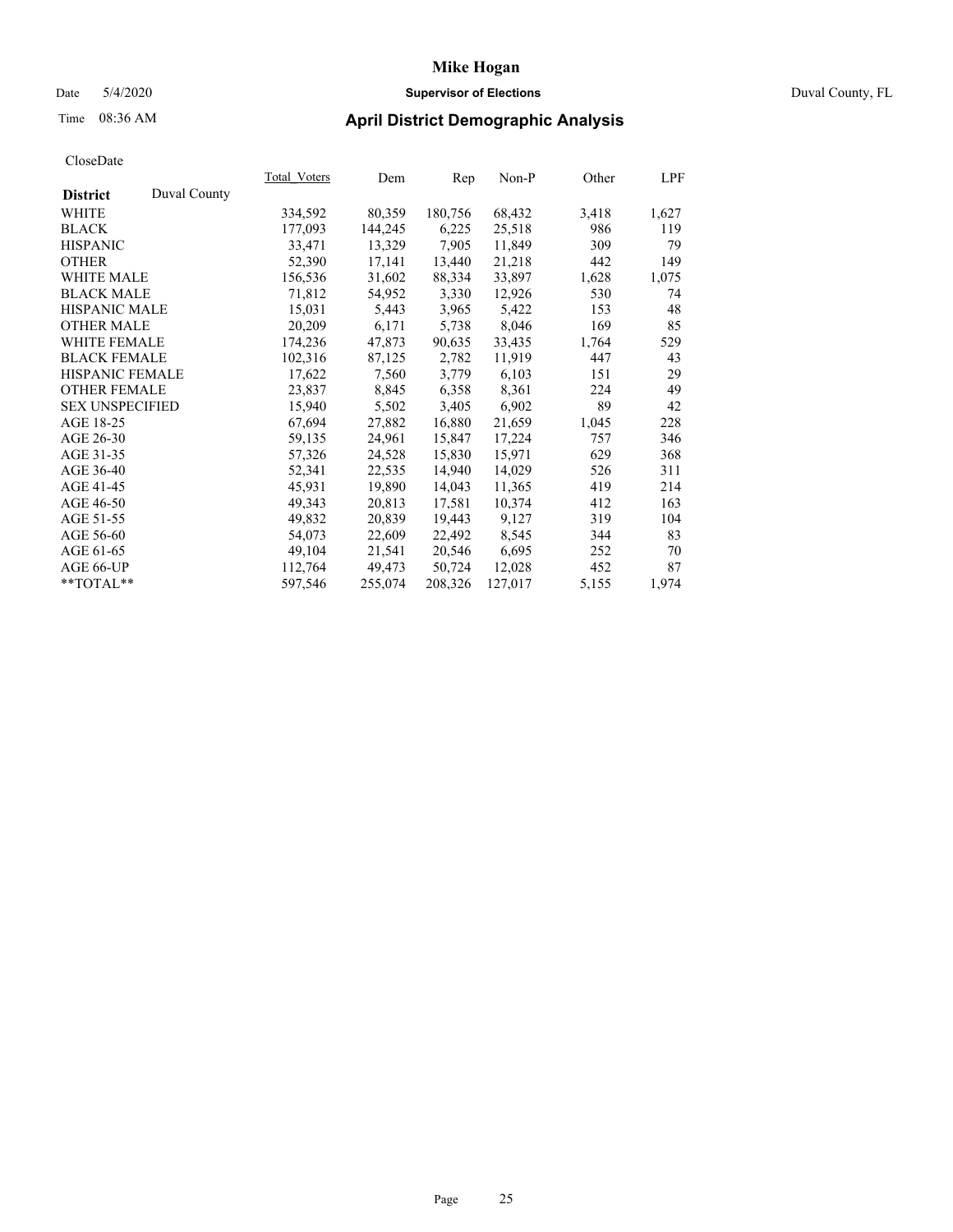# Mike Hogan

Date 5/4/2020 **Supervisor of Elections** Duval County, FL

Time 08:36 AM **April District Demographic Analysis**

CloseDate

| **District** Duval County | Total_Voters | Dem | Rep | Non-P | Other | LPF |
|---|---|---|---|---|---|---|
| WHITE | 334,592 | 80,359 | 180,756 | 68,432 | 3,418 | 1,627 |
| BLACK | 177,093 | 144,245 | 6,225 | 25,518 | 986 | 119 |
| HISPANIC | 33,471 | 13,329 | 7,905 | 11,849 | 309 | 79 |
| OTHER | 52,390 | 17,141 | 13,440 | 21,218 | 442 | 149 |
| WHITE MALE | 156,536 | 31,602 | 88,334 | 33,897 | 1,628 | 1,075 |
| BLACK MALE | 71,812 | 54,952 | 3,330 | 12,926 | 530 | 74 |
| HISPANIC MALE | 15,031 | 5,443 | 3,965 | 5,422 | 153 | 48 |
| OTHER MALE | 20,209 | 6,171 | 5,738 | 8,046 | 169 | 85 |
| WHITE FEMALE | 174,236 | 47,873 | 90,635 | 33,435 | 1,764 | 529 |
| BLACK FEMALE | 102,316 | 87,125 | 2,782 | 11,919 | 447 | 43 |
| HISPANIC FEMALE | 17,622 | 7,560 | 3,779 | 6,103 | 151 | 29 |
| OTHER FEMALE | 23,837 | 8,845 | 6,358 | 8,361 | 224 | 49 |
| SEX UNSPECIFIED | 15,940 | 5,502 | 3,405 | 6,902 | 89 | 42 |
| AGE 18-25 | 67,694 | 27,882 | 16,880 | 21,659 | 1,045 | 228 |
| AGE 26-30 | 59,135 | 24,961 | 15,847 | 17,224 | 757 | 346 |
| AGE 31-35 | 57,326 | 24,528 | 15,830 | 15,971 | 629 | 368 |
| AGE 36-40 | 52,341 | 22,535 | 14,940 | 14,029 | 526 | 311 |
| AGE 41-45 | 45,931 | 19,890 | 14,043 | 11,365 | 419 | 214 |
| AGE 46-50 | 49,343 | 20,813 | 17,581 | 10,374 | 412 | 163 |
| AGE 51-55 | 49,832 | 20,839 | 19,443 | 9,127 | 319 | 104 |
| AGE 56-60 | 54,073 | 22,609 | 22,492 | 8,545 | 344 | 83 |
| AGE 61-65 | 49,104 | 21,541 | 20,546 | 6,695 | 252 | 70 |
| AGE 66-UP | 112,764 | 49,473 | 50,724 | 12,028 | 452 | 87 |
| **TOTAL** | 597,546 | 255,074 | 208,326 | 127,017 | 5,155 | 1,974 |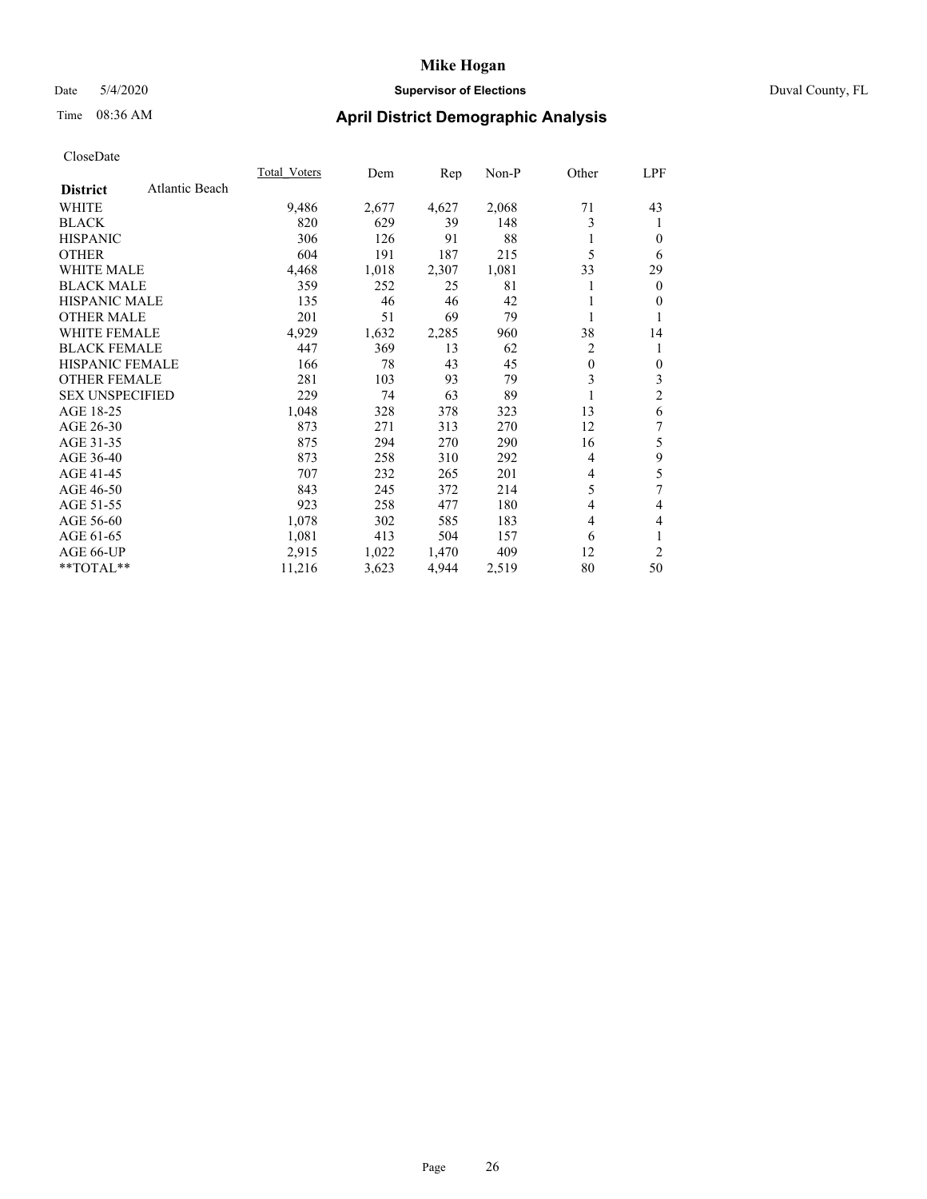CloseDate

| District | Atlantic Beach | Total_Voters | Dem | Rep | Non-P | Other | LPF |
|---|---|---|---|---|---|---|---|
| WHITE | | 9,486 | 2,677 | 4,627 | 2,068 | 71 | 43 |
| BLACK | | 820 | 629 | 39 | 148 | 3 | 1 |
| HISPANIC | | 306 | 126 | 91 | 88 | 1 | 0 |
| OTHER | | 604 | 191 | 187 | 215 | 5 | 6 |
| WHITE MALE | | 4,468 | 1,018 | 2,307 | 1,081 | 33 | 29 |
| BLACK MALE | | 359 | 252 | 25 | 81 | 1 | 0 |
| HISPANIC MALE | | 135 | 46 | 46 | 42 | 1 | 0 |
| OTHER MALE | | 201 | 51 | 69 | 79 | 1 | 1 |
| WHITE FEMALE | | 4,929 | 1,632 | 2,285 | 960 | 38 | 14 |
| BLACK FEMALE | | 447 | 369 | 13 | 62 | 2 | 1 |
| HISPANIC FEMALE | | 166 | 78 | 43 | 45 | 0 | 0 |
| OTHER FEMALE | | 281 | 103 | 93 | 79 | 3 | 3 |
| SEX UNSPECIFIED | | 229 | 74 | 63 | 89 | 1 | 2 |
| AGE 18-25 | | 1,048 | 328 | 378 | 323 | 13 | 6 |
| AGE 26-30 | | 873 | 271 | 313 | 270 | 12 | 7 |
| AGE 31-35 | | 875 | 294 | 270 | 290 | 16 | 5 |
| AGE 36-40 | | 873 | 258 | 310 | 292 | 4 | 9 |
| AGE 41-45 | | 707 | 232 | 265 | 201 | 4 | 5 |
| AGE 46-50 | | 843 | 245 | 372 | 214 | 5 | 7 |
| AGE 51-55 | | 923 | 258 | 477 | 180 | 4 | 4 |
| AGE 56-60 | | 1,078 | 302 | 585 | 183 | 4 | 4 |
| AGE 61-65 | | 1,081 | 413 | 504 | 157 | 6 | 1 |
| AGE 66-UP | | 2,915 | 1,022 | 1,470 | 409 | 12 | 2 |
| **TOTAL** | | 11,216 | 3,623 | 4,944 | 2,519 | 80 | 50 |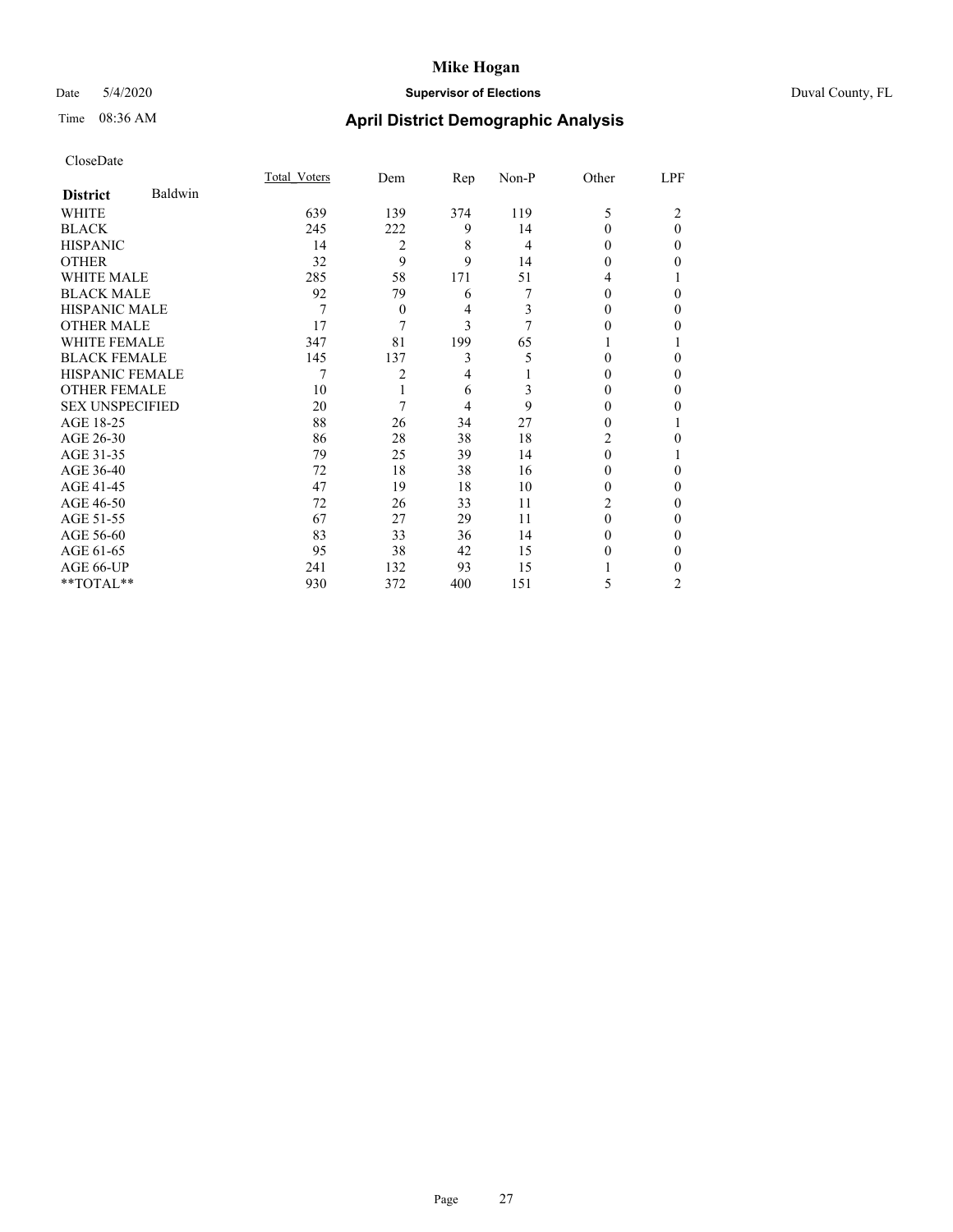# Mike Hogan

Date 5/4/2020 **Supervisor of Elections** Duval County, FL

Time 08:36 AM **April District Demographic Analysis**

CloseDate

| **District** Baldwin | Total_Voters | Dem | Rep | Non-P | Other | LPF |
|---|---|---|---|---|---|---|
| WHITE | 639 | 139 | 374 | 119 | 5 | 2 |
| BLACK | 245 | 222 | 9 | 14 | 0 | 0 |
| HISPANIC | 14 | 2 | 8 | 4 | 0 | 0 |
| OTHER | 32 | 9 | 9 | 14 | 0 | 0 |
| WHITE MALE | 285 | 58 | 171 | 51 | 4 | 1 |
| BLACK MALE | 92 | 79 | 6 | 7 | 0 | 0 |
| HISPANIC MALE | 7 | 0 | 4 | 3 | 0 | 0 |
| OTHER MALE | 17 | 7 | 3 | 7 | 0 | 0 |
| WHITE FEMALE | 347 | 81 | 199 | 65 | 1 | 1 |
| BLACK FEMALE | 145 | 137 | 3 | 5 | 0 | 0 |
| HISPANIC FEMALE | 7 | 2 | 4 | 1 | 0 | 0 |
| OTHER FEMALE | 10 | 1 | 6 | 3 | 0 | 0 |
| SEX UNSPECIFIED | 20 | 7 | 4 | 9 | 0 | 0 |
| AGE 18-25 | 88 | 26 | 34 | 27 | 0 | 1 |
| AGE 26-30 | 86 | 28 | 38 | 18 | 2 | 0 |
| AGE 31-35 | 79 | 25 | 39 | 14 | 0 | 1 |
| AGE 36-40 | 72 | 18 | 38 | 16 | 0 | 0 |
| AGE 41-45 | 47 | 19 | 18 | 10 | 0 | 0 |
| AGE 46-50 | 72 | 26 | 33 | 11 | 2 | 0 |
| AGE 51-55 | 67 | 27 | 29 | 11 | 0 | 0 |
| AGE 56-60 | 83 | 33 | 36 | 14 | 0 | 0 |
| AGE 61-65 | 95 | 38 | 42 | 15 | 0 | 0 |
| AGE 66-UP | 241 | 132 | 93 | 15 | 1 | 0 |
| **TOTAL** | 930 | 372 | 400 | 151 | 5 | 2 |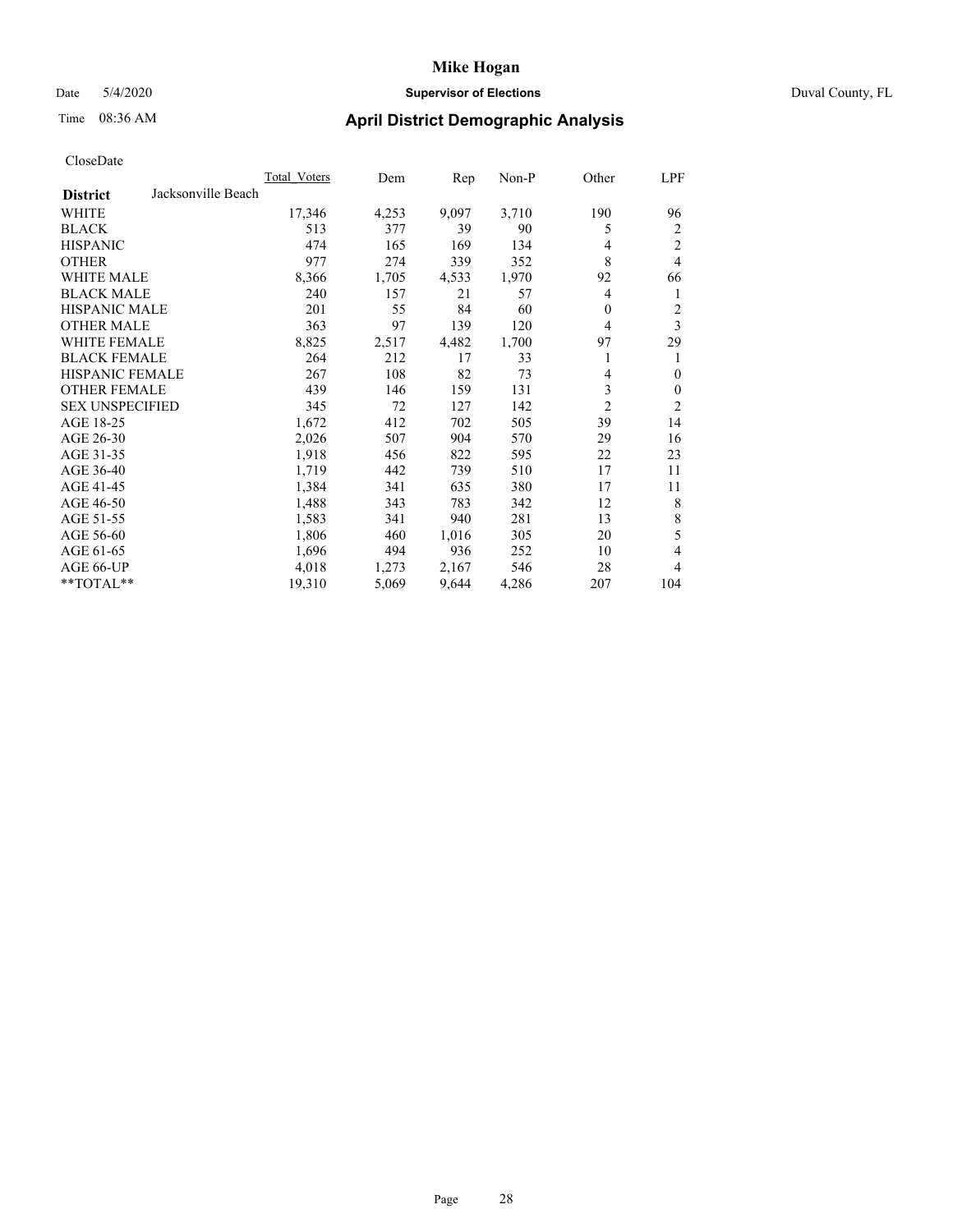# Mike Hogan

Date 5/4/2020 **Supervisor of Elections** Duval County, FL

Time 08:36 AM **April District Demographic Analysis**

CloseDate

| **District** Jacksonville Beach | Total_Voters | Dem | Rep | Non-P | Other | LPF |
|---|---|---|---|---|---|---|
| WHITE | 17,346 | 4,253 | 9,097 | 3,710 | 190 | 96 |
| BLACK | 513 | 377 | 39 | 90 | 5 | 2 |
| HISPANIC | 474 | 165 | 169 | 134 | 4 | 2 |
| OTHER | 977 | 274 | 339 | 352 | 8 | 4 |
| WHITE MALE | 8,366 | 1,705 | 4,533 | 1,970 | 92 | 66 |
| BLACK MALE | 240 | 157 | 21 | 57 | 4 | 1 |
| HISPANIC MALE | 201 | 55 | 84 | 60 | 0 | 2 |
| OTHER MALE | 363 | 97 | 139 | 120 | 4 | 3 |
| WHITE FEMALE | 8,825 | 2,517 | 4,482 | 1,700 | 97 | 29 |
| BLACK FEMALE | 264 | 212 | 17 | 33 | 1 | 1 |
| HISPANIC FEMALE | 267 | 108 | 82 | 73 | 4 | 0 |
| OTHER FEMALE | 439 | 146 | 159 | 131 | 3 | 0 |
| SEX UNSPECIFIED | 345 | 72 | 127 | 142 | 2 | 2 |
| AGE 18-25 | 1,672 | 412 | 702 | 505 | 39 | 14 |
| AGE 26-30 | 2,026 | 507 | 904 | 570 | 29 | 16 |
| AGE 31-35 | 1,918 | 456 | 822 | 595 | 22 | 23 |
| AGE 36-40 | 1,719 | 442 | 739 | 510 | 17 | 11 |
| AGE 41-45 | 1,384 | 341 | 635 | 380 | 17 | 11 |
| AGE 46-50 | 1,488 | 343 | 783 | 342 | 12 | 8 |
| AGE 51-55 | 1,583 | 341 | 940 | 281 | 13 | 8 |
| AGE 56-60 | 1,806 | 460 | 1,016 | 305 | 20 | 5 |
| AGE 61-65 | 1,696 | 494 | 936 | 252 | 10 | 4 |
| AGE 66-UP | 4,018 | 1,273 | 2,167 | 546 | 28 | 4 |
| **TOTAL** | 19,310 | 5,069 | 9,644 | 4,286 | 207 | 104 |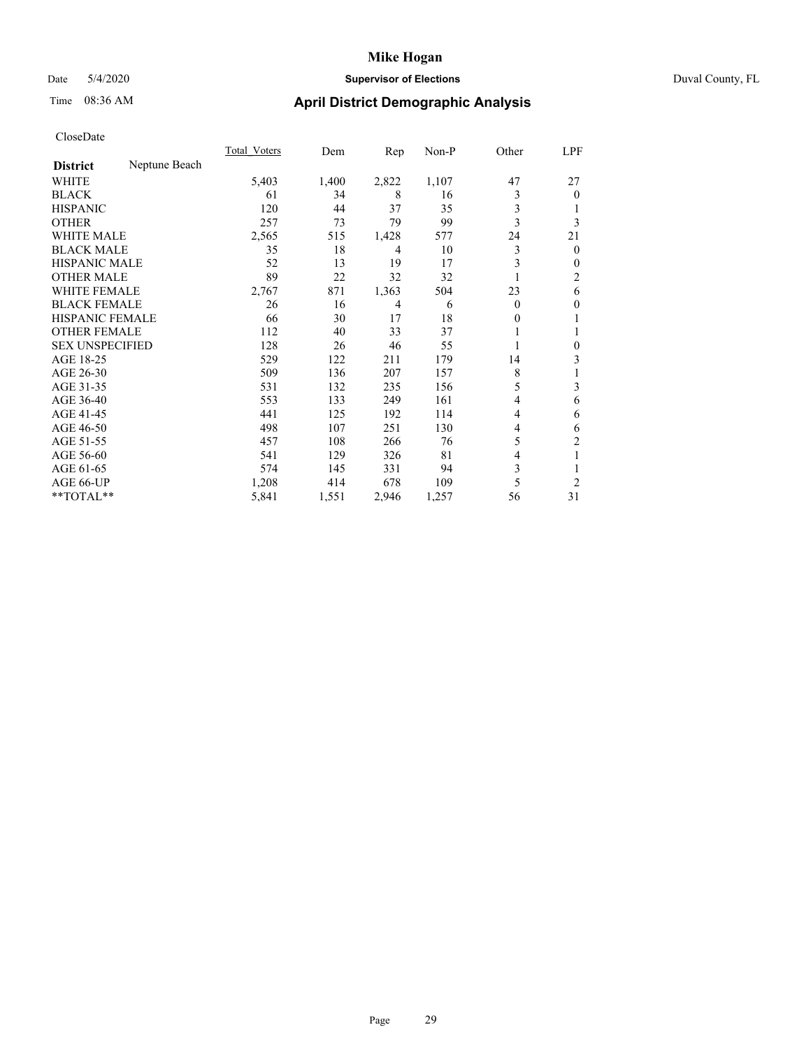CloseDate

| District | Neptune Beach | Total_Voters | Dem | Rep | Non-P | Other | LPF |
|---|---|---|---|---|---|---|---|
| WHITE | | 5,403 | 1,400 | 2,822 | 1,107 | 47 | 27 |
| BLACK | | 61 | 34 | 8 | 16 | 3 | 0 |
| HISPANIC | | 120 | 44 | 37 | 35 | 3 | 1 |
| OTHER | | 257 | 73 | 79 | 99 | 3 | 3 |
| WHITE MALE | | 2,565 | 515 | 1,428 | 577 | 24 | 21 |
| BLACK MALE | | 35 | 18 | 4 | 10 | 3 | 0 |
| HISPANIC MALE | | 52 | 13 | 19 | 17 | 3 | 0 |
| OTHER MALE | | 89 | 22 | 32 | 32 | 1 | 2 |
| WHITE FEMALE | | 2,767 | 871 | 1,363 | 504 | 23 | 6 |
| BLACK FEMALE | | 26 | 16 | 4 | 6 | 0 | 0 |
| HISPANIC FEMALE | | 66 | 30 | 17 | 18 | 0 | 1 |
| OTHER FEMALE | | 112 | 40 | 33 | 37 | 1 | 1 |
| SEX UNSPECIFIED | | 128 | 26 | 46 | 55 | 1 | 0 |
| AGE 18-25 | | 529 | 122 | 211 | 179 | 14 | 3 |
| AGE 26-30 | | 509 | 136 | 207 | 157 | 8 | 1 |
| AGE 31-35 | | 531 | 132 | 235 | 156 | 5 | 3 |
| AGE 36-40 | | 553 | 133 | 249 | 161 | 4 | 6 |
| AGE 41-45 | | 441 | 125 | 192 | 114 | 4 | 6 |
| AGE 46-50 | | 498 | 107 | 251 | 130 | 4 | 6 |
| AGE 51-55 | | 457 | 108 | 266 | 76 | 5 | 2 |
| AGE 56-60 | | 541 | 129 | 326 | 81 | 4 | 1 |
| AGE 61-65 | | 574 | 145 | 331 | 94 | 3 | 1 |
| AGE 66-UP | | 1,208 | 414 | 678 | 109 | 5 | 2 |
| **TOTAL** | | 5,841 | 1,551 | 2,946 | 1,257 | 56 | 31 |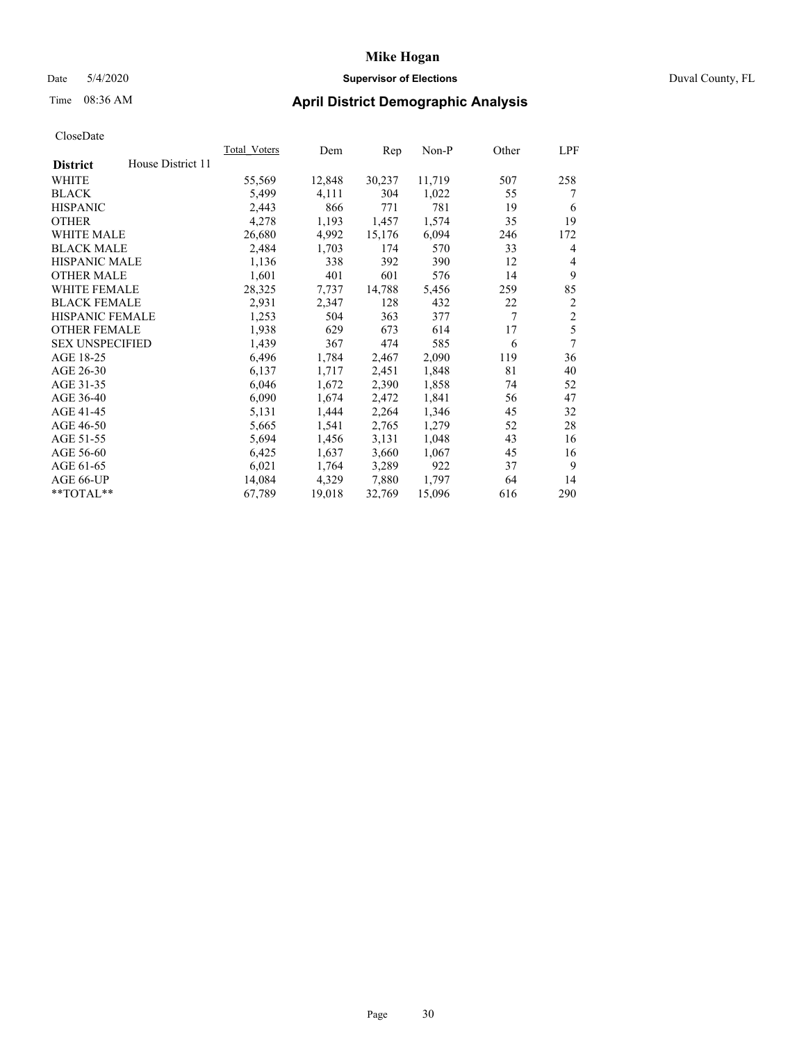# Mike Hogan

Date 5/4/2020 **Supervisor of Elections** Duval County, FL

Time 08:36 AM **April District Demographic Analysis**

CloseDate

| **District** House District 11 | Total_Voters | Dem | Rep | Non-P | Other | LPF |
|---|---|---|---|---|---|---|
| WHITE | 55,569 | 12,848 | 30,237 | 11,719 | 507 | 258 |
| BLACK | 5,499 | 4,111 | 304 | 1,022 | 55 | 7 |
| HISPANIC | 2,443 | 866 | 771 | 781 | 19 | 6 |
| OTHER | 4,278 | 1,193 | 1,457 | 1,574 | 35 | 19 |
| WHITE MALE | 26,680 | 4,992 | 15,176 | 6,094 | 246 | 172 |
| BLACK MALE | 2,484 | 1,703 | 174 | 570 | 33 | 4 |
| HISPANIC MALE | 1,136 | 338 | 392 | 390 | 12 | 4 |
| OTHER MALE | 1,601 | 401 | 601 | 576 | 14 | 9 |
| WHITE FEMALE | 28,325 | 7,737 | 14,788 | 5,456 | 259 | 85 |
| BLACK FEMALE | 2,931 | 2,347 | 128 | 432 | 22 | 2 |
| HISPANIC FEMALE | 1,253 | 504 | 363 | 377 | 7 | 2 |
| OTHER FEMALE | 1,938 | 629 | 673 | 614 | 17 | 5 |
| SEX UNSPECIFIED | 1,439 | 367 | 474 | 585 | 6 | 7 |
| AGE 18-25 | 6,496 | 1,784 | 2,467 | 2,090 | 119 | 36 |
| AGE 26-30 | 6,137 | 1,717 | 2,451 | 1,848 | 81 | 40 |
| AGE 31-35 | 6,046 | 1,672 | 2,390 | 1,858 | 74 | 52 |
| AGE 36-40 | 6,090 | 1,674 | 2,472 | 1,841 | 56 | 47 |
| AGE 41-45 | 5,131 | 1,444 | 2,264 | 1,346 | 45 | 32 |
| AGE 46-50 | 5,665 | 1,541 | 2,765 | 1,279 | 52 | 28 |
| AGE 51-55 | 5,694 | 1,456 | 3,131 | 1,048 | 43 | 16 |
| AGE 56-60 | 6,425 | 1,637 | 3,660 | 1,067 | 45 | 16 |
| AGE 61-65 | 6,021 | 1,764 | 3,289 | 922 | 37 | 9 |
| AGE 66-UP | 14,084 | 4,329 | 7,880 | 1,797 | 64 | 14 |
| **TOTAL** | 67,789 | 19,018 | 32,769 | 15,096 | 616 | 290 |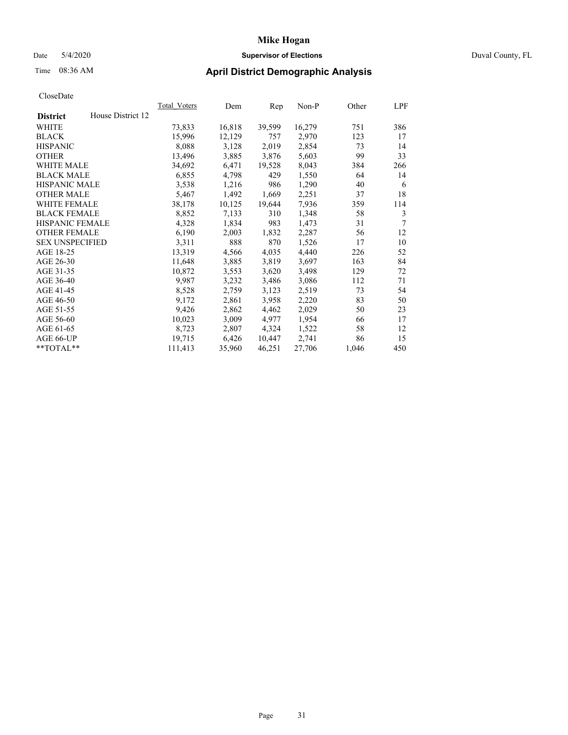# Mike Hogan

Date 5/4/2020 **Supervisor of Elections** Duval County, FL

Time 08:36 AM **April District Demographic Analysis**

CloseDate

| District | House District 12 | Total_Voters | Dem | Rep | Non-P | Other | LPF |
|---|---|---|---|---|---|---|---|
| WHITE | | 73,833 | 16,818 | 39,599 | 16,279 | 751 | 386 |
| BLACK | | 15,996 | 12,129 | 757 | 2,970 | 123 | 17 |
| HISPANIC | | 8,088 | 3,128 | 2,019 | 2,854 | 73 | 14 |
| OTHER | | 13,496 | 3,885 | 3,876 | 5,603 | 99 | 33 |
| WHITE MALE | | 34,692 | 6,471 | 19,528 | 8,043 | 384 | 266 |
| BLACK MALE | | 6,855 | 4,798 | 429 | 1,550 | 64 | 14 |
| HISPANIC MALE | | 3,538 | 1,216 | 986 | 1,290 | 40 | 6 |
| OTHER MALE | | 5,467 | 1,492 | 1,669 | 2,251 | 37 | 18 |
| WHITE FEMALE | | 38,178 | 10,125 | 19,644 | 7,936 | 359 | 114 |
| BLACK FEMALE | | 8,852 | 7,133 | 310 | 1,348 | 58 | 3 |
| HISPANIC FEMALE | | 4,328 | 1,834 | 983 | 1,473 | 31 | 7 |
| OTHER FEMALE | | 6,190 | 2,003 | 1,832 | 2,287 | 56 | 12 |
| SEX UNSPECIFIED | | 3,311 | 888 | 870 | 1,526 | 17 | 10 |
| AGE 18-25 | | 13,319 | 4,566 | 4,035 | 4,440 | 226 | 52 |
| AGE 26-30 | | 11,648 | 3,885 | 3,819 | 3,697 | 163 | 84 |
| AGE 31-35 | | 10,872 | 3,553 | 3,620 | 3,498 | 129 | 72 |
| AGE 36-40 | | 9,987 | 3,232 | 3,486 | 3,086 | 112 | 71 |
| AGE 41-45 | | 8,528 | 2,759 | 3,123 | 2,519 | 73 | 54 |
| AGE 46-50 | | 9,172 | 2,861 | 3,958 | 2,220 | 83 | 50 |
| AGE 51-55 | | 9,426 | 2,862 | 4,462 | 2,029 | 50 | 23 |
| AGE 56-60 | | 10,023 | 3,009 | 4,977 | 1,954 | 66 | 17 |
| AGE 61-65 | | 8,723 | 2,807 | 4,324 | 1,522 | 58 | 12 |
| AGE 66-UP | | 19,715 | 6,426 | 10,447 | 2,741 | 86 | 15 |
| **TOTAL** | | 111,413 | 35,960 | 46,251 | 27,706 | 1,046 | 450 |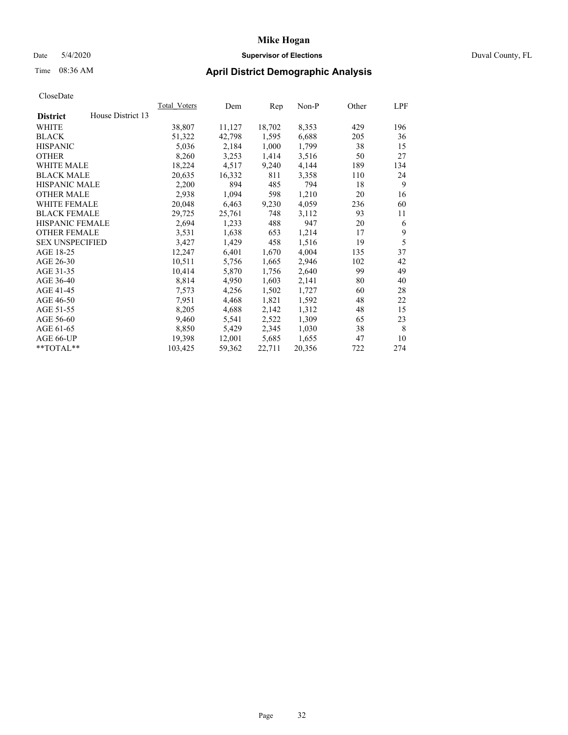# Mike Hogan

Date 5/4/2020 **Supervisor of Elections** Duval County, FL

Time 08:36 AM **April District Demographic Analysis**

CloseDate

| **District** House District 13 | Total_Voters | Dem | Rep | Non-P | Other | LPF |
|---|---|---|---|---|---|---|
| WHITE | 38,807 | 11,127 | 18,702 | 8,353 | 429 | 196 |
| BLACK | 51,322 | 42,798 | 1,595 | 6,688 | 205 | 36 |
| HISPANIC | 5,036 | 2,184 | 1,000 | 1,799 | 38 | 15 |
| OTHER | 8,260 | 3,253 | 1,414 | 3,516 | 50 | 27 |
| WHITE MALE | 18,224 | 4,517 | 9,240 | 4,144 | 189 | 134 |
| BLACK MALE | 20,635 | 16,332 | 811 | 3,358 | 110 | 24 |
| HISPANIC MALE | 2,200 | 894 | 485 | 794 | 18 | 9 |
| OTHER MALE | 2,938 | 1,094 | 598 | 1,210 | 20 | 16 |
| WHITE FEMALE | 20,048 | 6,463 | 9,230 | 4,059 | 236 | 60 |
| BLACK FEMALE | 29,725 | 25,761 | 748 | 3,112 | 93 | 11 |
| HISPANIC FEMALE | 2,694 | 1,233 | 488 | 947 | 20 | 6 |
| OTHER FEMALE | 3,531 | 1,638 | 653 | 1,214 | 17 | 9 |
| SEX UNSPECIFIED | 3,427 | 1,429 | 458 | 1,516 | 19 | 5 |
| AGE 18-25 | 12,247 | 6,401 | 1,670 | 4,004 | 135 | 37 |
| AGE 26-30 | 10,511 | 5,756 | 1,665 | 2,946 | 102 | 42 |
| AGE 31-35 | 10,414 | 5,870 | 1,756 | 2,640 | 99 | 49 |
| AGE 36-40 | 8,814 | 4,950 | 1,603 | 2,141 | 80 | 40 |
| AGE 41-45 | 7,573 | 4,256 | 1,502 | 1,727 | 60 | 28 |
| AGE 46-50 | 7,951 | 4,468 | 1,821 | 1,592 | 48 | 22 |
| AGE 51-55 | 8,205 | 4,688 | 2,142 | 1,312 | 48 | 15 |
| AGE 56-60 | 9,460 | 5,541 | 2,522 | 1,309 | 65 | 23 |
| AGE 61-65 | 8,850 | 5,429 | 2,345 | 1,030 | 38 | 8 |
| AGE 66-UP | 19,398 | 12,001 | 5,685 | 1,655 | 47 | 10 |
| **TOTAL** | 103,425 | 59,362 | 22,711 | 20,356 | 722 | 274 |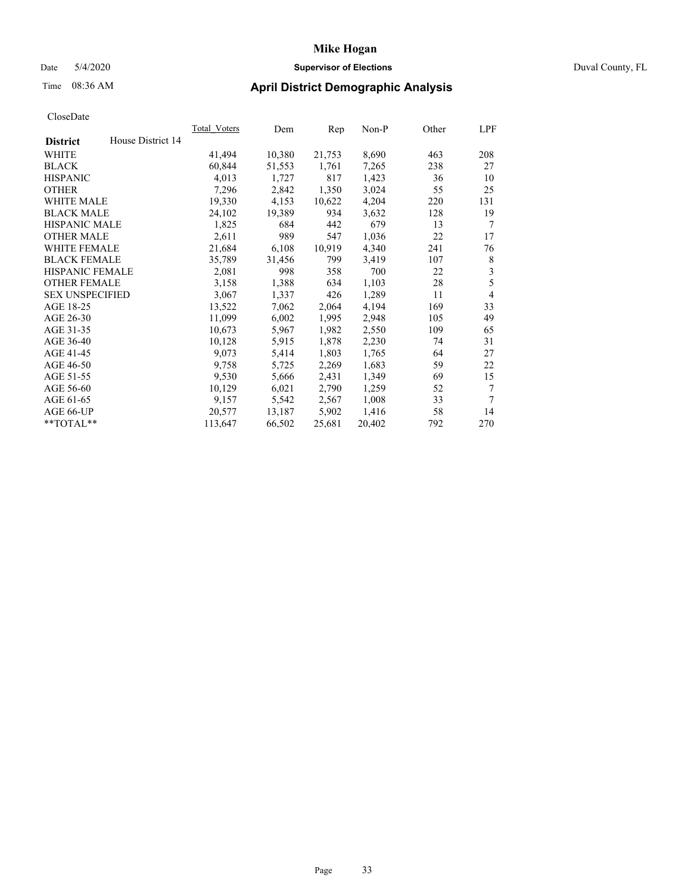# Mike Hogan

Date 5/4/2020 **Supervisor of Elections** Duval County, FL

Time 08:36 AM **April District Demographic Analysis**

CloseDate

| **District** House District 14 | Total_Voters | Dem | Rep | Non-P | Other | LPF |
|---|---|---|---|---|---|---|
| WHITE | 41,494 | 10,380 | 21,753 | 8,690 | 463 | 208 |
| BLACK | 60,844 | 51,553 | 1,761 | 7,265 | 238 | 27 |
| HISPANIC | 4,013 | 1,727 | 817 | 1,423 | 36 | 10 |
| OTHER | 7,296 | 2,842 | 1,350 | 3,024 | 55 | 25 |
| WHITE MALE | 19,330 | 4,153 | 10,622 | 4,204 | 220 | 131 |
| BLACK MALE | 24,102 | 19,389 | 934 | 3,632 | 128 | 19 |
| HISPANIC MALE | 1,825 | 684 | 442 | 679 | 13 | 7 |
| OTHER MALE | 2,611 | 989 | 547 | 1,036 | 22 | 17 |
| WHITE FEMALE | 21,684 | 6,108 | 10,919 | 4,340 | 241 | 76 |
| BLACK FEMALE | 35,789 | 31,456 | 799 | 3,419 | 107 | 8 |
| HISPANIC FEMALE | 2,081 | 998 | 358 | 700 | 22 | 3 |
| OTHER FEMALE | 3,158 | 1,388 | 634 | 1,103 | 28 | 5 |
| SEX UNSPECIFIED | 3,067 | 1,337 | 426 | 1,289 | 11 | 4 |
| AGE 18-25 | 13,522 | 7,062 | 2,064 | 4,194 | 169 | 33 |
| AGE 26-30 | 11,099 | 6,002 | 1,995 | 2,948 | 105 | 49 |
| AGE 31-35 | 10,673 | 5,967 | 1,982 | 2,550 | 109 | 65 |
| AGE 36-40 | 10,128 | 5,915 | 1,878 | 2,230 | 74 | 31 |
| AGE 41-45 | 9,073 | 5,414 | 1,803 | 1,765 | 64 | 27 |
| AGE 46-50 | 9,758 | 5,725 | 2,269 | 1,683 | 59 | 22 |
| AGE 51-55 | 9,530 | 5,666 | 2,431 | 1,349 | 69 | 15 |
| AGE 56-60 | 10,129 | 6,021 | 2,790 | 1,259 | 52 | 7 |
| AGE 61-65 | 9,157 | 5,542 | 2,567 | 1,008 | 33 | 7 |
| AGE 66-UP | 20,577 | 13,187 | 5,902 | 1,416 | 58 | 14 |
| **TOTAL** | 113,647 | 66,502 | 25,681 | 20,402 | 792 | 270 |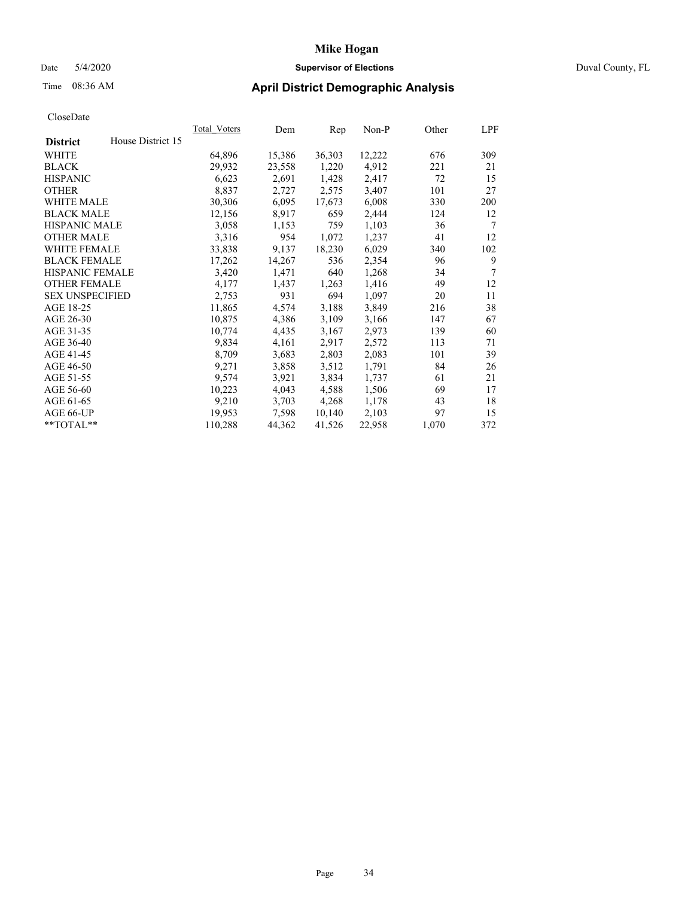# Mike Hogan

Date 5/4/2020 **Supervisor of Elections** Duval County, FL

Time 08:36 AM **April District Demographic Analysis**

CloseDate

| **District** House District 15 | Total_Voters | Dem | Rep | Non-P | Other | LPF |
|---|---|---|---|---|---|---|
| WHITE | 64,896 | 15,386 | 36,303 | 12,222 | 676 | 309 |
| BLACK | 29,932 | 23,558 | 1,220 | 4,912 | 221 | 21 |
| HISPANIC | 6,623 | 2,691 | 1,428 | 2,417 | 72 | 15 |
| OTHER | 8,837 | 2,727 | 2,575 | 3,407 | 101 | 27 |
| WHITE MALE | 30,306 | 6,095 | 17,673 | 6,008 | 330 | 200 |
| BLACK MALE | 12,156 | 8,917 | 659 | 2,444 | 124 | 12 |
| HISPANIC MALE | 3,058 | 1,153 | 759 | 1,103 | 36 | 7 |
| OTHER MALE | 3,316 | 954 | 1,072 | 1,237 | 41 | 12 |
| WHITE FEMALE | 33,838 | 9,137 | 18,230 | 6,029 | 340 | 102 |
| BLACK FEMALE | 17,262 | 14,267 | 536 | 2,354 | 96 | 9 |
| HISPANIC FEMALE | 3,420 | 1,471 | 640 | 1,268 | 34 | 7 |
| OTHER FEMALE | 4,177 | 1,437 | 1,263 | 1,416 | 49 | 12 |
| SEX UNSPECIFIED | 2,753 | 931 | 694 | 1,097 | 20 | 11 |
| AGE 18-25 | 11,865 | 4,574 | 3,188 | 3,849 | 216 | 38 |
| AGE 26-30 | 10,875 | 4,386 | 3,109 | 3,166 | 147 | 67 |
| AGE 31-35 | 10,774 | 4,435 | 3,167 | 2,973 | 139 | 60 |
| AGE 36-40 | 9,834 | 4,161 | 2,917 | 2,572 | 113 | 71 |
| AGE 41-45 | 8,709 | 3,683 | 2,803 | 2,083 | 101 | 39 |
| AGE 46-50 | 9,271 | 3,858 | 3,512 | 1,791 | 84 | 26 |
| AGE 51-55 | 9,574 | 3,921 | 3,834 | 1,737 | 61 | 21 |
| AGE 56-60 | 10,223 | 4,043 | 4,588 | 1,506 | 69 | 17 |
| AGE 61-65 | 9,210 | 3,703 | 4,268 | 1,178 | 43 | 18 |
| AGE 66-UP | 19,953 | 7,598 | 10,140 | 2,103 | 97 | 15 |
| **TOTAL** | 110,288 | 44,362 | 41,526 | 22,958 | 1,070 | 372 |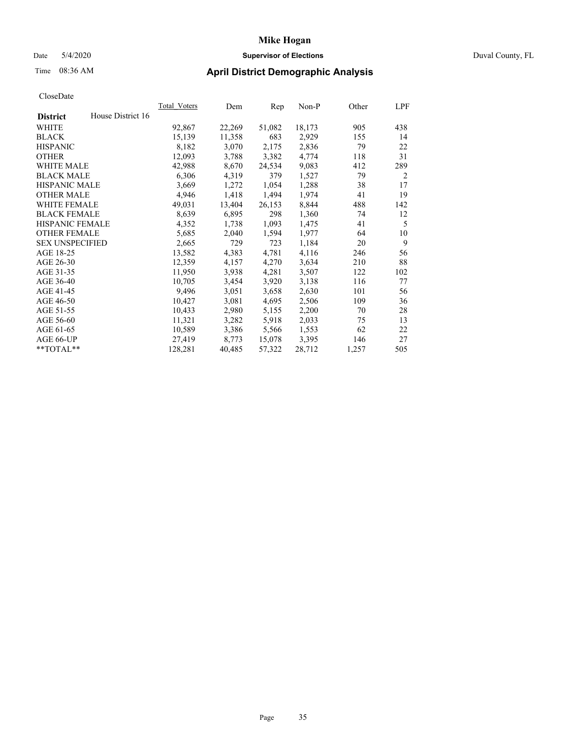# Mike Hogan

Date 5/4/2020 **Supervisor of Elections** Duval County, FL

Time 08:36 AM **April District Demographic Analysis**

CloseDate

| **District** House District 16 | Total_Voters | Dem | Rep | Non-P | Other | LPF |
|---|---|---|---|---|---|---|
| WHITE | 92,867 | 22,269 | 51,082 | 18,173 | 905 | 438 |
| BLACK | 15,139 | 11,358 | 683 | 2,929 | 155 | 14 |
| HISPANIC | 8,182 | 3,070 | 2,175 | 2,836 | 79 | 22 |
| OTHER | 12,093 | 3,788 | 3,382 | 4,774 | 118 | 31 |
| WHITE MALE | 42,988 | 8,670 | 24,534 | 9,083 | 412 | 289 |
| BLACK MALE | 6,306 | 4,319 | 379 | 1,527 | 79 | 2 |
| HISPANIC MALE | 3,669 | 1,272 | 1,054 | 1,288 | 38 | 17 |
| OTHER MALE | 4,946 | 1,418 | 1,494 | 1,974 | 41 | 19 |
| WHITE FEMALE | 49,031 | 13,404 | 26,153 | 8,844 | 488 | 142 |
| BLACK FEMALE | 8,639 | 6,895 | 298 | 1,360 | 74 | 12 |
| HISPANIC FEMALE | 4,352 | 1,738 | 1,093 | 1,475 | 41 | 5 |
| OTHER FEMALE | 5,685 | 2,040 | 1,594 | 1,977 | 64 | 10 |
| SEX UNSPECIFIED | 2,665 | 729 | 723 | 1,184 | 20 | 9 |
| AGE 18-25 | 13,582 | 4,383 | 4,781 | 4,116 | 246 | 56 |
| AGE 26-30 | 12,359 | 4,157 | 4,270 | 3,634 | 210 | 88 |
| AGE 31-35 | 11,950 | 3,938 | 4,281 | 3,507 | 122 | 102 |
| AGE 36-40 | 10,705 | 3,454 | 3,920 | 3,138 | 116 | 77 |
| AGE 41-45 | 9,496 | 3,051 | 3,658 | 2,630 | 101 | 56 |
| AGE 46-50 | 10,427 | 3,081 | 4,695 | 2,506 | 109 | 36 |
| AGE 51-55 | 10,433 | 2,980 | 5,155 | 2,200 | 70 | 28 |
| AGE 56-60 | 11,321 | 3,282 | 5,918 | 2,033 | 75 | 13 |
| AGE 61-65 | 10,589 | 3,386 | 5,566 | 1,553 | 62 | 22 |
| AGE 66-UP | 27,419 | 8,773 | 15,078 | 3,395 | 146 | 27 |
| **TOTAL** | 128,281 | 40,485 | 57,322 | 28,712 | 1,257 | 505 |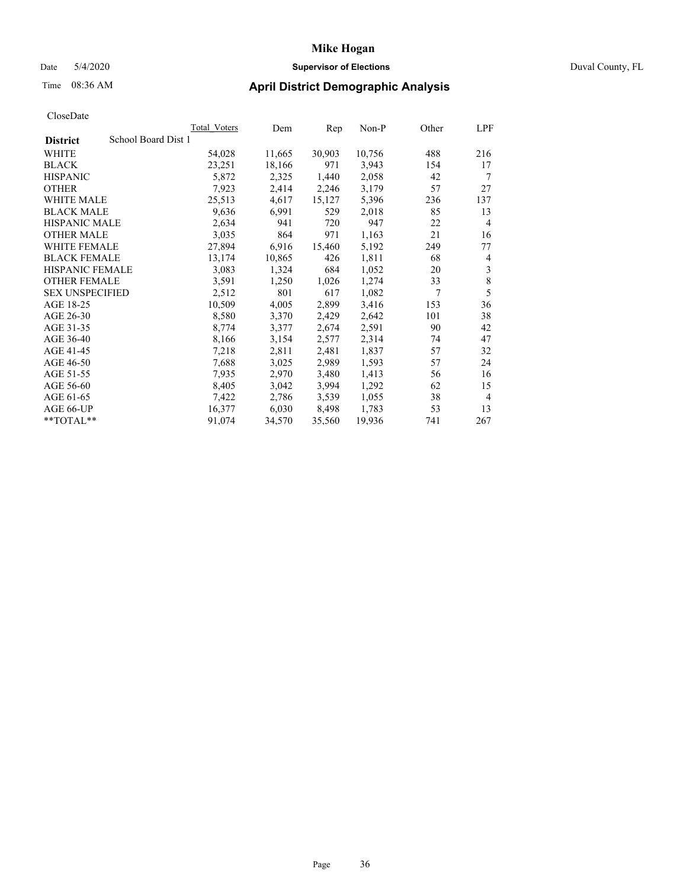# Mike Hogan

Date 5/4/2020 **Supervisor of Elections** Duval County, FL

Time 08:36 AM **April District Demographic Analysis**

CloseDate

| District | School Board Dist 1 | Total_Voters | Dem | Rep | Non-P | Other | LPF |
|---|---|---|---|---|---|---|---|
| WHITE | | 54,028 | 11,665 | 30,903 | 10,756 | 488 | 216 |
| BLACK | | 23,251 | 18,166 | 971 | 3,943 | 154 | 17 |
| HISPANIC | | 5,872 | 2,325 | 1,440 | 2,058 | 42 | 7 |
| OTHER | | 7,923 | 2,414 | 2,246 | 3,179 | 57 | 27 |
| WHITE MALE | | 25,513 | 4,617 | 15,127 | 5,396 | 236 | 137 |
| BLACK MALE | | 9,636 | 6,991 | 529 | 2,018 | 85 | 13 |
| HISPANIC MALE | | 2,634 | 941 | 720 | 947 | 22 | 4 |
| OTHER MALE | | 3,035 | 864 | 971 | 1,163 | 21 | 16 |
| WHITE FEMALE | | 27,894 | 6,916 | 15,460 | 5,192 | 249 | 77 |
| BLACK FEMALE | | 13,174 | 10,865 | 426 | 1,811 | 68 | 4 |
| HISPANIC FEMALE | | 3,083 | 1,324 | 684 | 1,052 | 20 | 3 |
| OTHER FEMALE | | 3,591 | 1,250 | 1,026 | 1,274 | 33 | 8 |
| SEX UNSPECIFIED | | 2,512 | 801 | 617 | 1,082 | 7 | 5 |
| AGE 18-25 | | 10,509 | 4,005 | 2,899 | 3,416 | 153 | 36 |
| AGE 26-30 | | 8,580 | 3,370 | 2,429 | 2,642 | 101 | 38 |
| AGE 31-35 | | 8,774 | 3,377 | 2,674 | 2,591 | 90 | 42 |
| AGE 36-40 | | 8,166 | 3,154 | 2,577 | 2,314 | 74 | 47 |
| AGE 41-45 | | 7,218 | 2,811 | 2,481 | 1,837 | 57 | 32 |
| AGE 46-50 | | 7,688 | 3,025 | 2,989 | 1,593 | 57 | 24 |
| AGE 51-55 | | 7,935 | 2,970 | 3,480 | 1,413 | 56 | 16 |
| AGE 56-60 | | 8,405 | 3,042 | 3,994 | 1,292 | 62 | 15 |
| AGE 61-65 | | 7,422 | 2,786 | 3,539 | 1,055 | 38 | 4 |
| AGE 66-UP | | 16,377 | 6,030 | 8,498 | 1,783 | 53 | 13 |
| **TOTAL** | | 91,074 | 34,570 | 35,560 | 19,936 | 741 | 267 |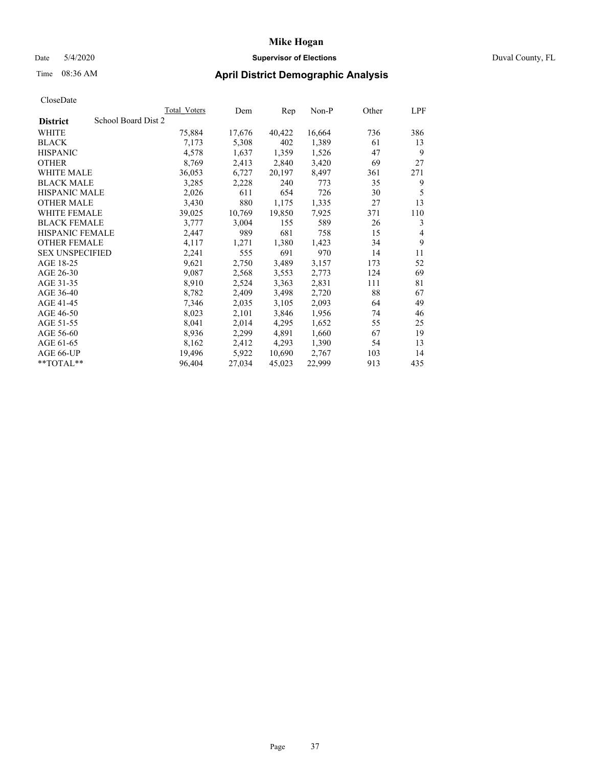# Mike Hogan

Date 5/4/2020 **Supervisor of Elections** Duval County, FL

Time 08:36 AM **April District Demographic Analysis**

CloseDate

| District | School Board Dist 2 | Total_Voters | Dem | Rep | Non-P | Other | LPF |
|---|---|---|---|---|---|---|---|
| WHITE | | 75,884 | 17,676 | 40,422 | 16,664 | 736 | 386 |
| BLACK | | 7,173 | 5,308 | 402 | 1,389 | 61 | 13 |
| HISPANIC | | 4,578 | 1,637 | 1,359 | 1,526 | 47 | 9 |
| OTHER | | 8,769 | 2,413 | 2,840 | 3,420 | 69 | 27 |
| WHITE MALE | | 36,053 | 6,727 | 20,197 | 8,497 | 361 | 271 |
| BLACK MALE | | 3,285 | 2,228 | 240 | 773 | 35 | 9 |
| HISPANIC MALE | | 2,026 | 611 | 654 | 726 | 30 | 5 |
| OTHER MALE | | 3,430 | 880 | 1,175 | 1,335 | 27 | 13 |
| WHITE FEMALE | | 39,025 | 10,769 | 19,850 | 7,925 | 371 | 110 |
| BLACK FEMALE | | 3,777 | 3,004 | 155 | 589 | 26 | 3 |
| HISPANIC FEMALE | | 2,447 | 989 | 681 | 758 | 15 | 4 |
| OTHER FEMALE | | 4,117 | 1,271 | 1,380 | 1,423 | 34 | 9 |
| SEX UNSPECIFIED | | 2,241 | 555 | 691 | 970 | 14 | 11 |
| AGE 18-25 | | 9,621 | 2,750 | 3,489 | 3,157 | 173 | 52 |
| AGE 26-30 | | 9,087 | 2,568 | 3,553 | 2,773 | 124 | 69 |
| AGE 31-35 | | 8,910 | 2,524 | 3,363 | 2,831 | 111 | 81 |
| AGE 36-40 | | 8,782 | 2,409 | 3,498 | 2,720 | 88 | 67 |
| AGE 41-45 | | 7,346 | 2,035 | 3,105 | 2,093 | 64 | 49 |
| AGE 46-50 | | 8,023 | 2,101 | 3,846 | 1,956 | 74 | 46 |
| AGE 51-55 | | 8,041 | 2,014 | 4,295 | 1,652 | 55 | 25 |
| AGE 56-60 | | 8,936 | 2,299 | 4,891 | 1,660 | 67 | 19 |
| AGE 61-65 | | 8,162 | 2,412 | 4,293 | 1,390 | 54 | 13 |
| AGE 66-UP | | 19,496 | 5,922 | 10,690 | 2,767 | 103 | 14 |
| **TOTAL** | | 96,404 | 27,034 | 45,023 | 22,999 | 913 | 435 |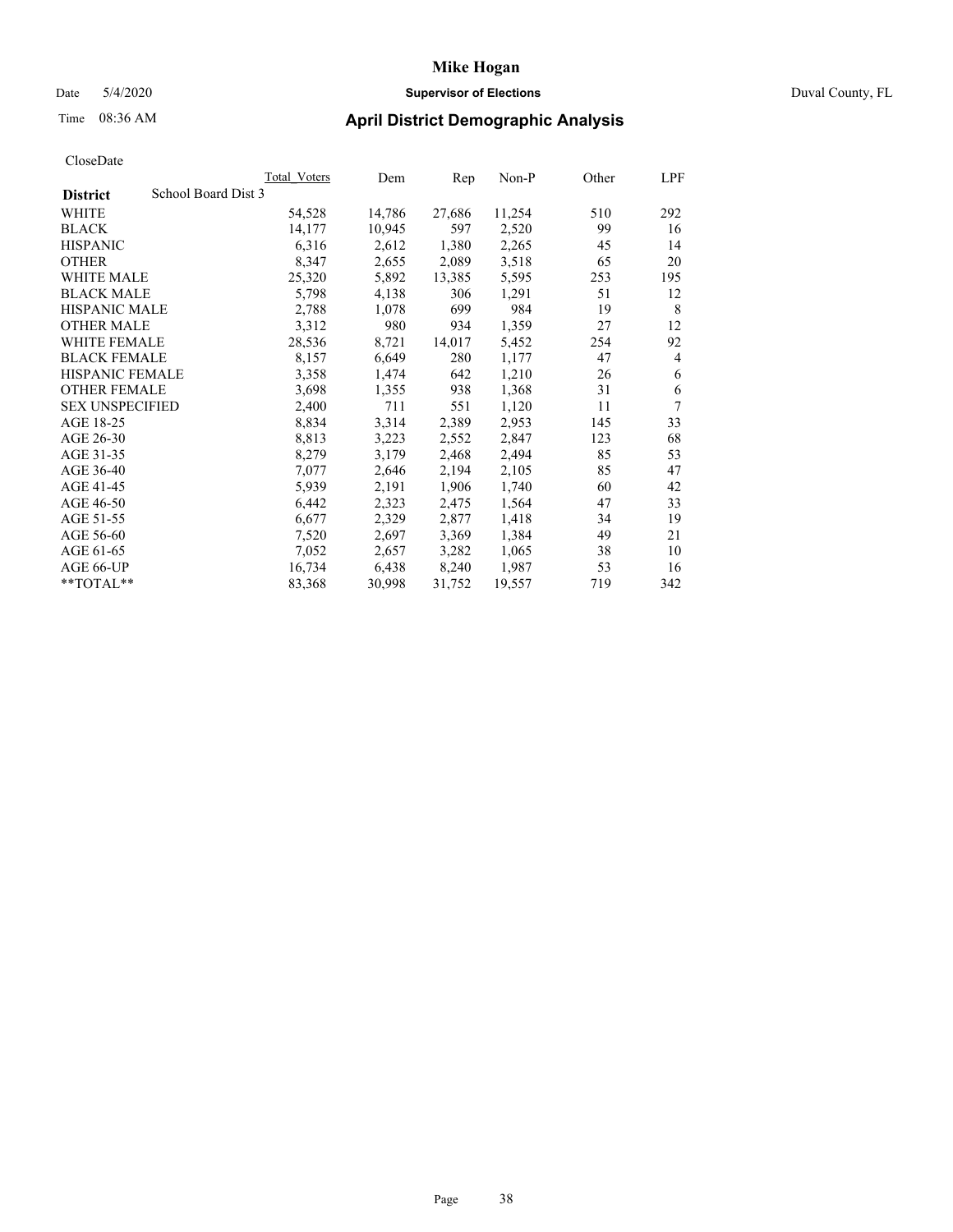# Mike Hogan

Date 5/4/2020 **Supervisor of Elections** Duval County, FL

Time 08:36 AM **April District Demographic Analysis**

CloseDate

| District | School Board Dist 3 | Total_Voters | Dem | Rep | Non-P | Other | LPF |
|---|---|---|---|---|---|---|---|
| WHITE | | 54,528 | 14,786 | 27,686 | 11,254 | 510 | 292 |
| BLACK | | 14,177 | 10,945 | 597 | 2,520 | 99 | 16 |
| HISPANIC | | 6,316 | 2,612 | 1,380 | 2,265 | 45 | 14 |
| OTHER | | 8,347 | 2,655 | 2,089 | 3,518 | 65 | 20 |
| WHITE MALE | | 25,320 | 5,892 | 13,385 | 5,595 | 253 | 195 |
| BLACK MALE | | 5,798 | 4,138 | 306 | 1,291 | 51 | 12 |
| HISPANIC MALE | | 2,788 | 1,078 | 699 | 984 | 19 | 8 |
| OTHER MALE | | 3,312 | 980 | 934 | 1,359 | 27 | 12 |
| WHITE FEMALE | | 28,536 | 8,721 | 14,017 | 5,452 | 254 | 92 |
| BLACK FEMALE | | 8,157 | 6,649 | 280 | 1,177 | 47 | 4 |
| HISPANIC FEMALE | | 3,358 | 1,474 | 642 | 1,210 | 26 | 6 |
| OTHER FEMALE | | 3,698 | 1,355 | 938 | 1,368 | 31 | 6 |
| SEX UNSPECIFIED | | 2,400 | 711 | 551 | 1,120 | 11 | 7 |
| AGE 18-25 | | 8,834 | 3,314 | 2,389 | 2,953 | 145 | 33 |
| AGE 26-30 | | 8,813 | 3,223 | 2,552 | 2,847 | 123 | 68 |
| AGE 31-35 | | 8,279 | 3,179 | 2,468 | 2,494 | 85 | 53 |
| AGE 36-40 | | 7,077 | 2,646 | 2,194 | 2,105 | 85 | 47 |
| AGE 41-45 | | 5,939 | 2,191 | 1,906 | 1,740 | 60 | 42 |
| AGE 46-50 | | 6,442 | 2,323 | 2,475 | 1,564 | 47 | 33 |
| AGE 51-55 | | 6,677 | 2,329 | 2,877 | 1,418 | 34 | 19 |
| AGE 56-60 | | 7,520 | 2,697 | 3,369 | 1,384 | 49 | 21 |
| AGE 61-65 | | 7,052 | 2,657 | 3,282 | 1,065 | 38 | 10 |
| AGE 66-UP | | 16,734 | 6,438 | 8,240 | 1,987 | 53 | 16 |
| **TOTAL** | | 83,368 | 30,998 | 31,752 | 19,557 | 719 | 342 |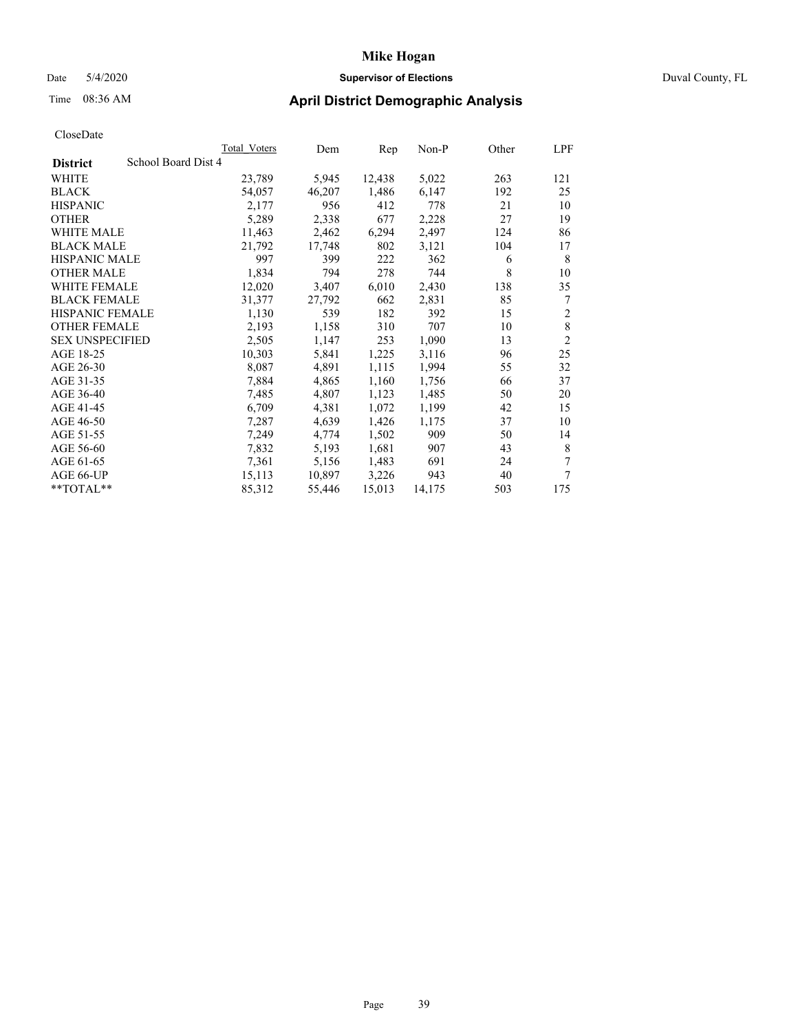CloseDate

| District | School Board Dist 4 | Total_Voters | Dem | Rep | Non-P | Other | LPF |
|---|---|---|---|---|---|---|---|
| WHITE | | 23,789 | 5,945 | 12,438 | 5,022 | 263 | 121 |
| BLACK | | 54,057 | 46,207 | 1,486 | 6,147 | 192 | 25 |
| HISPANIC | | 2,177 | 956 | 412 | 778 | 21 | 10 |
| OTHER | | 5,289 | 2,338 | 677 | 2,228 | 27 | 19 |
| WHITE MALE | | 11,463 | 2,462 | 6,294 | 2,497 | 124 | 86 |
| BLACK MALE | | 21,792 | 17,748 | 802 | 3,121 | 104 | 17 |
| HISPANIC MALE | | 997 | 399 | 222 | 362 | 6 | 8 |
| OTHER MALE | | 1,834 | 794 | 278 | 744 | 8 | 10 |
| WHITE FEMALE | | 12,020 | 3,407 | 6,010 | 2,430 | 138 | 35 |
| BLACK FEMALE | | 31,377 | 27,792 | 662 | 2,831 | 85 | 7 |
| HISPANIC FEMALE | | 1,130 | 539 | 182 | 392 | 15 | 2 |
| OTHER FEMALE | | 2,193 | 1,158 | 310 | 707 | 10 | 8 |
| SEX UNSPECIFIED | | 2,505 | 1,147 | 253 | 1,090 | 13 | 2 |
| AGE 18-25 | | 10,303 | 5,841 | 1,225 | 3,116 | 96 | 25 |
| AGE 26-30 | | 8,087 | 4,891 | 1,115 | 1,994 | 55 | 32 |
| AGE 31-35 | | 7,884 | 4,865 | 1,160 | 1,756 | 66 | 37 |
| AGE 36-40 | | 7,485 | 4,807 | 1,123 | 1,485 | 50 | 20 |
| AGE 41-45 | | 6,709 | 4,381 | 1,072 | 1,199 | 42 | 15 |
| AGE 46-50 | | 7,287 | 4,639 | 1,426 | 1,175 | 37 | 10 |
| AGE 51-55 | | 7,249 | 4,774 | 1,502 | 909 | 50 | 14 |
| AGE 56-60 | | 7,832 | 5,193 | 1,681 | 907 | 43 | 8 |
| AGE 61-65 | | 7,361 | 5,156 | 1,483 | 691 | 24 | 7 |
| AGE 66-UP | | 15,113 | 10,897 | 3,226 | 943 | 40 | 7 |
| **TOTAL** | | 85,312 | 55,446 | 15,013 | 14,175 | 503 | 175 |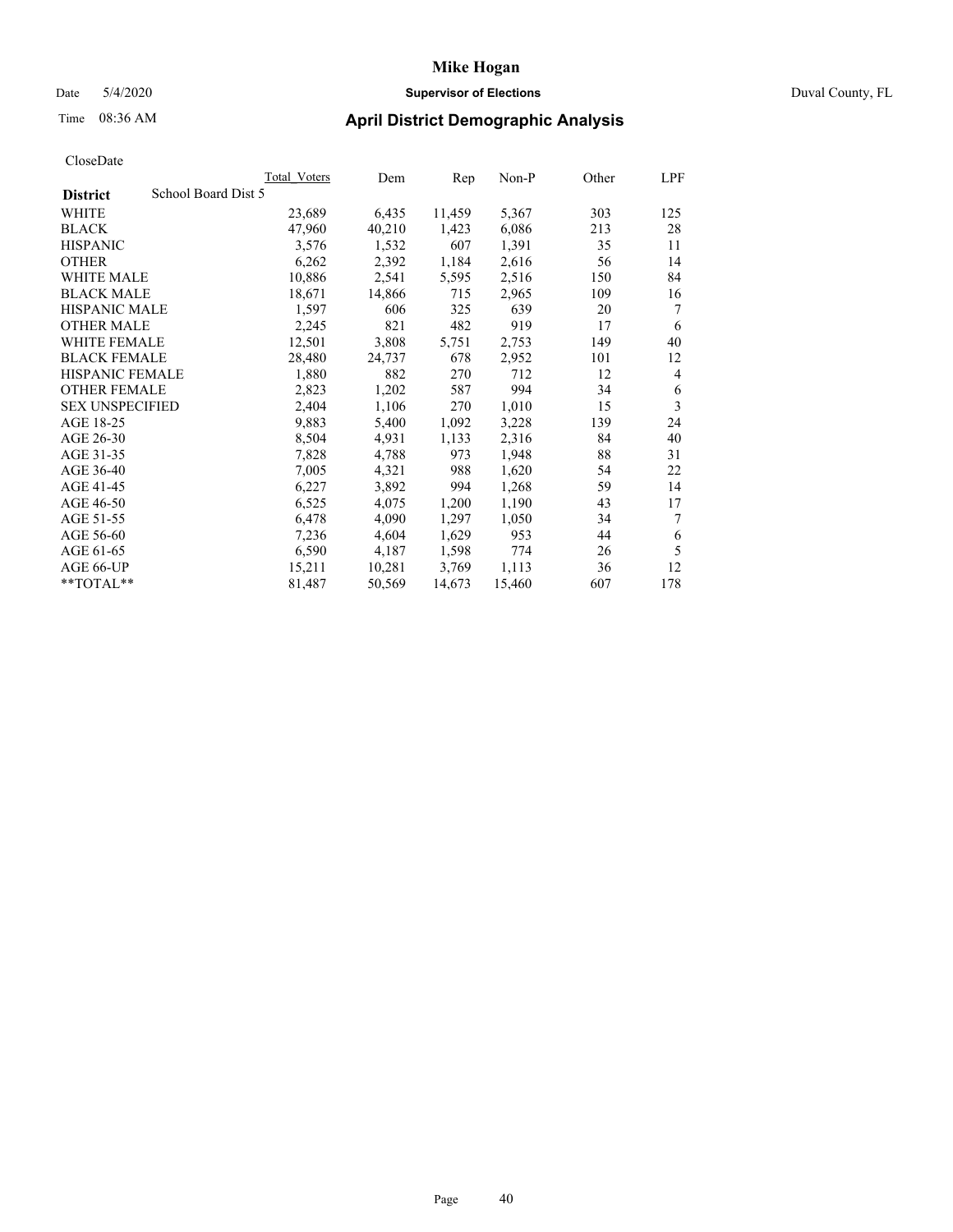# Mike Hogan

Date 5/4/2020 **Supervisor of Elections** Duval County, FL

Time 08:36 AM **April District Demographic Analysis**

CloseDate

| District | School Board Dist 5 | Total_Voters | Dem | Rep | Non-P | Other | LPF |
|---|---|---|---|---|---|---|---|
| WHITE | | 23,689 | 6,435 | 11,459 | 5,367 | 303 | 125 |
| BLACK | | 47,960 | 40,210 | 1,423 | 6,086 | 213 | 28 |
| HISPANIC | | 3,576 | 1,532 | 607 | 1,391 | 35 | 11 |
| OTHER | | 6,262 | 2,392 | 1,184 | 2,616 | 56 | 14 |
| WHITE MALE | | 10,886 | 2,541 | 5,595 | 2,516 | 150 | 84 |
| BLACK MALE | | 18,671 | 14,866 | 715 | 2,965 | 109 | 16 |
| HISPANIC MALE | | 1,597 | 606 | 325 | 639 | 20 | 7 |
| OTHER MALE | | 2,245 | 821 | 482 | 919 | 17 | 6 |
| WHITE FEMALE | | 12,501 | 3,808 | 5,751 | 2,753 | 149 | 40 |
| BLACK FEMALE | | 28,480 | 24,737 | 678 | 2,952 | 101 | 12 |
| HISPANIC FEMALE | | 1,880 | 882 | 270 | 712 | 12 | 4 |
| OTHER FEMALE | | 2,823 | 1,202 | 587 | 994 | 34 | 6 |
| SEX UNSPECIFIED | | 2,404 | 1,106 | 270 | 1,010 | 15 | 3 |
| AGE 18-25 | | 9,883 | 5,400 | 1,092 | 3,228 | 139 | 24 |
| AGE 26-30 | | 8,504 | 4,931 | 1,133 | 2,316 | 84 | 40 |
| AGE 31-35 | | 7,828 | 4,788 | 973 | 1,948 | 88 | 31 |
| AGE 36-40 | | 7,005 | 4,321 | 988 | 1,620 | 54 | 22 |
| AGE 41-45 | | 6,227 | 3,892 | 994 | 1,268 | 59 | 14 |
| AGE 46-50 | | 6,525 | 4,075 | 1,200 | 1,190 | 43 | 17 |
| AGE 51-55 | | 6,478 | 4,090 | 1,297 | 1,050 | 34 | 7 |
| AGE 56-60 | | 7,236 | 4,604 | 1,629 | 953 | 44 | 6 |
| AGE 61-65 | | 6,590 | 4,187 | 1,598 | 774 | 26 | 5 |
| AGE 66-UP | | 15,211 | 10,281 | 3,769 | 1,113 | 36 | 12 |
| **TOTAL** | | 81,487 | 50,569 | 14,673 | 15,460 | 607 | 178 |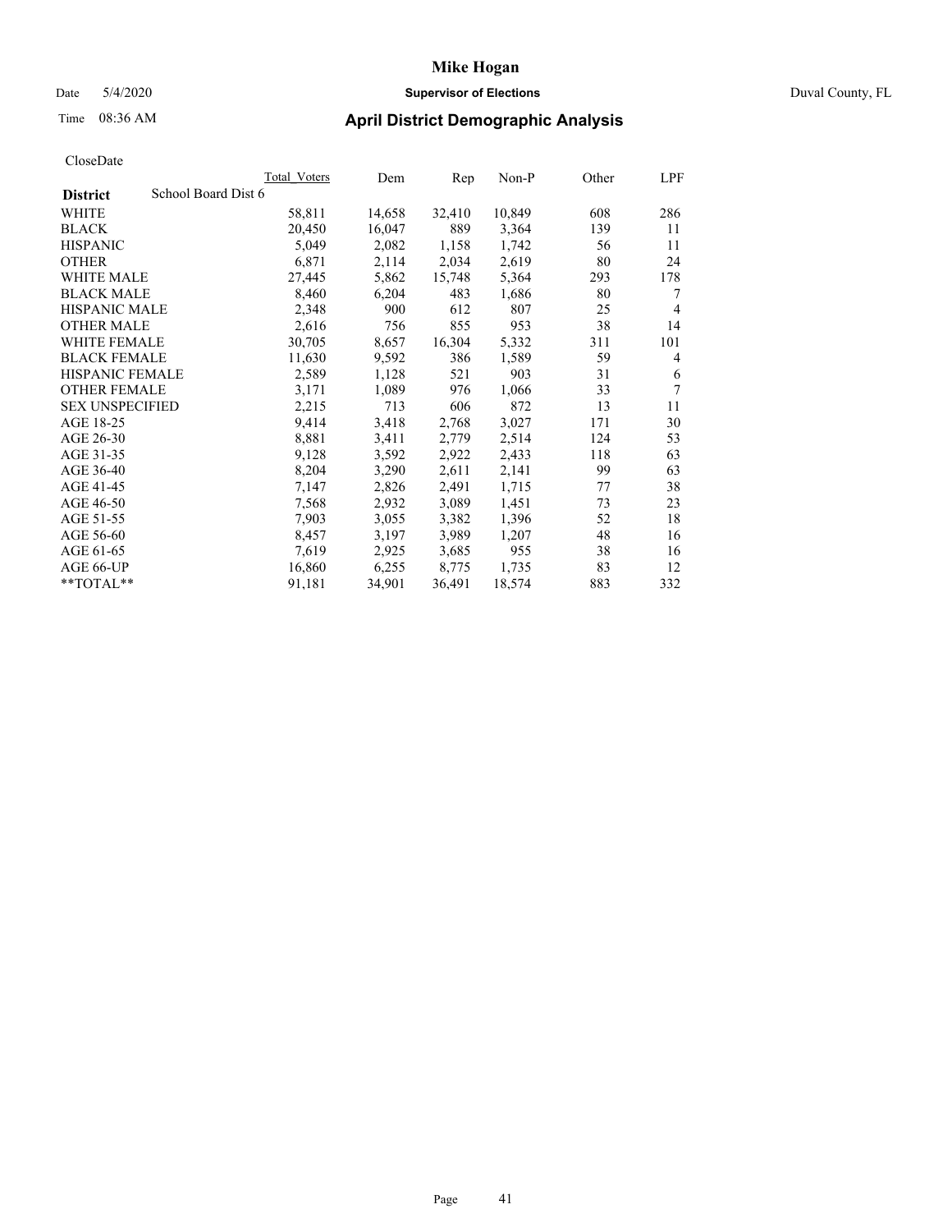# Mike Hogan

Date 5/4/2020 **Supervisor of Elections** Duval County, FL

Time 08:36 AM **April District Demographic Analysis**

CloseDate

| District | Total_Voters | Dem | Rep | Non-P | Other | LPF |
|---|---|---|---|---|---|---|
| School Board Dist 6 | | | | | | |
| WHITE | 58,811 | 14,658 | 32,410 | 10,849 | 608 | 286 |
| BLACK | 20,450 | 16,047 | 889 | 3,364 | 139 | 11 |
| HISPANIC | 5,049 | 2,082 | 1,158 | 1,742 | 56 | 11 |
| OTHER | 6,871 | 2,114 | 2,034 | 2,619 | 80 | 24 |
| WHITE MALE | 27,445 | 5,862 | 15,748 | 5,364 | 293 | 178 |
| BLACK MALE | 8,460 | 6,204 | 483 | 1,686 | 80 | 7 |
| HISPANIC MALE | 2,348 | 900 | 612 | 807 | 25 | 4 |
| OTHER MALE | 2,616 | 756 | 855 | 953 | 38 | 14 |
| WHITE FEMALE | 30,705 | 8,657 | 16,304 | 5,332 | 311 | 101 |
| BLACK FEMALE | 11,630 | 9,592 | 386 | 1,589 | 59 | 4 |
| HISPANIC FEMALE | 2,589 | 1,128 | 521 | 903 | 31 | 6 |
| OTHER FEMALE | 3,171 | 1,089 | 976 | 1,066 | 33 | 7 |
| SEX UNSPECIFIED | 2,215 | 713 | 606 | 872 | 13 | 11 |
| AGE 18-25 | 9,414 | 3,418 | 2,768 | 3,027 | 171 | 30 |
| AGE 26-30 | 8,881 | 3,411 | 2,779 | 2,514 | 124 | 53 |
| AGE 31-35 | 9,128 | 3,592 | 2,922 | 2,433 | 118 | 63 |
| AGE 36-40 | 8,204 | 3,290 | 2,611 | 2,141 | 99 | 63 |
| AGE 41-45 | 7,147 | 2,826 | 2,491 | 1,715 | 77 | 38 |
| AGE 46-50 | 7,568 | 2,932 | 3,089 | 1,451 | 73 | 23 |
| AGE 51-55 | 7,903 | 3,055 | 3,382 | 1,396 | 52 | 18 |
| AGE 56-60 | 8,457 | 3,197 | 3,989 | 1,207 | 48 | 16 |
| AGE 61-65 | 7,619 | 2,925 | 3,685 | 955 | 38 | 16 |
| AGE 66-UP | 16,860 | 6,255 | 8,775 | 1,735 | 83 | 12 |
| **TOTAL** | 91,181 | 34,901 | 36,491 | 18,574 | 883 | 332 |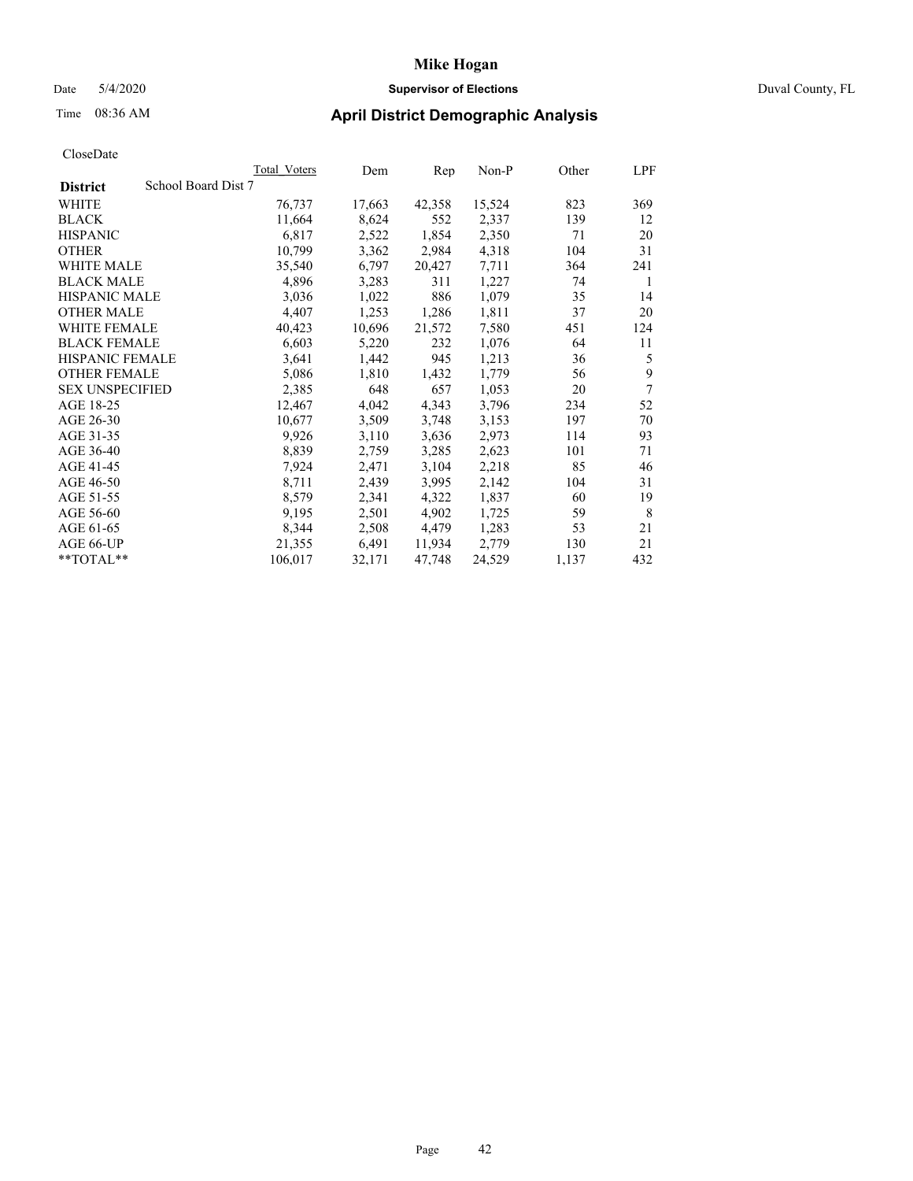# Mike Hogan

Date 5/4/2020 **Supervisor of Elections** Duval County, FL

Time 08:36 AM **April District Demographic Analysis**

CloseDate

| District | School Board Dist 7 | Total_Voters | Dem | Rep | Non-P | Other | LPF |
|---|---|---|---|---|---|---|---|
| WHITE | | 76,737 | 17,663 | 42,358 | 15,524 | 823 | 369 |
| BLACK | | 11,664 | 8,624 | 552 | 2,337 | 139 | 12 |
| HISPANIC | | 6,817 | 2,522 | 1,854 | 2,350 | 71 | 20 |
| OTHER | | 10,799 | 3,362 | 2,984 | 4,318 | 104 | 31 |
| WHITE MALE | | 35,540 | 6,797 | 20,427 | 7,711 | 364 | 241 |
| BLACK MALE | | 4,896 | 3,283 | 311 | 1,227 | 74 | 1 |
| HISPANIC MALE | | 3,036 | 1,022 | 886 | 1,079 | 35 | 14 |
| OTHER MALE | | 4,407 | 1,253 | 1,286 | 1,811 | 37 | 20 |
| WHITE FEMALE | | 40,423 | 10,696 | 21,572 | 7,580 | 451 | 124 |
| BLACK FEMALE | | 6,603 | 5,220 | 232 | 1,076 | 64 | 11 |
| HISPANIC FEMALE | | 3,641 | 1,442 | 945 | 1,213 | 36 | 5 |
| OTHER FEMALE | | 5,086 | 1,810 | 1,432 | 1,779 | 56 | 9 |
| SEX UNSPECIFIED | | 2,385 | 648 | 657 | 1,053 | 20 | 7 |
| AGE 18-25 | | 12,467 | 4,042 | 4,343 | 3,796 | 234 | 52 |
| AGE 26-30 | | 10,677 | 3,509 | 3,748 | 3,153 | 197 | 70 |
| AGE 31-35 | | 9,926 | 3,110 | 3,636 | 2,973 | 114 | 93 |
| AGE 36-40 | | 8,839 | 2,759 | 3,285 | 2,623 | 101 | 71 |
| AGE 41-45 | | 7,924 | 2,471 | 3,104 | 2,218 | 85 | 46 |
| AGE 46-50 | | 8,711 | 2,439 | 3,995 | 2,142 | 104 | 31 |
| AGE 51-55 | | 8,579 | 2,341 | 4,322 | 1,837 | 60 | 19 |
| AGE 56-60 | | 9,195 | 2,501 | 4,902 | 1,725 | 59 | 8 |
| AGE 61-65 | | 8,344 | 2,508 | 4,479 | 1,283 | 53 | 21 |
| AGE 66-UP | | 21,355 | 6,491 | 11,934 | 2,779 | 130 | 21 |
| **TOTAL** | | 106,017 | 32,171 | 47,748 | 24,529 | 1,137 | 432 |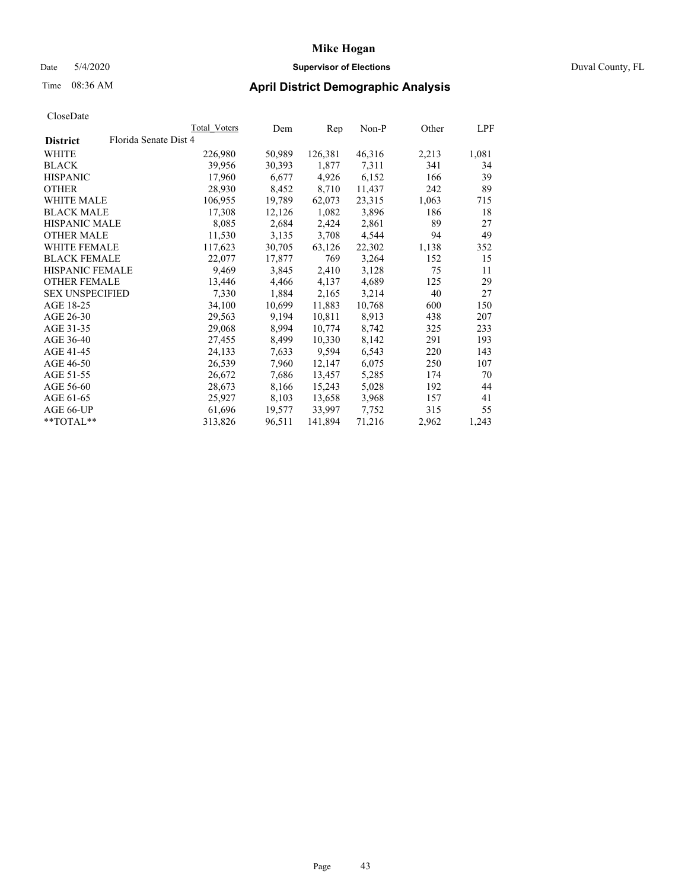# Mike Hogan

Date 5/4/2020 **Supervisor of Elections** Duval County, FL

Time 08:36 AM **April District Demographic Analysis**

CloseDate

| District | Total Voters | Dem | Rep | Non-P | Other | LPF |
|---|---|---|---|---|---|---|
| **Florida Senate Dist 4** | | | | | | |
| WHITE | 226,980 | 50,989 | 126,381 | 46,316 | 2,213 | 1,081 |
| BLACK | 39,956 | 30,393 | 1,877 | 7,311 | 341 | 34 |
| HISPANIC | 17,960 | 6,677 | 4,926 | 6,152 | 166 | 39 |
| OTHER | 28,930 | 8,452 | 8,710 | 11,437 | 242 | 89 |
| WHITE MALE | 106,955 | 19,789 | 62,073 | 23,315 | 1,063 | 715 |
| BLACK MALE | 17,308 | 12,126 | 1,082 | 3,896 | 186 | 18 |
| HISPANIC MALE | 8,085 | 2,684 | 2,424 | 2,861 | 89 | 27 |
| OTHER MALE | 11,530 | 3,135 | 3,708 | 4,544 | 94 | 49 |
| WHITE FEMALE | 117,623 | 30,705 | 63,126 | 22,302 | 1,138 | 352 |
| BLACK FEMALE | 22,077 | 17,877 | 769 | 3,264 | 152 | 15 |
| HISPANIC FEMALE | 9,469 | 3,845 | 2,410 | 3,128 | 75 | 11 |
| OTHER FEMALE | 13,446 | 4,466 | 4,137 | 4,689 | 125 | 29 |
| SEX UNSPECIFIED | 7,330 | 1,884 | 2,165 | 3,214 | 40 | 27 |
| AGE 18-25 | 34,100 | 10,699 | 11,883 | 10,768 | 600 | 150 |
| AGE 26-30 | 29,563 | 9,194 | 10,811 | 8,913 | 438 | 207 |
| AGE 31-35 | 29,068 | 8,994 | 10,774 | 8,742 | 325 | 233 |
| AGE 36-40 | 27,455 | 8,499 | 10,330 | 8,142 | 291 | 193 |
| AGE 41-45 | 24,133 | 7,633 | 9,594 | 6,543 | 220 | 143 |
| AGE 46-50 | 26,539 | 7,960 | 12,147 | 6,075 | 250 | 107 |
| AGE 51-55 | 26,672 | 7,686 | 13,457 | 5,285 | 174 | 70 |
| AGE 56-60 | 28,673 | 8,166 | 15,243 | 5,028 | 192 | 44 |
| AGE 61-65 | 25,927 | 8,103 | 13,658 | 3,968 | 157 | 41 |
| AGE 66-UP | 61,696 | 19,577 | 33,997 | 7,752 | 315 | 55 |
| **TOTAL** | 313,826 | 96,511 | 141,894 | 71,216 | 2,962 | 1,243 |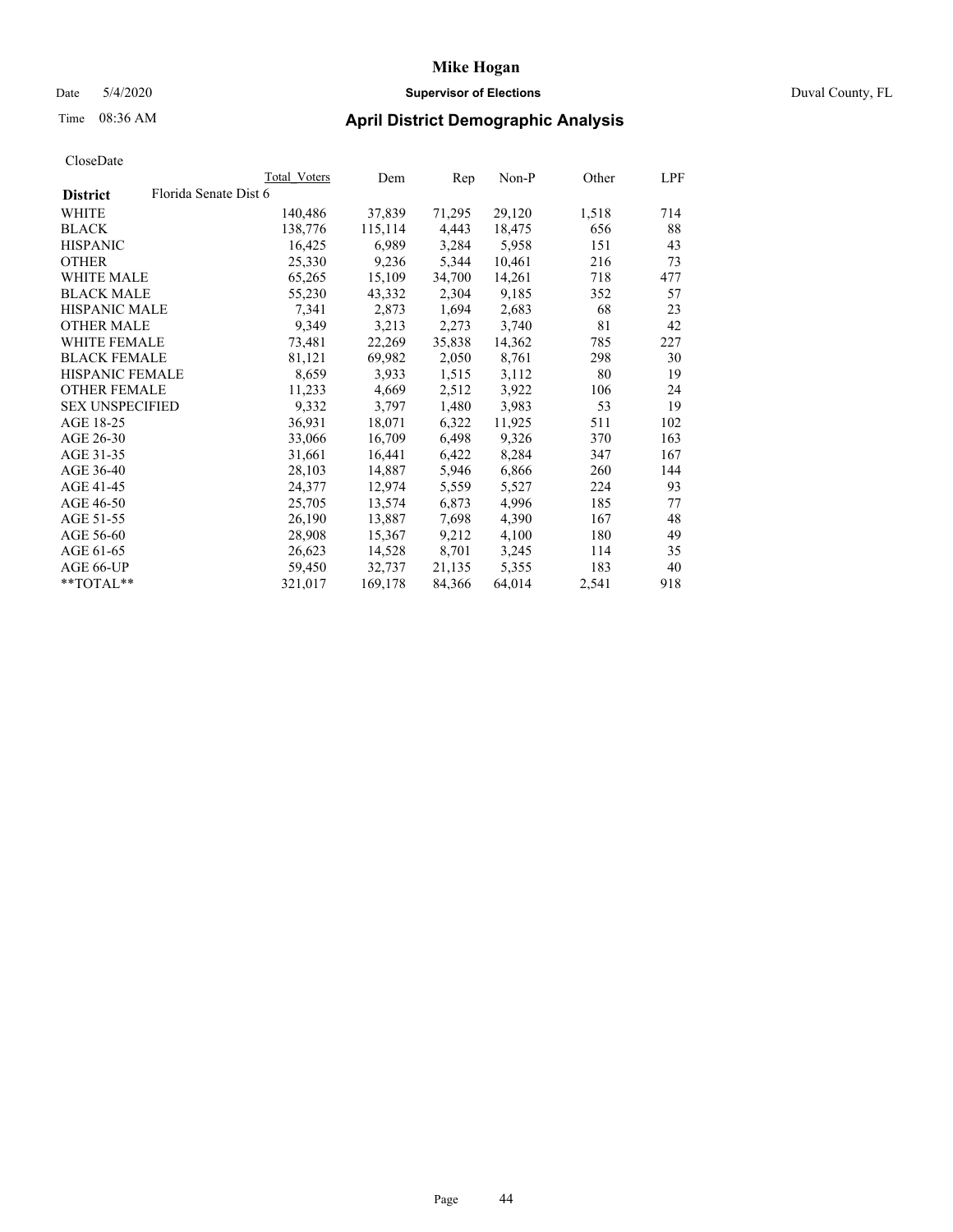# Mike Hogan

Date 5/4/2020 **Supervisor of Elections** Duval County, FL

Time 08:36 AM **April District Demographic Analysis**

CloseDate

| District | Florida Senate Dist 6 | Total Voters | Dem | Rep | Non-P | Other | LPF |
|---|---|---|---|---|---|---|---|
| WHITE | | 140,486 | 37,839 | 71,295 | 29,120 | 1,518 | 714 |
| BLACK | | 138,776 | 115,114 | 4,443 | 18,475 | 656 | 88 |
| HISPANIC | | 16,425 | 6,989 | 3,284 | 5,958 | 151 | 43 |
| OTHER | | 25,330 | 9,236 | 5,344 | 10,461 | 216 | 73 |
| WHITE MALE | | 65,265 | 15,109 | 34,700 | 14,261 | 718 | 477 |
| BLACK MALE | | 55,230 | 43,332 | 2,304 | 9,185 | 352 | 57 |
| HISPANIC MALE | | 7,341 | 2,873 | 1,694 | 2,683 | 68 | 23 |
| OTHER MALE | | 9,349 | 3,213 | 2,273 | 3,740 | 81 | 42 |
| WHITE FEMALE | | 73,481 | 22,269 | 35,838 | 14,362 | 785 | 227 |
| BLACK FEMALE | | 81,121 | 69,982 | 2,050 | 8,761 | 298 | 30 |
| HISPANIC FEMALE | | 8,659 | 3,933 | 1,515 | 3,112 | 80 | 19 |
| OTHER FEMALE | | 11,233 | 4,669 | 2,512 | 3,922 | 106 | 24 |
| SEX UNSPECIFIED | | 9,332 | 3,797 | 1,480 | 3,983 | 53 | 19 |
| AGE 18-25 | | 36,931 | 18,071 | 6,322 | 11,925 | 511 | 102 |
| AGE 26-30 | | 33,066 | 16,709 | 6,498 | 9,326 | 370 | 163 |
| AGE 31-35 | | 31,661 | 16,441 | 6,422 | 8,284 | 347 | 167 |
| AGE 36-40 | | 28,103 | 14,887 | 5,946 | 6,866 | 260 | 144 |
| AGE 41-45 | | 24,377 | 12,974 | 5,559 | 5,527 | 224 | 93 |
| AGE 46-50 | | 25,705 | 13,574 | 6,873 | 4,996 | 185 | 77 |
| AGE 51-55 | | 26,190 | 13,887 | 7,698 | 4,390 | 167 | 48 |
| AGE 56-60 | | 28,908 | 15,367 | 9,212 | 4,100 | 180 | 49 |
| AGE 61-65 | | 26,623 | 14,528 | 8,701 | 3,245 | 114 | 35 |
| AGE 66-UP | | 59,450 | 32,737 | 21,135 | 5,355 | 183 | 40 |
| **TOTAL** | | 321,017 | 169,178 | 84,366 | 64,014 | 2,541 | 918 |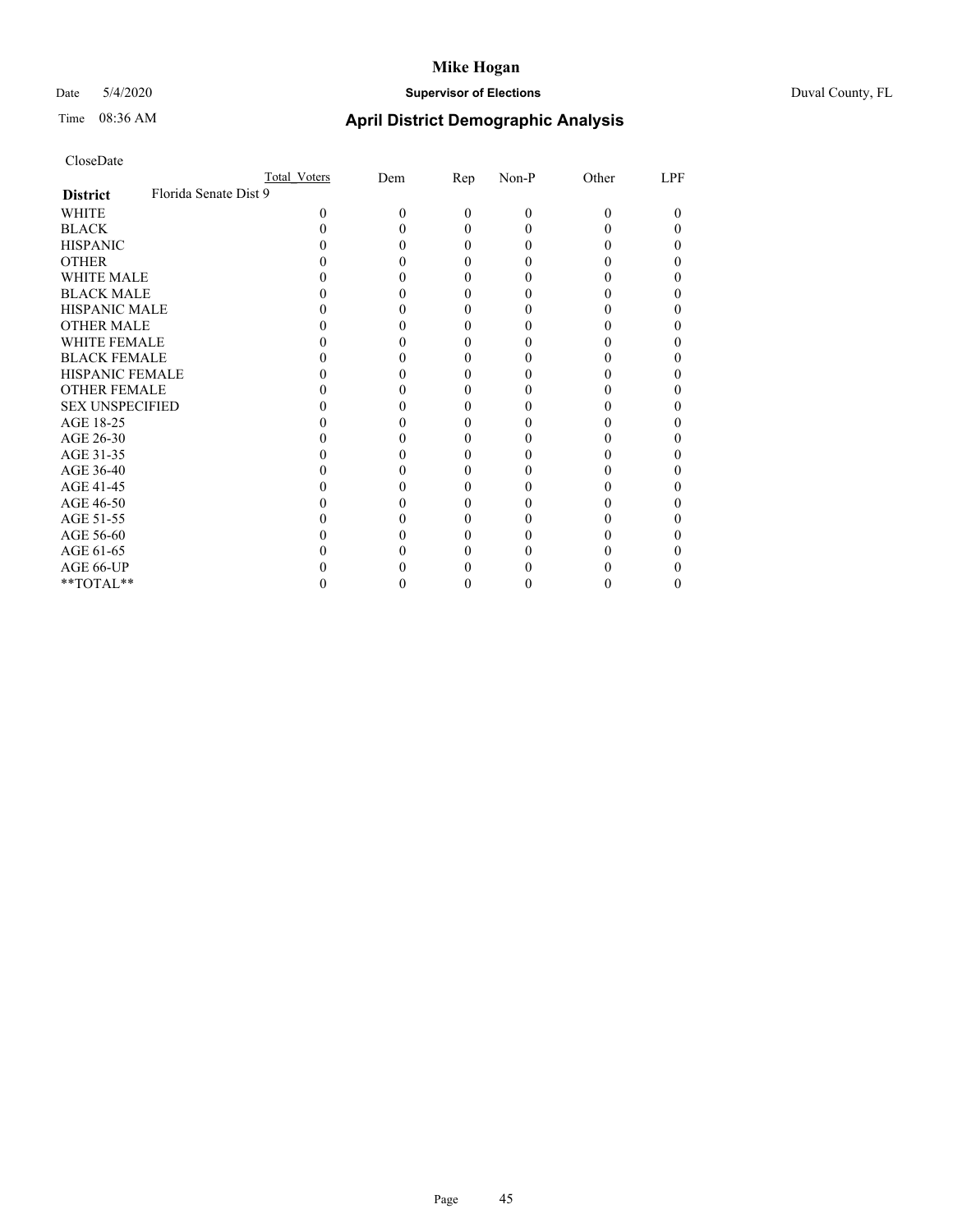# Mike Hogan

Date 5/4/2020 **Supervisor of Elections** Duval County, FL

Time 08:36 AM **April District Demographic Analysis**

CloseDate

| | Total_Voters | Dem | Rep | Non-P | Other | LPF |
|---|---|---|---|---|---|---|
| **District** Florida Senate Dist 9 | | | | | | |
| WHITE | 0 | 0 | 0 | 0 | 0 | 0 |
| BLACK | 0 | 0 | 0 | 0 | 0 | 0 |
| HISPANIC | 0 | 0 | 0 | 0 | 0 | 0 |
| OTHER | 0 | 0 | 0 | 0 | 0 | 0 |
| WHITE MALE | 0 | 0 | 0 | 0 | 0 | 0 |
| BLACK MALE | 0 | 0 | 0 | 0 | 0 | 0 |
| HISPANIC MALE | 0 | 0 | 0 | 0 | 0 | 0 |
| OTHER MALE | 0 | 0 | 0 | 0 | 0 | 0 |
| WHITE FEMALE | 0 | 0 | 0 | 0 | 0 | 0 |
| BLACK FEMALE | 0 | 0 | 0 | 0 | 0 | 0 |
| HISPANIC FEMALE | 0 | 0 | 0 | 0 | 0 | 0 |
| OTHER FEMALE | 0 | 0 | 0 | 0 | 0 | 0 |
| SEX UNSPECIFIED | 0 | 0 | 0 | 0 | 0 | 0 |
| AGE 18-25 | 0 | 0 | 0 | 0 | 0 | 0 |
| AGE 26-30 | 0 | 0 | 0 | 0 | 0 | 0 |
| AGE 31-35 | 0 | 0 | 0 | 0 | 0 | 0 |
| AGE 36-40 | 0 | 0 | 0 | 0 | 0 | 0 |
| AGE 41-45 | 0 | 0 | 0 | 0 | 0 | 0 |
| AGE 46-50 | 0 | 0 | 0 | 0 | 0 | 0 |
| AGE 51-55 | 0 | 0 | 0 | 0 | 0 | 0 |
| AGE 56-60 | 0 | 0 | 0 | 0 | 0 | 0 |
| AGE 61-65 | 0 | 0 | 0 | 0 | 0 | 0 |
| AGE 66-UP | 0 | 0 | 0 | 0 | 0 | 0 |
| **TOTAL** | 0 | 0 | 0 | 0 | 0 | 0 |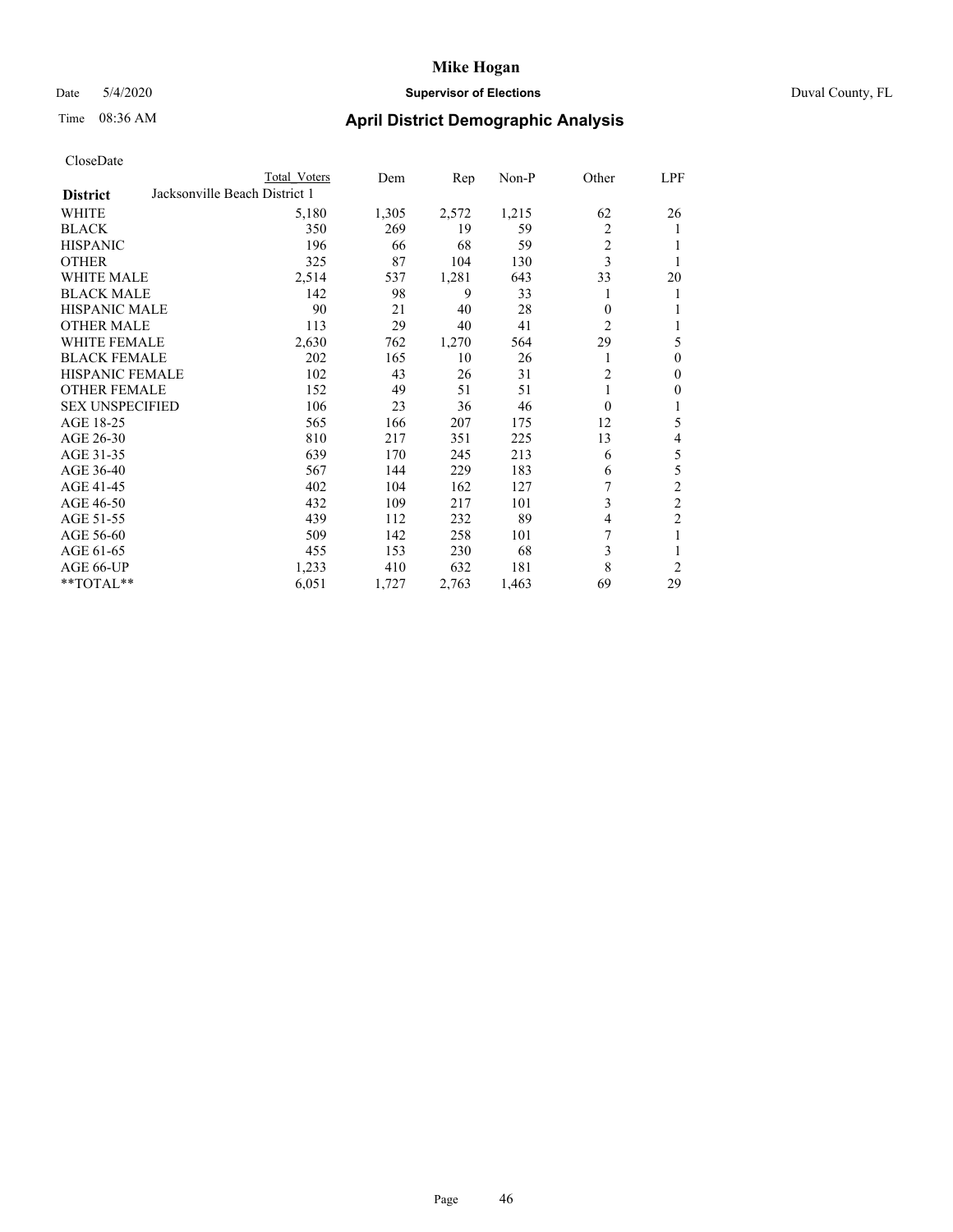# Mike Hogan

Date 5/4/2020 **Supervisor of Elections** Duval County, FL

Time 08:36 AM **April District Demographic Analysis**

CloseDate

| District | Total Voters | Dem | Rep | Non-P | Other | LPF |
|---|---|---|---|---|---|---|
| Jacksonville Beach District 1 | | | | | | |
| WHITE | 5,180 | 1,305 | 2,572 | 1,215 | 62 | 26 |
| BLACK | 350 | 269 | 19 | 59 | 2 | 1 |
| HISPANIC | 196 | 66 | 68 | 59 | 2 | 1 |
| OTHER | 325 | 87 | 104 | 130 | 3 | 1 |
| WHITE MALE | 2,514 | 537 | 1,281 | 643 | 33 | 20 |
| BLACK MALE | 142 | 98 | 9 | 33 | 1 | 1 |
| HISPANIC MALE | 90 | 21 | 40 | 28 | 0 | 1 |
| OTHER MALE | 113 | 29 | 40 | 41 | 2 | 1 |
| WHITE FEMALE | 2,630 | 762 | 1,270 | 564 | 29 | 5 |
| BLACK FEMALE | 202 | 165 | 10 | 26 | 1 | 0 |
| HISPANIC FEMALE | 102 | 43 | 26 | 31 | 2 | 0 |
| OTHER FEMALE | 152 | 49 | 51 | 51 | 1 | 0 |
| SEX UNSPECIFIED | 106 | 23 | 36 | 46 | 0 | 1 |
| AGE 18-25 | 565 | 166 | 207 | 175 | 12 | 5 |
| AGE 26-30 | 810 | 217 | 351 | 225 | 13 | 4 |
| AGE 31-35 | 639 | 170 | 245 | 213 | 6 | 5 |
| AGE 36-40 | 567 | 144 | 229 | 183 | 6 | 5 |
| AGE 41-45 | 402 | 104 | 162 | 127 | 7 | 2 |
| AGE 46-50 | 432 | 109 | 217 | 101 | 3 | 2 |
| AGE 51-55 | 439 | 112 | 232 | 89 | 4 | 2 |
| AGE 56-60 | 509 | 142 | 258 | 101 | 7 | 1 |
| AGE 61-65 | 455 | 153 | 230 | 68 | 3 | 1 |
| AGE 66-UP | 1,233 | 410 | 632 | 181 | 8 | 2 |
| **TOTAL** | 6,051 | 1,727 | 2,763 | 1,463 | 69 | 29 |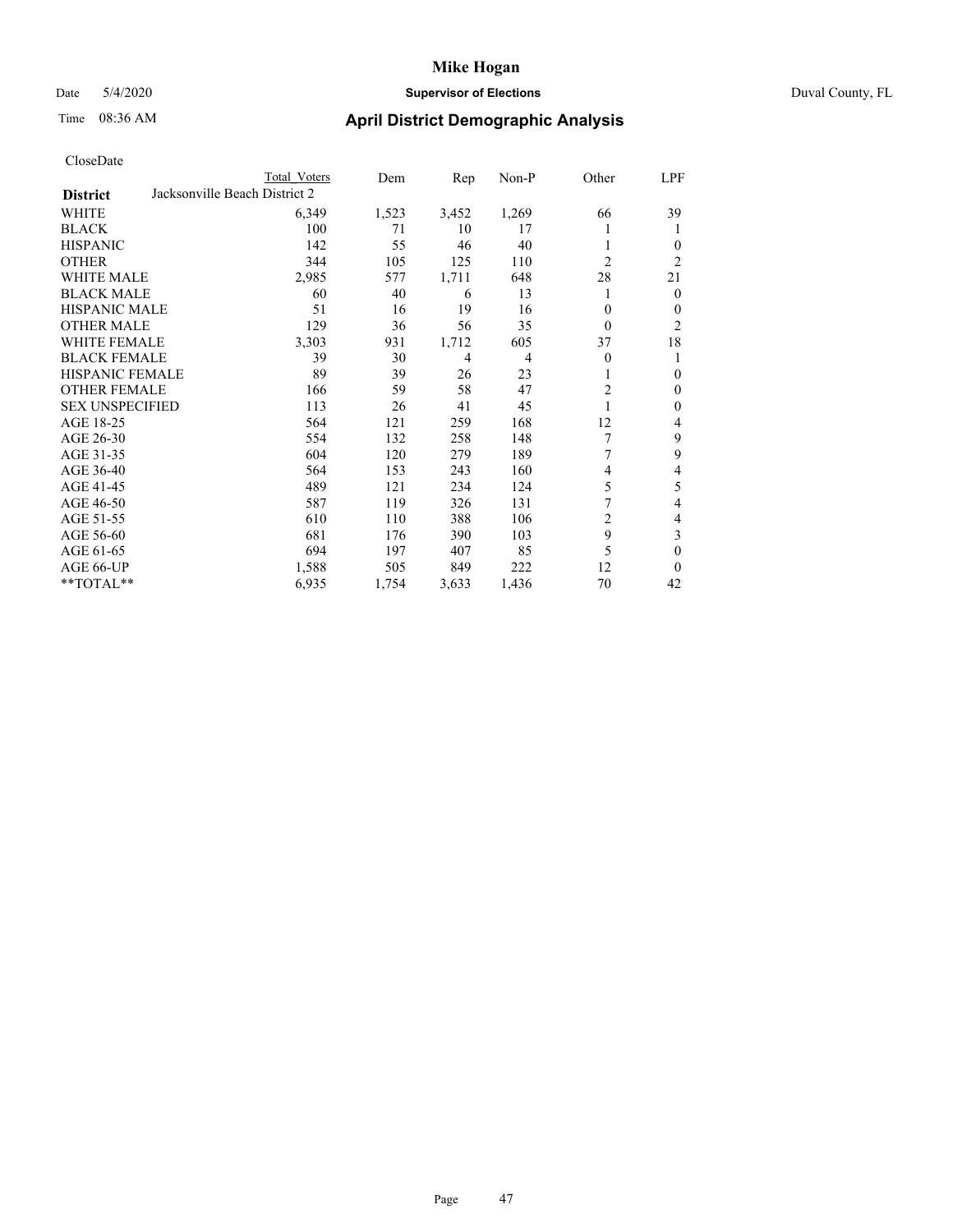# Mike Hogan

Date 5/4/2020 **Supervisor of Elections** Duval County, FL

Time 08:36 AM **April District Demographic Analysis**

CloseDate

| District | Total Voters | Dem | Rep | Non-P | Other | LPF |
|---|---|---|---|---|---|---|
| Jacksonville Beach District 2 | | | | | | |
| WHITE | 6,349 | 1,523 | 3,452 | 1,269 | 66 | 39 |
| BLACK | 100 | 71 | 10 | 17 | 1 | 1 |
| HISPANIC | 142 | 55 | 46 | 40 | 1 | 0 |
| OTHER | 344 | 105 | 125 | 110 | 2 | 2 |
| WHITE MALE | 2,985 | 577 | 1,711 | 648 | 28 | 21 |
| BLACK MALE | 60 | 40 | 6 | 13 | 1 | 0 |
| HISPANIC MALE | 51 | 16 | 19 | 16 | 0 | 0 |
| OTHER MALE | 129 | 36 | 56 | 35 | 0 | 2 |
| WHITE FEMALE | 3,303 | 931 | 1,712 | 605 | 37 | 18 |
| BLACK FEMALE | 39 | 30 | 4 | 4 | 0 | 1 |
| HISPANIC FEMALE | 89 | 39 | 26 | 23 | 1 | 0 |
| OTHER FEMALE | 166 | 59 | 58 | 47 | 2 | 0 |
| SEX UNSPECIFIED | 113 | 26 | 41 | 45 | 1 | 0 |
| AGE 18-25 | 564 | 121 | 259 | 168 | 12 | 4 |
| AGE 26-30 | 554 | 132 | 258 | 148 | 7 | 9 |
| AGE 31-35 | 604 | 120 | 279 | 189 | 7 | 9 |
| AGE 36-40 | 564 | 153 | 243 | 160 | 4 | 4 |
| AGE 41-45 | 489 | 121 | 234 | 124 | 5 | 5 |
| AGE 46-50 | 587 | 119 | 326 | 131 | 7 | 4 |
| AGE 51-55 | 610 | 110 | 388 | 106 | 2 | 4 |
| AGE 56-60 | 681 | 176 | 390 | 103 | 9 | 3 |
| AGE 61-65 | 694 | 197 | 407 | 85 | 5 | 0 |
| AGE 66-UP | 1,588 | 505 | 849 | 222 | 12 | 0 |
| **TOTAL** | 6,935 | 1,754 | 3,633 | 1,436 | 70 | 42 |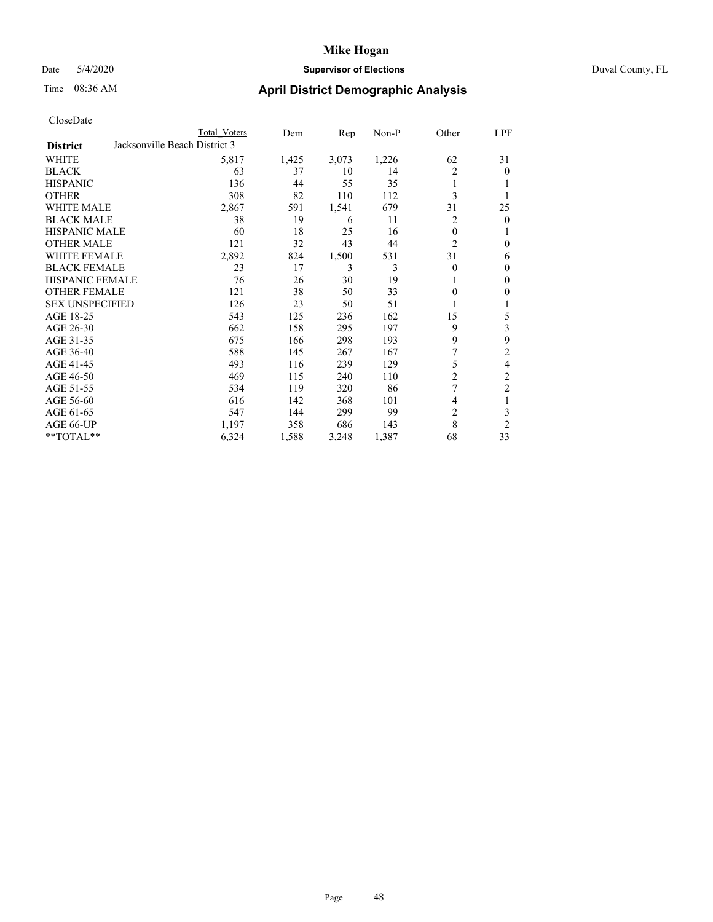# Mike Hogan

Date 5/4/2020 **Supervisor of Elections** Duval County, FL

Time 08:36 AM **April District Demographic Analysis**

CloseDate

| **District** | Total Voters | Dem | Rep | Non-P | Other | LPF |
|---|---|---|---|---|---|---|
| Jacksonville Beach District 3 | | | | | | |
| WHITE | 5,817 | 1,425 | 3,073 | 1,226 | 62 | 31 |
| BLACK | 63 | 37 | 10 | 14 | 2 | 0 |
| HISPANIC | 136 | 44 | 55 | 35 | 1 | 1 |
| OTHER | 308 | 82 | 110 | 112 | 3 | 1 |
| WHITE MALE | 2,867 | 591 | 1,541 | 679 | 31 | 25 |
| BLACK MALE | 38 | 19 | 6 | 11 | 2 | 0 |
| HISPANIC MALE | 60 | 18 | 25 | 16 | 0 | 1 |
| OTHER MALE | 121 | 32 | 43 | 44 | 2 | 0 |
| WHITE FEMALE | 2,892 | 824 | 1,500 | 531 | 31 | 6 |
| BLACK FEMALE | 23 | 17 | 3 | 3 | 0 | 0 |
| HISPANIC FEMALE | 76 | 26 | 30 | 19 | 1 | 0 |
| OTHER FEMALE | 121 | 38 | 50 | 33 | 0 | 0 |
| SEX UNSPECIFIED | 126 | 23 | 50 | 51 | 1 | 1 |
| AGE 18-25 | 543 | 125 | 236 | 162 | 15 | 5 |
| AGE 26-30 | 662 | 158 | 295 | 197 | 9 | 3 |
| AGE 31-35 | 675 | 166 | 298 | 193 | 9 | 9 |
| AGE 36-40 | 588 | 145 | 267 | 167 | 7 | 2 |
| AGE 41-45 | 493 | 116 | 239 | 129 | 5 | 4 |
| AGE 46-50 | 469 | 115 | 240 | 110 | 2 | 2 |
| AGE 51-55 | 534 | 119 | 320 | 86 | 7 | 2 |
| AGE 56-60 | 616 | 142 | 368 | 101 | 4 | 1 |
| AGE 61-65 | 547 | 144 | 299 | 99 | 2 | 3 |
| AGE 66-UP | 1,197 | 358 | 686 | 143 | 8 | 2 |
| **TOTAL** | 6,324 | 1,588 | 3,248 | 1,387 | 68 | 33 |